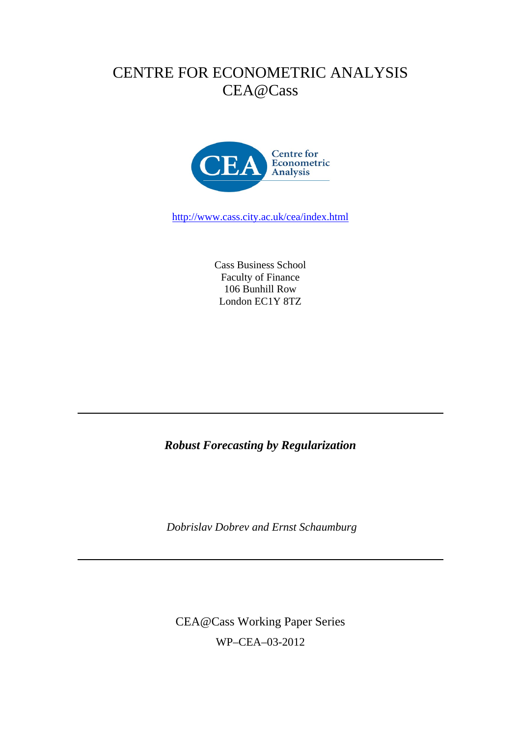# CENTRE FOR ECONOMETRIC ANALYSIS
# CEA@Cass

Centre for Econometric Analysis

http://www.cass.city.ac.uk/cea/index.html

Cass Business School
Faculty of Finance
106 Bunhill Row
London EC1Y 8TZ

---

***Robust Forecasting by Regularization***

*Dobrislav Dobrev and Ernst Schaumburg*

---

CEA@Cass Working Paper Series

WP–CEA–03-2012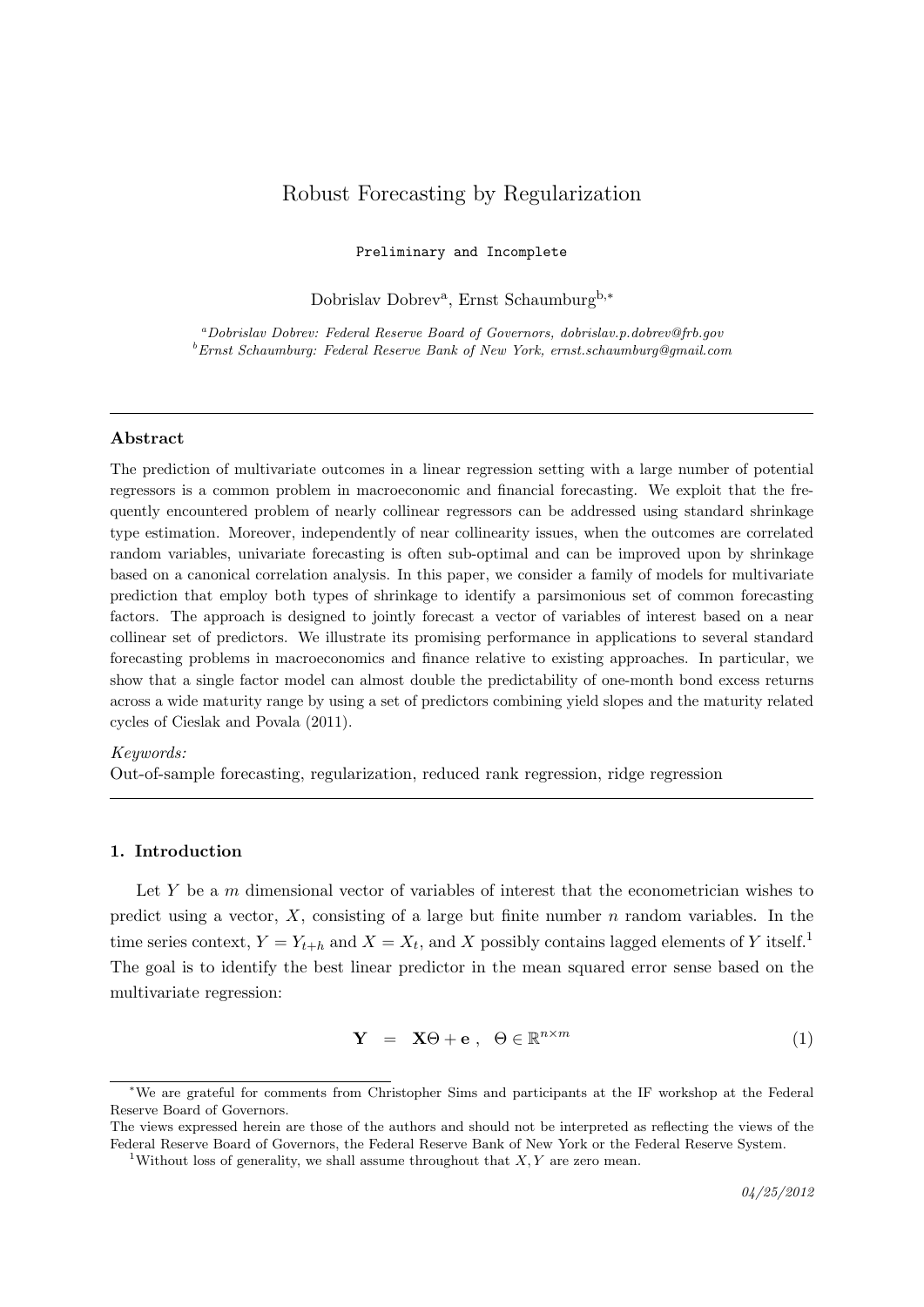# Robust Forecasting by Regularization

Preliminary and Incomplete

Dobrislav Dobrev[a], Ernst Schaumburg[b,*]

[a] *Dobrislav Dobrev: Federal Reserve Board of Governors, dobrislav.p.dobrev@frb.gov*
[b] *Ernst Schaumburg: Federal Reserve Bank of New York, ernst.schaumburg@gmail.com*

---

### Abstract

The prediction of multivariate outcomes in a linear regression setting with a large number of potential regressors is a common problem in macroeconomic and financial forecasting. We exploit that the frequently encountered problem of nearly collinear regressors can be addressed using standard shrinkage type estimation. Moreover, independently of near collinearity issues, when the outcomes are correlated random variables, univariate forecasting is often sub-optimal and can be improved upon by shrinkage based on a canonical correlation analysis. In this paper, we consider a family of models for multivariate prediction that employ both types of shrinkage to identify a parsimonious set of common forecasting factors. The approach is designed to jointly forecast a vector of variables of interest based on a near collinear set of predictors. We illustrate its promising performance in applications to several standard forecasting problems in macroeconomics and finance relative to existing approaches. In particular, we show that a single factor model can almost double the predictability of one-month bond excess returns across a wide maturity range by using a set of predictors combining yield slopes and the maturity related cycles of Cieslak and Povala (2011).

*Keywords:*
Out-of-sample forecasting, regularization, reduced rank regression, ridge regression

---

### 1. Introduction

Let $Y$ be a $m$ dimensional vector of variables of interest that the econometrician wishes to predict using a vector, $X$, consisting of a large but finite number $n$ random variables. In the time series context, $Y = Y_{t+h}$ and $X = X_t$, and $X$ possibly contains lagged elements of $Y$ itself.[1] The goal is to identify the best linear predictor in the mean squared error sense based on the multivariate regression:

$$\mathbf{Y} \;\; = \;\; \mathbf{X}\Theta + \mathbf{e} \; , \quad \Theta \in \mathbb{R}^{n \times m} \tag{1}$$

---

[*] We are grateful for comments from Christopher Sims and participants at the IF workshop at the Federal Reserve Board of Governors.
The views expressed herein are those of the authors and should not be interpreted as reflecting the views of the Federal Reserve Board of Governors, the Federal Reserve Bank of New York or the Federal Reserve System.

[1] Without loss of generality, we shall assume throughout that $X, Y$ are zero mean.

*04/25/2012*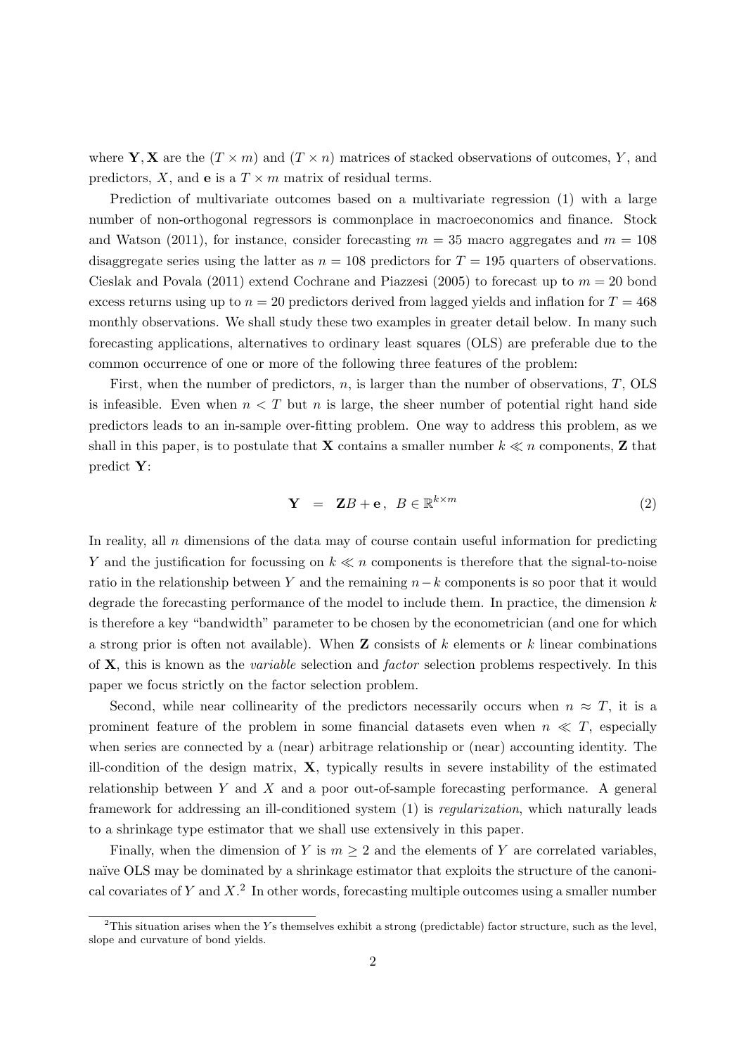where $\mathbf{Y}, \mathbf{X}$ are the $(T \times m)$ and $(T \times n)$ matrices of stacked observations of outcomes, $Y$, and predictors, $X$, and $\mathbf{e}$ is a $T \times m$ matrix of residual terms.

Prediction of multivariate outcomes based on a multivariate regression (1) with a large number of non-orthogonal regressors is commonplace in macroeconomics and finance. Stock and Watson (2011), for instance, consider forecasting $m = 35$ macro aggregates and $m = 108$ disaggregate series using the latter as $n = 108$ predictors for $T = 195$ quarters of observations. Cieslak and Povala (2011) extend Cochrane and Piazzesi (2005) to forecast up to $m = 20$ bond excess returns using up to $n = 20$ predictors derived from lagged yields and inflation for $T = 468$ monthly observations. We shall study these two examples in greater detail below. In many such forecasting applications, alternatives to ordinary least squares (OLS) are preferable due to the common occurrence of one or more of the following three features of the problem:

First, when the number of predictors, $n$, is larger than the number of observations, $T$, OLS is infeasible. Even when $n < T$ but $n$ is large, the sheer number of potential right hand side predictors leads to an in-sample over-fitting problem. One way to address this problem, as we shall in this paper, is to postulate that $\mathbf{X}$ contains a smaller number $k \ll n$ components, $\mathbf{Z}$ that predict $\mathbf{Y}$:

$$\mathbf{Y} \;\; = \;\; \mathbf{Z}B + \mathbf{e}\,, \;\; B \in \mathbb{R}^{k \times m} \tag{2}$$

In reality, all $n$ dimensions of the data may of course contain useful information for predicting $Y$ and the justification for focussing on $k \ll n$ components is therefore that the signal-to-noise ratio in the relationship between $Y$ and the remaining $n-k$ components is so poor that it would degrade the forecasting performance of the model to include them. In practice, the dimension $k$ is therefore a key "bandwidth" parameter to be chosen by the econometrician (and one for which a strong prior is often not available). When $\mathbf{Z}$ consists of $k$ elements or $k$ linear combinations of $\mathbf{X}$, this is known as the *variable* selection and *factor* selection problems respectively. In this paper we focus strictly on the factor selection problem.

Second, while near collinearity of the predictors necessarily occurs when $n \approx T$, it is a prominent feature of the problem in some financial datasets even when $n \ll T$, especially when series are connected by a (near) arbitrage relationship or (near) accounting identity. The ill-condition of the design matrix, $\mathbf{X}$, typically results in severe instability of the estimated relationship between $Y$ and $X$ and a poor out-of-sample forecasting performance. A general framework for addressing an ill-conditioned system (1) is *regularization*, which naturally leads to a shrinkage type estimator that we shall use extensively in this paper.

Finally, when the dimension of $Y$ is $m \geq 2$ and the elements of $Y$ are correlated variables, naïve OLS may be dominated by a shrinkage estimator that exploits the structure of the canonical covariates of $Y$ and $X$.[2] In other words, forecasting multiple outcomes using a smaller number

[2]This situation arises when the $Y$s themselves exhibit a strong (predictable) factor structure, such as the level, slope and curvature of bond yields.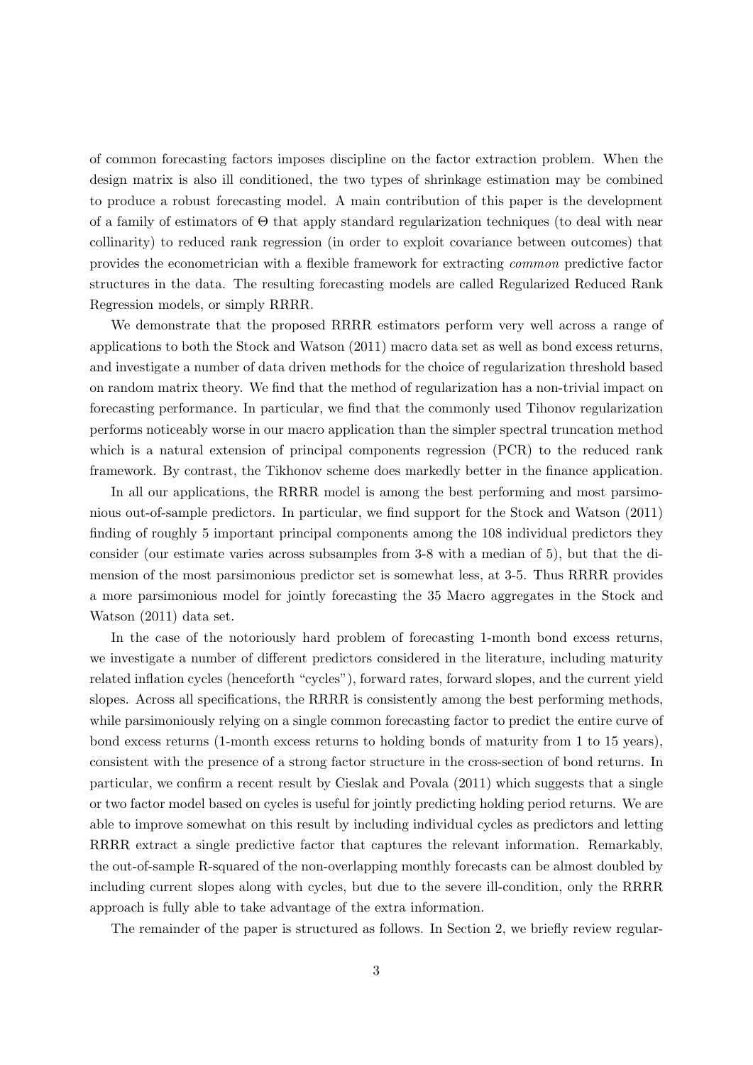of common forecasting factors imposes discipline on the factor extraction problem. When the design matrix is also ill conditioned, the two types of shrinkage estimation may be combined to produce a robust forecasting model. A main contribution of this paper is the development of a family of estimators of $\Theta$ that apply standard regularization techniques (to deal with near collinarity) to reduced rank regression (in order to exploit covariance between outcomes) that provides the econometrician with a flexible framework for extracting *common* predictive factor structures in the data. The resulting forecasting models are called Regularized Reduced Rank Regression models, or simply RRRR.

We demonstrate that the proposed RRRR estimators perform very well across a range of applications to both the Stock and Watson (2011) macro data set as well as bond excess returns, and investigate a number of data driven methods for the choice of regularization threshold based on random matrix theory. We find that the method of regularization has a non-trivial impact on forecasting performance. In particular, we find that the commonly used Tihonov regularization performs noticeably worse in our macro application than the simpler spectral truncation method which is a natural extension of principal components regression (PCR) to the reduced rank framework. By contrast, the Tikhonov scheme does markedly better in the finance application.

In all our applications, the RRRR model is among the best performing and most parsimonious out-of-sample predictors. In particular, we find support for the Stock and Watson (2011) finding of roughly 5 important principal components among the 108 individual predictors they consider (our estimate varies across subsamples from 3-8 with a median of 5), but that the dimension of the most parsimonious predictor set is somewhat less, at 3-5. Thus RRRR provides a more parsimonious model for jointly forecasting the 35 Macro aggregates in the Stock and Watson (2011) data set.

In the case of the notoriously hard problem of forecasting 1-month bond excess returns, we investigate a number of different predictors considered in the literature, including maturity related inflation cycles (henceforth "cycles"), forward rates, forward slopes, and the current yield slopes. Across all specifications, the RRRR is consistently among the best performing methods, while parsimoniously relying on a single common forecasting factor to predict the entire curve of bond excess returns (1-month excess returns to holding bonds of maturity from 1 to 15 years), consistent with the presence of a strong factor structure in the cross-section of bond returns. In particular, we confirm a recent result by Cieslak and Povala (2011) which suggests that a single or two factor model based on cycles is useful for jointly predicting holding period returns. We are able to improve somewhat on this result by including individual cycles as predictors and letting RRRR extract a single predictive factor that captures the relevant information. Remarkably, the out-of-sample R-squared of the non-overlapping monthly forecasts can be almost doubled by including current slopes along with cycles, but due to the severe ill-condition, only the RRRR approach is fully able to take advantage of the extra information.

The remainder of the paper is structured as follows. In Section 2, we briefly review regular-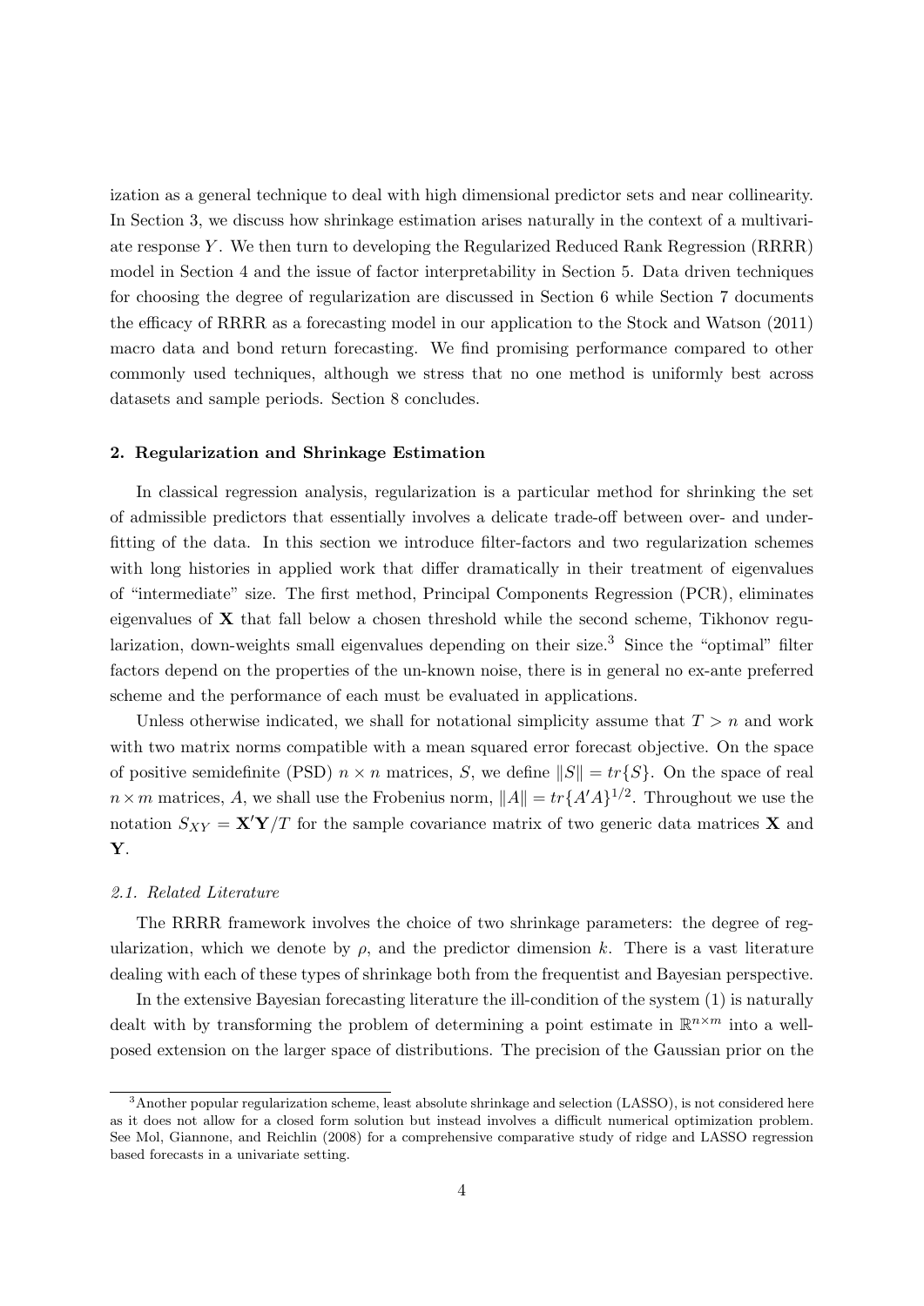ization as a general technique to deal with high dimensional predictor sets and near collinearity. In Section 3, we discuss how shrinkage estimation arises naturally in the context of a multivariate response $Y$. We then turn to developing the Regularized Reduced Rank Regression (RRRR) model in Section 4 and the issue of factor interpretability in Section 5. Data driven techniques for choosing the degree of regularization are discussed in Section 6 while Section 7 documents the efficacy of RRRR as a forecasting model in our application to the Stock and Watson (2011) macro data and bond return forecasting. We find promising performance compared to other commonly used techniques, although we stress that no one method is uniformly best across datasets and sample periods. Section 8 concludes.

## 2. Regularization and Shrinkage Estimation

In classical regression analysis, regularization is a particular method for shrinking the set of admissible predictors that essentially involves a delicate trade-off between over- and underfitting of the data. In this section we introduce filter-factors and two regularization schemes with long histories in applied work that differ dramatically in their treatment of eigenvalues of "intermediate" size. The first method, Principal Components Regression (PCR), eliminates eigenvalues of $\mathbf{X}$ that fall below a chosen threshold while the second scheme, Tikhonov regularization, down-weights small eigenvalues depending on their size.[3] Since the "optimal" filter factors depend on the properties of the un-known noise, there is in general no ex-ante preferred scheme and the performance of each must be evaluated in applications.

Unless otherwise indicated, we shall for notational simplicity assume that $T > n$ and work with two matrix norms compatible with a mean squared error forecast objective. On the space of positive semidefinite (PSD) $n \times n$ matrices, $S$, we define $\|S\| = tr\{S\}$. On the space of real $n \times m$ matrices, $A$, we shall use the Frobenius norm, $\|A\| = tr\{A'A\}^{1/2}$. Throughout we use the notation $S_{XY} = \mathbf{X}'\mathbf{Y}/T$ for the sample covariance matrix of two generic data matrices $\mathbf{X}$ and $\mathbf{Y}$.

### *2.1. Related Literature*

The RRRR framework involves the choice of two shrinkage parameters: the degree of regularization, which we denote by $\rho$, and the predictor dimension $k$. There is a vast literature dealing with each of these types of shrinkage both from the frequentist and Bayesian perspective.

In the extensive Bayesian forecasting literature the ill-condition of the system (1) is naturally dealt with by transforming the problem of determining a point estimate in $\mathbb{R}^{n\times m}$ into a well-posed extension on the larger space of distributions. The precision of the Gaussian prior on the

[3] Another popular regularization scheme, least absolute shrinkage and selection (LASSO), is not considered here as it does not allow for a closed form solution but instead involves a difficult numerical optimization problem. See Mol, Giannone, and Reichlin (2008) for a comprehensive comparative study of ridge and LASSO regression based forecasts in a univariate setting.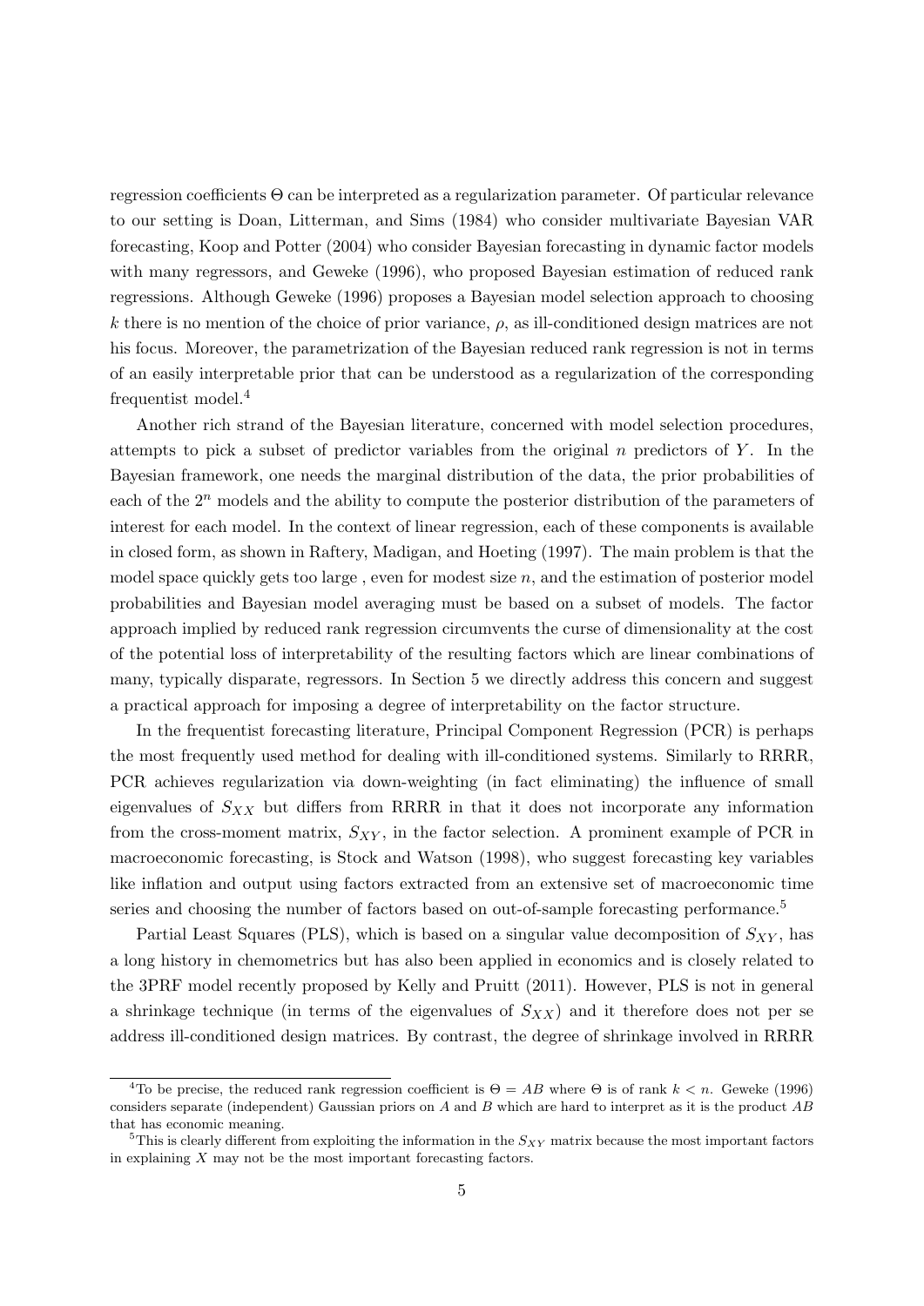regression coefficients $\Theta$ can be interpreted as a regularization parameter. Of particular relevance to our setting is Doan, Litterman, and Sims (1984) who consider multivariate Bayesian VAR forecasting, Koop and Potter (2004) who consider Bayesian forecasting in dynamic factor models with many regressors, and Geweke (1996), who proposed Bayesian estimation of reduced rank regressions. Although Geweke (1996) proposes a Bayesian model selection approach to choosing $k$ there is no mention of the choice of prior variance, $\rho$, as ill-conditioned design matrices are not his focus. Moreover, the parametrization of the Bayesian reduced rank regression is not in terms of an easily interpretable prior that can be understood as a regularization of the corresponding frequentist model.[4]

Another rich strand of the Bayesian literature, concerned with model selection procedures, attempts to pick a subset of predictor variables from the original $n$ predictors of $Y$. In the Bayesian framework, one needs the marginal distribution of the data, the prior probabilities of each of the $2^n$ models and the ability to compute the posterior distribution of the parameters of interest for each model. In the context of linear regression, each of these components is available in closed form, as shown in Raftery, Madigan, and Hoeting (1997). The main problem is that the model space quickly gets too large , even for modest size $n$, and the estimation of posterior model probabilities and Bayesian model averaging must be based on a subset of models. The factor approach implied by reduced rank regression circumvents the curse of dimensionality at the cost of the potential loss of interpretability of the resulting factors which are linear combinations of many, typically disparate, regressors. In Section 5 we directly address this concern and suggest a practical approach for imposing a degree of interpretability on the factor structure.

In the frequentist forecasting literature, Principal Component Regression (PCR) is perhaps the most frequently used method for dealing with ill-conditioned systems. Similarly to RRRR, PCR achieves regularization via down-weighting (in fact eliminating) the influence of small eigenvalues of $S_{XX}$ but differs from RRRR in that it does not incorporate any information from the cross-moment matrix, $S_{XY}$, in the factor selection. A prominent example of PCR in macroeconomic forecasting, is Stock and Watson (1998), who suggest forecasting key variables like inflation and output using factors extracted from an extensive set of macroeconomic time series and choosing the number of factors based on out-of-sample forecasting performance.[5]

Partial Least Squares (PLS), which is based on a singular value decomposition of $S_{XY}$, has a long history in chemometrics but has also been applied in economics and is closely related to the 3PRF model recently proposed by Kelly and Pruitt (2011). However, PLS is not in general a shrinkage technique (in terms of the eigenvalues of $S_{XX}$) and it therefore does not per se address ill-conditioned design matrices. By contrast, the degree of shrinkage involved in RRRR

---

[4] To be precise, the reduced rank regression coefficient is $\Theta = AB$ where $\Theta$ is of rank $k < n$. Geweke (1996) considers separate (independent) Gaussian priors on $A$ and $B$ which are hard to interpret as it is the product $AB$ that has economic meaning.

[5] This is clearly different from exploiting the information in the $S_{XY}$ matrix because the most important factors in explaining $X$ may not be the most important forecasting factors.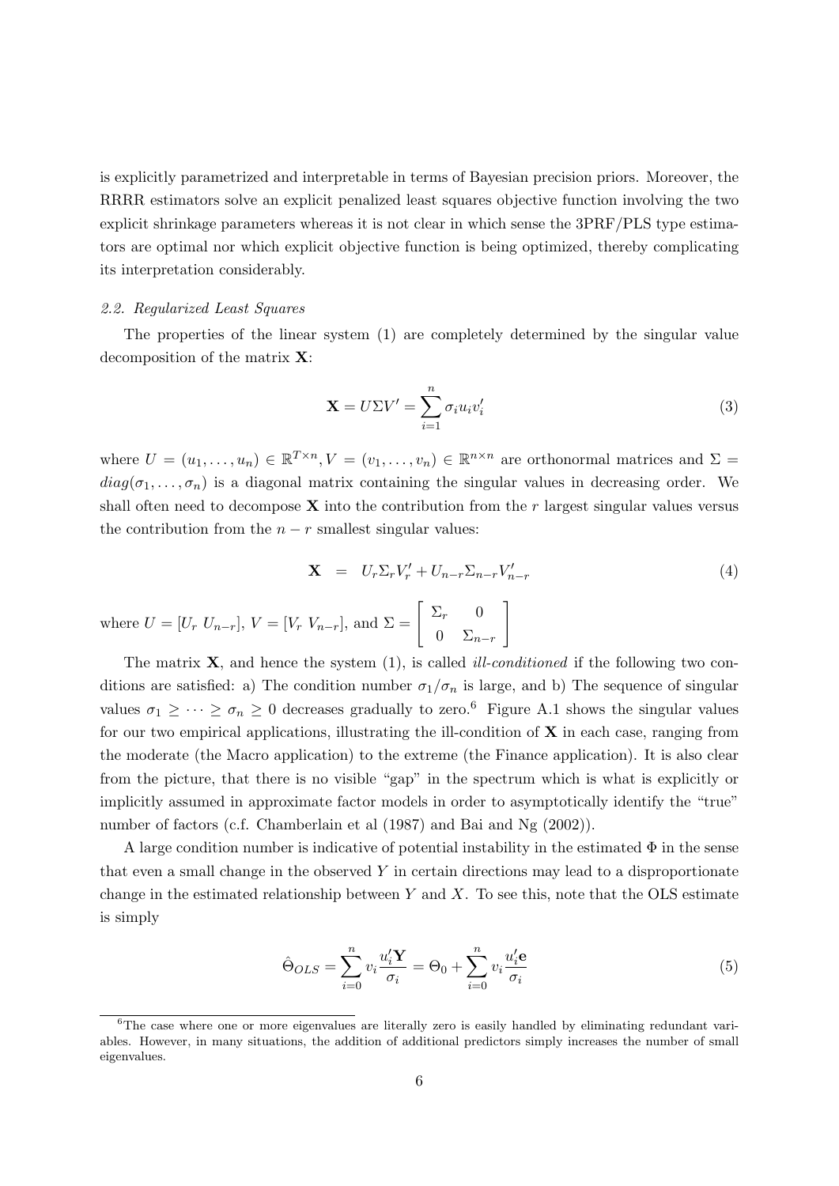is explicitly parametrized and interpretable in terms of Bayesian precision priors. Moreover, the RRRR estimators solve an explicit penalized least squares objective function involving the two explicit shrinkage parameters whereas it is not clear in which sense the 3PRF/PLS type estimators are optimal nor which explicit objective function is being optimized, thereby complicating its interpretation considerably.

### *2.2. Regularized Least Squares*

The properties of the linear system (1) are completely determined by the singular value decomposition of the matrix $\mathbf{X}$:

$$\mathbf{X} = U\Sigma V' = \sum_{i=1}^{n} \sigma_i u_i v_i' \tag{3}$$

where $U = (u_1, \ldots, u_n) \in \mathbb{R}^{T\times n}, V = (v_1, \ldots, v_n) \in \mathbb{R}^{n\times n}$ are orthonormal matrices and $\Sigma = diag(\sigma_1, \ldots, \sigma_n)$ is a diagonal matrix containing the singular values in decreasing order. We shall often need to decompose $\mathbf{X}$ into the contribution from the $r$ largest singular values versus the contribution from the $n-r$ smallest singular values:

$$\mathbf{X} = U_r \Sigma_r V_r' + U_{n-r} \Sigma_{n-r} V_{n-r}' \tag{4}$$

where $U = [U_r \; U_{n-r}]$, $V = [V_r \; V_{n-r}]$, and $\Sigma = \begin{bmatrix} \Sigma_r & 0 \\ 0 & \Sigma_{n-r} \end{bmatrix}$

The matrix $\mathbf{X}$, and hence the system (1), is called *ill-conditioned* if the following two conditions are satisfied: a) The condition number $\sigma_1/\sigma_n$ is large, and b) The sequence of singular values $\sigma_1 \geq \cdots \geq \sigma_n \geq 0$ decreases gradually to zero.[6] Figure A.1 shows the singular values for our two empirical applications, illustrating the ill-condition of $\mathbf{X}$ in each case, ranging from the moderate (the Macro application) to the extreme (the Finance application). It is also clear from the picture, that there is no visible "gap" in the spectrum which is what is explicitly or implicitly assumed in approximate factor models in order to asymptotically identify the "true" number of factors (c.f. Chamberlain et al (1987) and Bai and Ng (2002)).

A large condition number is indicative of potential instability in the estimated $\Phi$ in the sense that even a small change in the observed $Y$ in certain directions may lead to a disproportionate change in the estimated relationship between $Y$ and $X$. To see this, note that the OLS estimate is simply

$$\hat{\Theta}_{OLS} = \sum_{i=0}^{n} v_i \frac{u_i'\mathbf{Y}}{\sigma_i} = \Theta_0 + \sum_{i=0}^{n} v_i \frac{u_i'\mathbf{e}}{\sigma_i} \tag{5}$$

[6] The case where one or more eigenvalues are literally zero is easily handled by eliminating redundant variables. However, in many situations, the addition of additional predictors simply increases the number of small eigenvalues.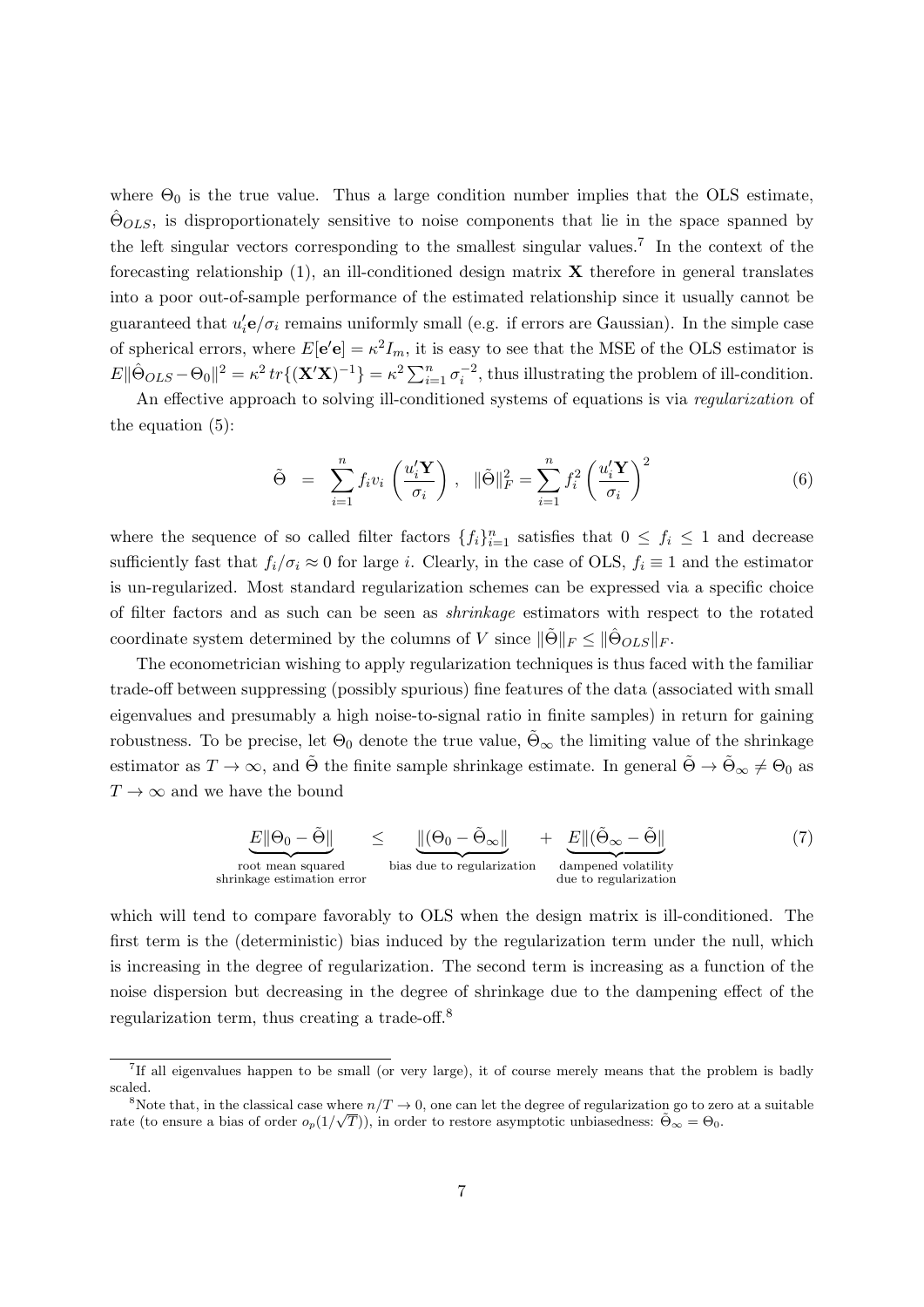where $\Theta_0$ is the true value. Thus a large condition number implies that the OLS estimate, $\hat{\Theta}_{OLS}$, is disproportionately sensitive to noise components that lie in the space spanned by the left singular vectors corresponding to the smallest singular values.[7] In the context of the forecasting relationship (1), an ill-conditioned design matrix $\mathbf{X}$ therefore in general translates into a poor out-of-sample performance of the estimated relationship since it usually cannot be guaranteed that $u_i'\mathbf{e}/\sigma_i$ remains uniformly small (e.g. if errors are Gaussian). In the simple case of spherical errors, where $E[\mathbf{e}'\mathbf{e}] = \kappa^2 I_m$, it is easy to see that the MSE of the OLS estimator is $E\|\hat{\Theta}_{OLS} - \Theta_0\|^2 = \kappa^2\, tr\{(\mathbf{X}'\mathbf{X})^{-1}\} = \kappa^2 \sum_{i=1}^n \sigma_i^{-2}$, thus illustrating the problem of ill-condition.

An effective approach to solving ill-conditioned systems of equations is via *regularization* of the equation (5):

$$\tilde{\Theta} \;=\; \sum_{i=1}^{n} f_i v_i \left(\frac{u_i'\mathbf{Y}}{\sigma_i}\right), \quad \|\tilde{\Theta}\|_F^2 = \sum_{i=1}^{n} f_i^2 \left(\frac{u_i'\mathbf{Y}}{\sigma_i}\right)^2 \tag{6}$$

where the sequence of so called filter factors $\{f_i\}_{i=1}^n$ satisfies that $0 \leq f_i \leq 1$ and decrease sufficiently fast that $f_i/\sigma_i \approx 0$ for large $i$. Clearly, in the case of OLS, $f_i \equiv 1$ and the estimator is un-regularized. Most standard regularization schemes can be expressed via a specific choice of filter factors and as such can be seen as *shrinkage* estimators with respect to the rotated coordinate system determined by the columns of $V$ since $\|\tilde{\Theta}\|_F \leq \|\hat{\Theta}_{OLS}\|_F$.

The econometrician wishing to apply regularization techniques is thus faced with the familiar trade-off between suppressing (possibly spurious) fine features of the data (associated with small eigenvalues and presumably a high noise-to-signal ratio in finite samples) in return for gaining robustness. To be precise, let $\Theta_0$ denote the true value, $\tilde{\Theta}_\infty$ the limiting value of the shrinkage estimator as $T \to \infty$, and $\tilde{\Theta}$ the finite sample shrinkage estimate. In general $\tilde{\Theta} \to \tilde{\Theta}_\infty \neq \Theta_0$ as $T \to \infty$ and we have the bound

$$\underbrace{E\|\Theta_0 - \tilde{\Theta}\|}_{\substack{\text{root mean squared} \\ \text{shrinkage estimation error}}} \quad \leq \quad \underbrace{\|(\Theta_0 - \tilde{\Theta}_\infty\|}_{\text{bias due to regularization}} \quad + \quad \underbrace{E\|(\tilde{\Theta}_\infty - \tilde{\Theta}\|}_{\substack{\text{dampened volatility} \\ \text{due to regularization}}} \tag{7}$$

which will tend to compare favorably to OLS when the design matrix is ill-conditioned. The first term is the (deterministic) bias induced by the regularization term under the null, which is increasing in the degree of regularization. The second term is increasing as a function of the noise dispersion but decreasing in the degree of shrinkage due to the dampening effect of the regularization term, thus creating a trade-off.[8]

[7] If all eigenvalues happen to be small (or very large), it of course merely means that the problem is badly scaled.

[8] Note that, in the classical case where $n/T \to 0$, one can let the degree of regularization go to zero at a suitable rate (to ensure a bias of order $o_p(1/\sqrt{T})$), in order to restore asymptotic unbiasedness: $\tilde{\Theta}_\infty = \Theta_0$.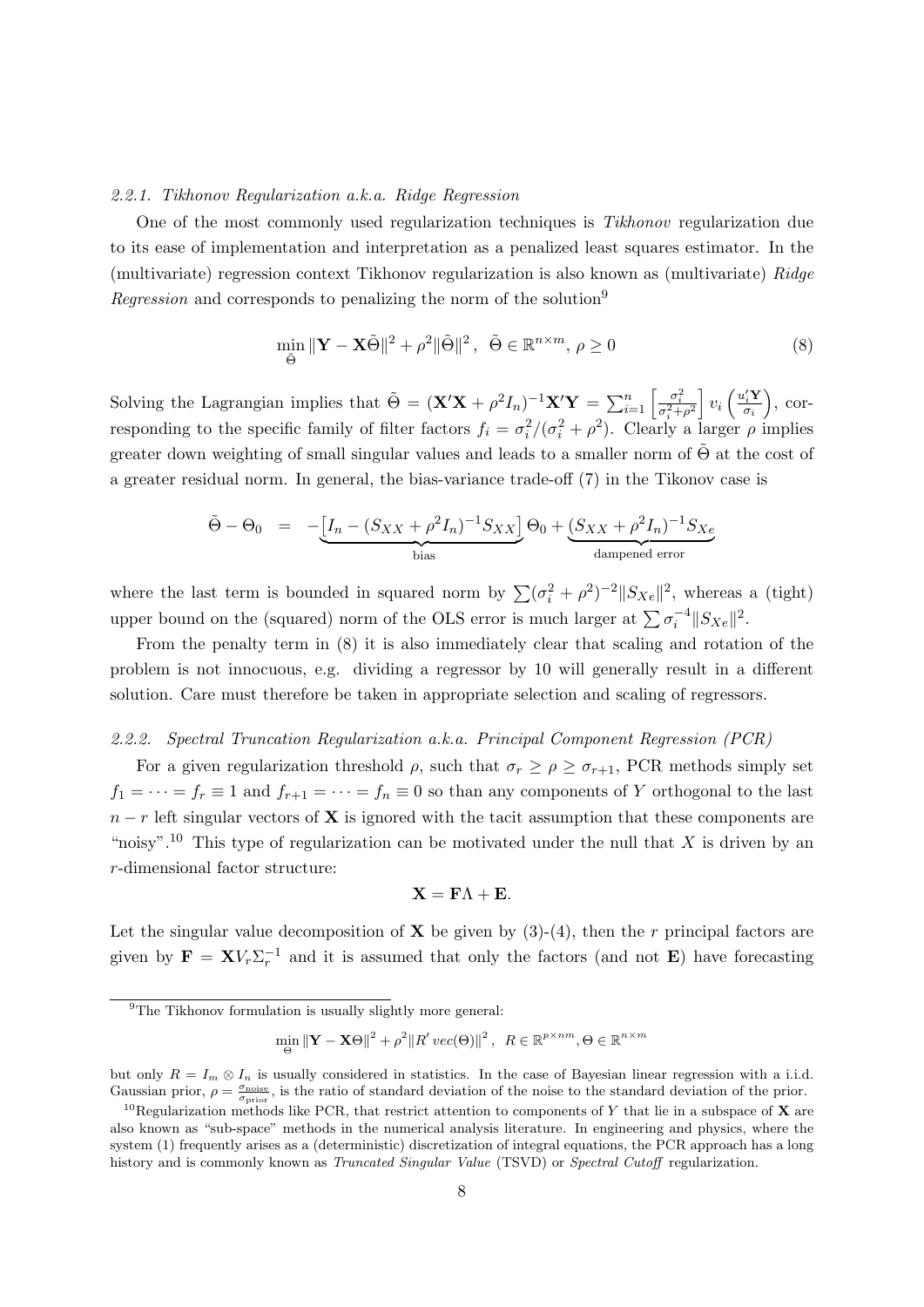#### 2.2.1. Tikhonov Regularization a.k.a. Ridge Regression

One of the most commonly used regularization techniques is *Tikhonov* regularization due to its ease of implementation and interpretation as a penalized least squares estimator. In the (multivariate) regression context Tikhonov regularization is also known as (multivariate) *Ridge Regression* and corresponds to penalizing the norm of the solution[9]

$$\min_{\tilde{\Theta}} \|\mathbf{Y} - \mathbf{X}\tilde{\Theta}\|^2 + \rho^2 \|\tilde{\Theta}\|^2 , \ \ \tilde{\Theta} \in \mathbb{R}^{n \times m}, \ \rho \geq 0 \tag{8}$$

Solving the Lagrangian implies that $\tilde{\Theta} = (\mathbf{X}'\mathbf{X} + \rho^2 I_n)^{-1}\mathbf{X}'\mathbf{Y} = \sum_{i=1}^{n} \left[\frac{\sigma_i^2}{\sigma_i^2+\rho^2}\right] v_i \left(\frac{u_i'\mathbf{Y}}{\sigma_i}\right)$, corresponding to the specific family of filter factors $f_i = \sigma_i^2/(\sigma_i^2 + \rho^2)$. Clearly a larger $\rho$ implies greater down weighting of small singular values and leads to a smaller norm of $\tilde{\Theta}$ at the cost of a greater residual norm. In general, the bias-variance trade-off (7) in the Tikonov case is

$$\tilde{\Theta} - \Theta_0 \ \ = \ \ -\underbrace{\left[I_n - (S_{XX} + \rho^2 I_n)^{-1} S_{XX}\right]}_{\text{bias}} \Theta_0 + \underbrace{(S_{XX} + \rho^2 I_n)^{-1} S_{Xe}}_{\text{dampened error}}$$

where the last term is bounded in squared norm by $\sum(\sigma_i^2 + \rho^2)^{-2}\|S_{Xe}\|^2$, whereas a (tight) upper bound on the (squared) norm of the OLS error is much larger at $\sum \sigma_i^{-4}\|S_{Xe}\|^2$.

From the penalty term in (8) it is also immediately clear that scaling and rotation of the problem is not innocuous, e.g. dividing a regressor by 10 will generally result in a different solution. Care must therefore be taken in appropriate selection and scaling of regressors.

#### 2.2.2. Spectral Truncation Regularization a.k.a. Principal Component Regression (PCR)

For a given regularization threshold $\rho$, such that $\sigma_r \geq \rho \geq \sigma_{r+1}$, PCR methods simply set $f_1 = \dots = f_r \equiv 1$ and $f_{r+1} = \dots = f_n \equiv 0$ so than any components of $Y$ orthogonal to the last $n - r$ left singular vectors of $\mathbf{X}$ is ignored with the tacit assumption that these components are "noisy".[10] This type of regularization can be motivated under the null that $X$ is driven by an $r$-dimensional factor structure:

$$\mathbf{X} = \mathbf{F}\Lambda + \mathbf{E}.$$

Let the singular value decomposition of $\mathbf{X}$ be given by (3)-(4), then the $r$ principal factors are given by $\mathbf{F} = \mathbf{X}V_r\Sigma_r^{-1}$ and it is assumed that only the factors (and not $\mathbf{E}$) have forecasting

---

[9] The Tikhonov formulation is usually slightly more general:

$$\min_{\Theta} \|\mathbf{Y} - \mathbf{X}\Theta\|^2 + \rho^2 \|R' \, vec(\Theta)\|^2 , \ \ R \in \mathbb{R}^{p \times nm}, \Theta \in \mathbb{R}^{n \times m}$$

but only $R = I_m \otimes I_n$ is usually considered in statistics. In the case of Bayesian linear regression with a i.i.d. Gaussian prior, $\rho = \frac{\sigma_{\text{noise}}}{\sigma_{\text{prior}}}$, is the ratio of standard deviation of the noise to the standard deviation of the prior.

[10] Regularization methods like PCR, that restrict attention to components of $Y$ that lie in a subspace of $\mathbf{X}$ are also known as "sub-space" methods in the numerical analysis literature. In engineering and physics, where the system (1) frequently arises as a (deterministic) discretization of integral equations, the PCR approach has a long history and is commonly known as *Truncated Singular Value* (TSVD) or *Spectral Cutoff* regularization.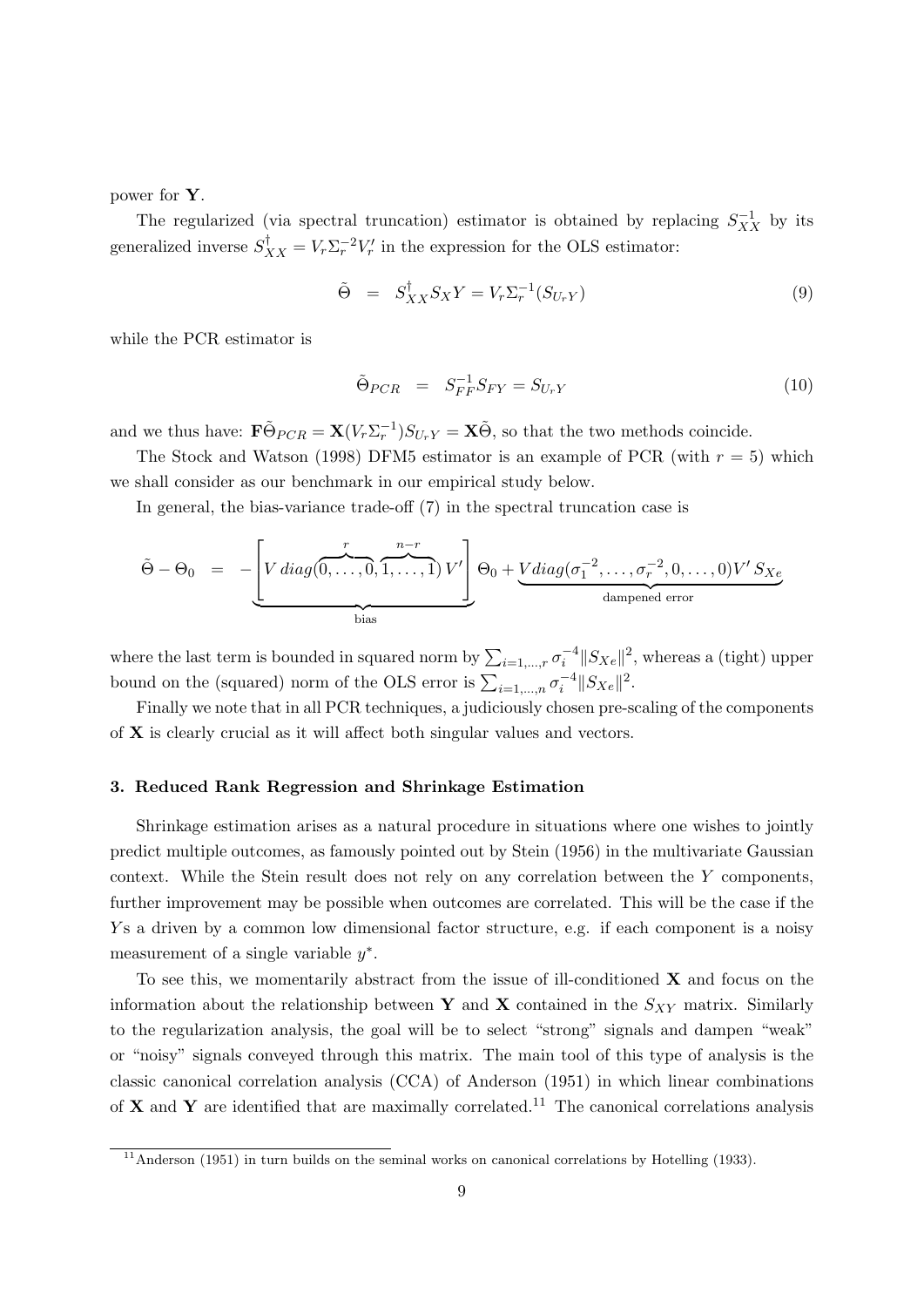power for $\mathbf{Y}$.

The regularized (via spectral truncation) estimator is obtained by replacing $S_{XX}^{-1}$ by its generalized inverse $S_{XX}^{\dagger} = V_r \Sigma_r^{-2} V_r'$ in the expression for the OLS estimator:

$$\tilde{\Theta} \;=\; S_{XX}^{\dagger} S_X Y = V_r \Sigma_r^{-1} (S_{U_r Y}) \tag{9}$$

while the PCR estimator is

$$\tilde{\Theta}_{PCR} \;=\; S_{FF}^{-1} S_{FY} = S_{U_r Y} \tag{10}$$

and we thus have: $\mathbf{F}\tilde{\Theta}_{PCR} = \mathbf{X}(V_r \Sigma_r^{-1}) S_{U_r Y} = \mathbf{X}\tilde{\Theta}$, so that the two methods coincide.

The Stock and Watson (1998) DFM5 estimator is an example of PCR (with $r = 5$) which we shall consider as our benchmark in our empirical study below.

In general, the bias-variance trade-off (7) in the spectral truncation case is

$$\tilde{\Theta} - \Theta_0 \;=\; -\underbrace{\left[ V\, diag(\overbrace{0, \ldots, 0}^{r}, \overbrace{1, \ldots, 1}^{n-r})\, V' \right]}_{\text{bias}} \Theta_0 + \underbrace{V diag(\sigma_1^{-2}, \ldots, \sigma_r^{-2}, 0, \ldots, 0) V' S_{Xe}}_{\text{dampened error}}$$

where the last term is bounded in squared norm by $\sum_{i=1,\ldots,r} \sigma_i^{-4} \|S_{Xe}\|^2$, whereas a (tight) upper bound on the (squared) norm of the OLS error is $\sum_{i=1,\ldots,n} \sigma_i^{-4} \|S_{Xe}\|^2$.

Finally we note that in all PCR techniques, a judiciously chosen pre-scaling of the components of $\mathbf{X}$ is clearly crucial as it will affect both singular values and vectors.

### 3. Reduced Rank Regression and Shrinkage Estimation

Shrinkage estimation arises as a natural procedure in situations where one wishes to jointly predict multiple outcomes, as famously pointed out by Stein (1956) in the multivariate Gaussian context. While the Stein result does not rely on any correlation between the $Y$ components, further improvement may be possible when outcomes are correlated. This will be the case if the $Y$s a driven by a common low dimensional factor structure, e.g. if each component is a noisy measurement of a single variable $y^*$.

To see this, we momentarily abstract from the issue of ill-conditioned $\mathbf{X}$ and focus on the information about the relationship between $\mathbf{Y}$ and $\mathbf{X}$ contained in the $S_{XY}$ matrix. Similarly to the regularization analysis, the goal will be to select "strong" signals and dampen "weak" or "noisy" signals conveyed through this matrix. The main tool of this type of analysis is the classic canonical correlation analysis (CCA) of Anderson (1951) in which linear combinations of $\mathbf{X}$ and $\mathbf{Y}$ are identified that are maximally correlated.[11] The canonical correlations analysis

[11] Anderson (1951) in turn builds on the seminal works on canonical correlations by Hotelling (1933).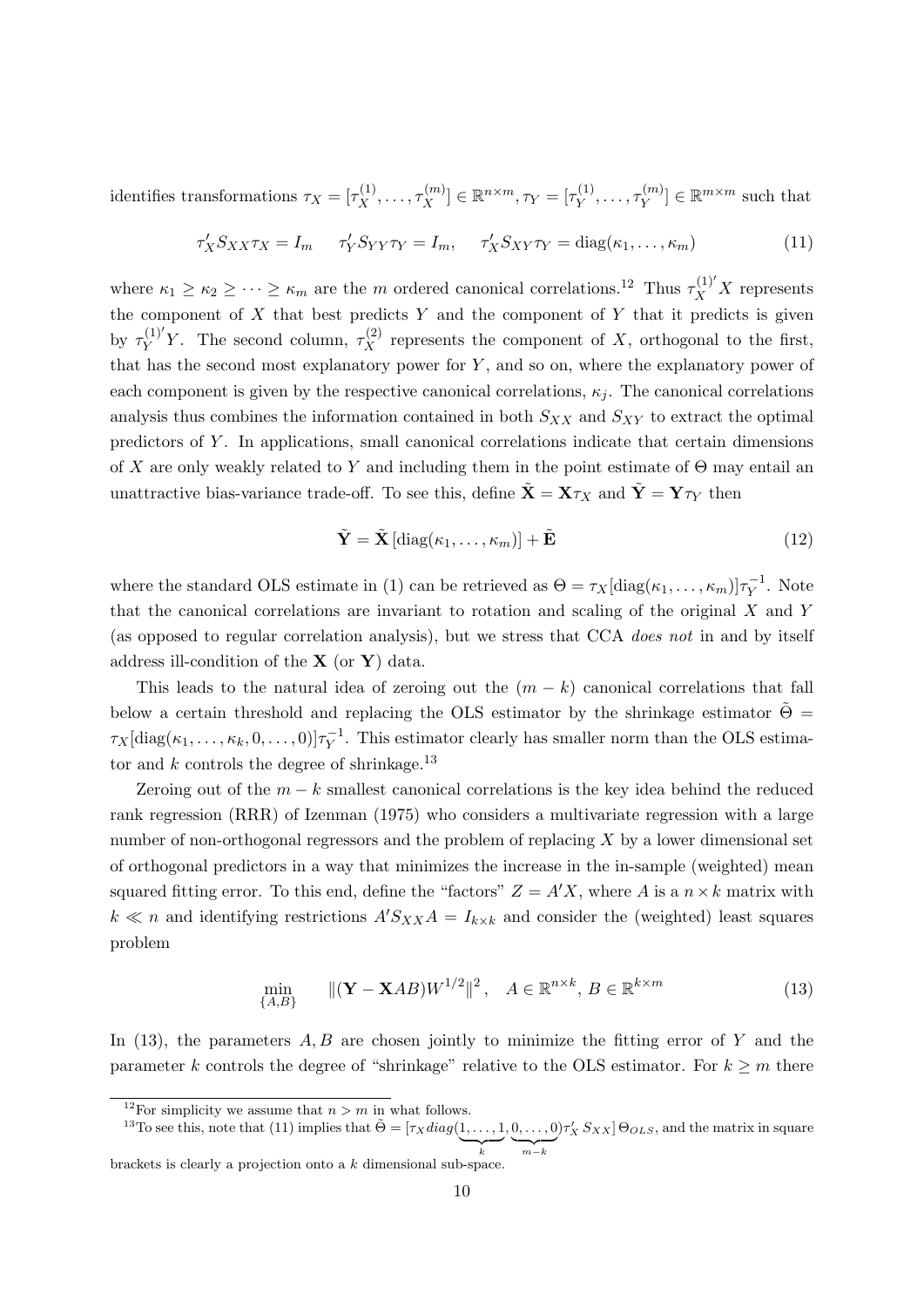identifies transformations $\tau_X = [\tau_X^{(1)}, \ldots, \tau_X^{(m)}] \in \mathbb{R}^{n \times m}, \tau_Y = [\tau_Y^{(1)}, \ldots, \tau_Y^{(m)}] \in \mathbb{R}^{m \times m}$ such that

$$\tau_X' S_{XX} \tau_X = I_m \qquad \tau_Y' S_{YY} \tau_Y = I_m, \qquad \tau_X' S_{XY} \tau_Y = \text{diag}(\kappa_1, \ldots, \kappa_m) \tag{11}$$

where $\kappa_1 \geq \kappa_2 \geq \cdots \geq \kappa_m$ are the $m$ ordered canonical correlations.[12] Thus $\tau_X^{(1)'} X$ represents the component of $X$ that best predicts $Y$ and the component of $Y$ that it predicts is given by $\tau_Y^{(1)'} Y$. The second column, $\tau_X^{(2)}$ represents the component of $X$, orthogonal to the first, that has the second most explanatory power for $Y$, and so on, where the explanatory power of each component is given by the respective canonical correlations, $\kappa_j$. The canonical correlations analysis thus combines the information contained in both $S_{XX}$ and $S_{XY}$ to extract the optimal predictors of $Y$. In applications, small canonical correlations indicate that certain dimensions of $X$ are only weakly related to $Y$ and including them in the point estimate of $\Theta$ may entail an unattractive bias-variance trade-off. To see this, define $\tilde{\mathbf{X}} = \mathbf{X}\tau_X$ and $\tilde{\mathbf{Y}} = \mathbf{Y}\tau_Y$ then

$$\tilde{\mathbf{Y}} = \tilde{\mathbf{X}} \left[\text{diag}(\kappa_1, \ldots, \kappa_m)\right] + \tilde{\mathbf{E}} \tag{12}$$

where the standard OLS estimate in (1) can be retrieved as $\Theta = \tau_X[\text{diag}(\kappa_1, \ldots, \kappa_m)]\tau_Y^{-1}$. Note that the canonical correlations are invariant to rotation and scaling of the original $X$ and $Y$ (as opposed to regular correlation analysis), but we stress that CCA *does not* in and by itself address ill-condition of the $\mathbf{X}$ (or $\mathbf{Y}$) data.

This leads to the natural idea of zeroing out the $(m - k)$ canonical correlations that fall below a certain threshold and replacing the OLS estimator by the shrinkage estimator $\tilde{\Theta} = \tau_X[\text{diag}(\kappa_1, \ldots, \kappa_k, 0, \ldots, 0)]\tau_Y^{-1}$. This estimator clearly has smaller norm than the OLS estimator and $k$ controls the degree of shrinkage.[13]

Zeroing out of the $m - k$ smallest canonical correlations is the key idea behind the reduced rank regression (RRR) of Izenman (1975) who considers a multivariate regression with a large number of non-orthogonal regressors and the problem of replacing $X$ by a lower dimensional set of orthogonal predictors in a way that minimizes the increase in the in-sample (weighted) mean squared fitting error. To this end, define the "factors" $Z = A'X$, where $A$ is a $n \times k$ matrix with $k \ll n$ and identifying restrictions $A' S_{XX} A = I_{k \times k}$ and consider the (weighted) least squares problem

$$\min_{\{A,B\}} \quad \|(\mathbf{Y} - \mathbf{X}AB)W^{1/2}\|^2, \quad A \in \mathbb{R}^{n \times k},\, B \in \mathbb{R}^{k \times m} \tag{13}$$

In (13), the parameters $A, B$ are chosen jointly to minimize the fitting error of $Y$ and the parameter $k$ controls the degree of "shrinkage" relative to the OLS estimator. For $k \geq m$ there

[12] For simplicity we assume that $n > m$ in what follows.

[13] To see this, note that (11) implies that $\tilde{\Theta} = [\tau_X diag(\underbrace{1, \ldots, 1}_{k}, \underbrace{0, \ldots, 0}_{m-k})\tau_X' S_{XX}]\, \Theta_{OLS}$, and the matrix in square brackets is clearly a projection onto a $k$ dimensional sub-space.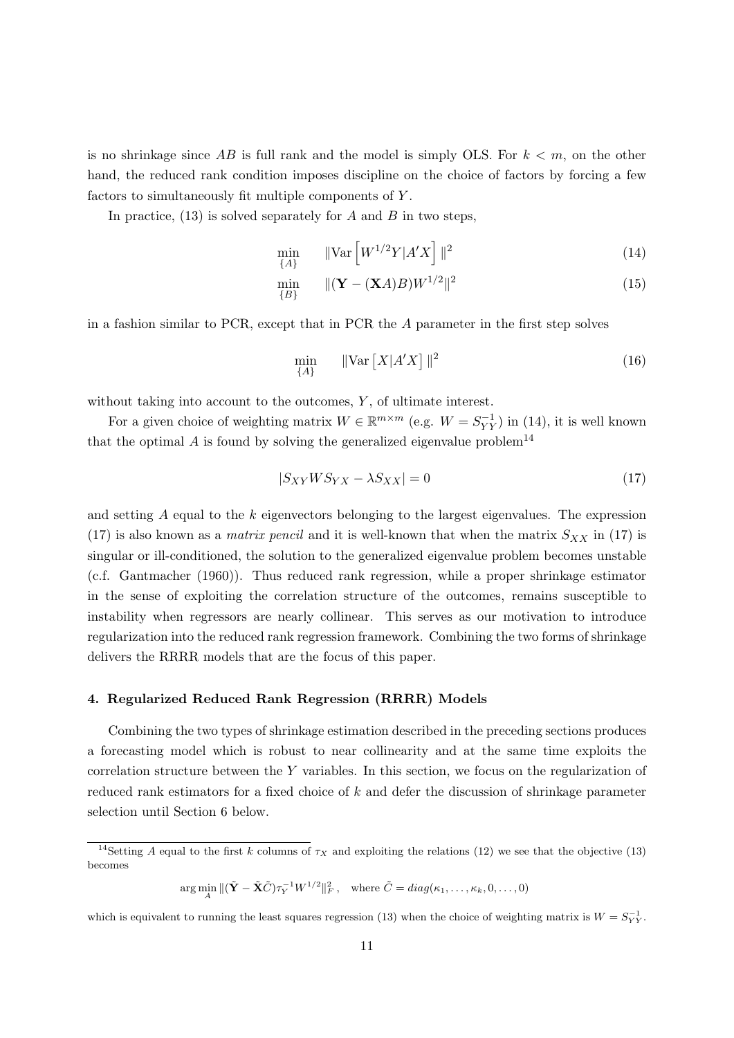is no shrinkage since $AB$ is full rank and the model is simply OLS. For $k < m$, on the other hand, the reduced rank condition imposes discipline on the choice of factors by forcing a few factors to simultaneously fit multiple components of $Y$.

In practice, (13) is solved separately for $A$ and $B$ in two steps,

$$\min_{\{A\}} \quad \|\text{Var}\left[W^{1/2}Y|A'X\right]\|^2 \tag{14}$$

$$\min_{\{B\}} \quad \|(\mathbf{Y} - (\mathbf{X}A)B)W^{1/2}\|^2 \tag{15}$$

in a fashion similar to PCR, except that in PCR the $A$ parameter in the first step solves

$$\min_{\{A\}} \quad \|\text{Var}\left[X|A'X\right]\|^2 \tag{16}$$

without taking into account to the outcomes, $Y$, of ultimate interest.

For a given choice of weighting matrix $W \in \mathbb{R}^{m \times m}$ (e.g. $W = S_{YY}^{-1}$) in (14), it is well known that the optimal $A$ is found by solving the generalized eigenvalue problem[14]

$$|S_{XY}WS_{YX} - \lambda S_{XX}| = 0 \tag{17}$$

and setting $A$ equal to the $k$ eigenvectors belonging to the largest eigenvalues. The expression (17) is also known as a *matrix pencil* and it is well-known that when the matrix $S_{XX}$ in (17) is singular or ill-conditioned, the solution to the generalized eigenvalue problem becomes unstable (c.f. Gantmacher (1960)). Thus reduced rank regression, while a proper shrinkage estimator in the sense of exploiting the correlation structure of the outcomes, remains susceptible to instability when regressors are nearly collinear. This serves as our motivation to introduce regularization into the reduced rank regression framework. Combining the two forms of shrinkage delivers the RRRR models that are the focus of this paper.

## 4. Regularized Reduced Rank Regression (RRRR) Models

Combining the two types of shrinkage estimation described in the preceding sections produces a forecasting model which is robust to near collinearity and at the same time exploits the correlation structure between the $Y$ variables. In this section, we focus on the regularization of reduced rank estimators for a fixed choice of $k$ and defer the discussion of shrinkage parameter selection until Section 6 below.

---

[14] Setting $A$ equal to the first $k$ columns of $\tau_X$ and exploiting the relations (12) we see that the objective (13) becomes

$$\arg\min_{A} \|(\tilde{\mathbf{Y}} - \tilde{\mathbf{X}}\tilde{C})\tau_Y^{-1}W^{1/2}\|_F^2\,, \quad \text{where } \tilde{C} = diag(\kappa_1, \ldots, \kappa_k, 0, \ldots, 0)$$

which is equivalent to running the least squares regression (13) when the choice of weighting matrix is $W = S_{YY}^{-1}$.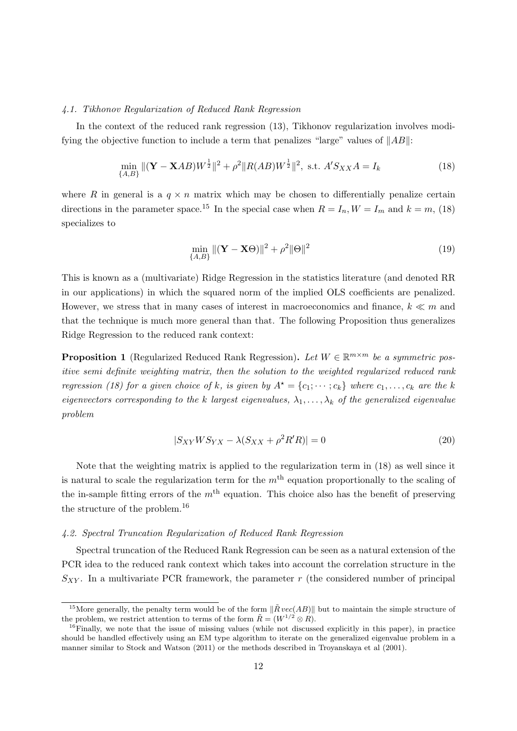### 4.1. Tikhonov Regularization of Reduced Rank Regression

In the context of the reduced rank regression (13), Tikhonov regularization involves modifying the objective function to include a term that penalizes "large" values of $\|AB\|$:

$$\min_{\{A,B\}} \|(\mathbf{Y} - \mathbf{X}AB)W^{\frac{1}{2}}\|^2 + \rho^2 \|R(AB)W^{\frac{1}{2}}\|^2, \text{ s.t. } A'S_{XX}A = I_k \tag{18}$$

where $R$ in general is a $q \times n$ matrix which may be chosen to differentially penalize certain directions in the parameter space.[15] In the special case when $R = I_n, W = I_m$ and $k = m$, (18) specializes to

$$\min_{\{A,B\}} \|(\mathbf{Y} - \mathbf{X}\Theta)\|^2 + \rho^2 \|\Theta\|^2 \tag{19}$$

This is known as a (multivariate) Ridge Regression in the statistics literature (and denoted RR in our applications) in which the squared norm of the implied OLS coefficients are penalized. However, we stress that in many cases of interest in macroeconomics and finance, $k \ll m$ and that the technique is much more general than that. The following Proposition thus generalizes Ridge Regression to the reduced rank context:

**Proposition 1** (Regularized Reduced Rank Regression)**.** *Let $W \in \mathbb{R}^{m \times m}$ be a symmetric positive semi definite weighting matrix, then the solution to the weighted regularized reduced rank regression (18) for a given choice of $k$, is given by $A^\star = \{c_1; \cdots; c_k\}$ where $c_1, \ldots, c_k$ are the $k$ eigenvectors corresponding to the $k$ largest eigenvalues, $\lambda_1, \ldots, \lambda_k$ of the generalized eigenvalue problem*

$$|S_{XY}WS_{YX} - \lambda(S_{XX} + \rho^2 R'R)| = 0 \tag{20}$$

Note that the weighting matrix is applied to the regularization term in (18) as well since it is natural to scale the regularization term for the $m^{\text{th}}$ equation proportionally to the scaling of the in-sample fitting errors of the $m^{\text{th}}$ equation. This choice also has the benefit of preserving the structure of the problem.[16]

### 4.2. Spectral Truncation Regularization of Reduced Rank Regression

Spectral truncation of the Reduced Rank Regression can be seen as a natural extension of the PCR idea to the reduced rank context which takes into account the correlation structure in the $S_{XY}$. In a multivariate PCR framework, the parameter $r$ (the considered number of principal

---

[15] More generally, the penalty term would be of the form $\|\tilde{R}\, vec(AB)\|$ but to maintain the simple structure of the problem, we restrict attention to terms of the form $\tilde{R} = (W^{1/2} \otimes R)$.

[16] Finally, we note that the issue of missing values (while not discussed explicitly in this paper), in practice should be handled effectively using an EM type algorithm to iterate on the generalized eigenvalue problem in a manner similar to Stock and Watson (2011) or the methods described in Troyanskaya et al (2001).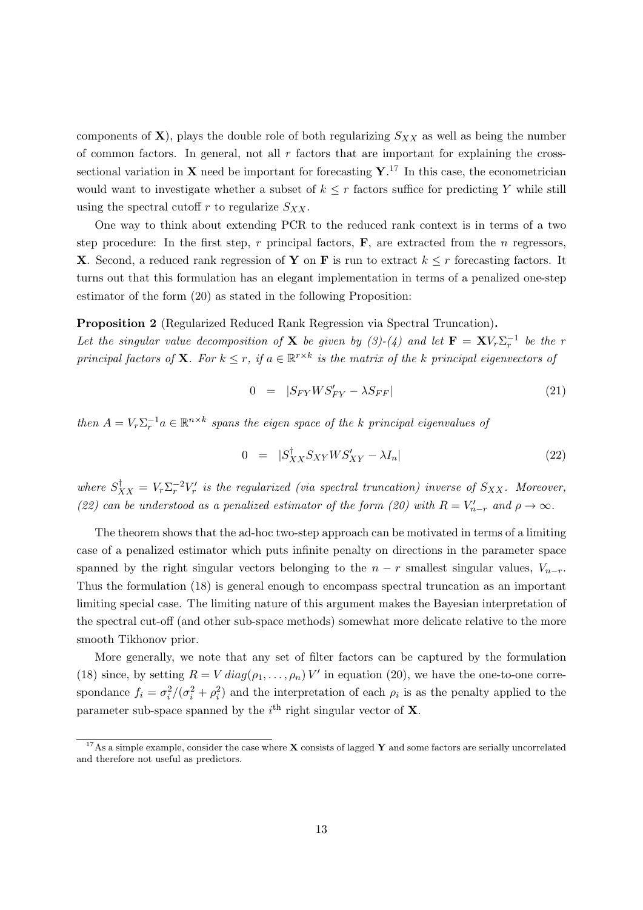components of $\mathbf{X}$), plays the double role of both regularizing $S_{XX}$ as well as being the number of common factors. In general, not all $r$ factors that are important for explaining the cross-sectional variation in $\mathbf{X}$ need be important for forecasting $\mathbf{Y}$.[17] In this case, the econometrician would want to investigate whether a subset of $k \leq r$ factors suffice for predicting $Y$ while still using the spectral cutoff $r$ to regularize $S_{XX}$.

One way to think about extending PCR to the reduced rank context is in terms of a two step procedure: In the first step, $r$ principal factors, $\mathbf{F}$, are extracted from the $n$ regressors, $\mathbf{X}$. Second, a reduced rank regression of $\mathbf{Y}$ on $\mathbf{F}$ is run to extract $k \leq r$ forecasting factors. It turns out that this formulation has an elegant implementation in terms of a penalized one-step estimator of the form (20) as stated in the following Proposition:

**Proposition 2** (Regularized Reduced Rank Regression via Spectral Truncation)**.**
*Let the singular value decomposition of $\mathbf{X}$ be given by (3)-(4) and let $\mathbf{F} = \mathbf{X} V_r \Sigma_r^{-1}$ be the $r$ principal factors of $\mathbf{X}$. For $k \leq r$, if $a \in \mathbb{R}^{r \times k}$ is the matrix of the $k$ principal eigenvectors of*

$$0 \quad = \quad |S_{FY} W S_{FY}' - \lambda S_{FF}| \tag{21}$$

*then $A = V_r \Sigma_r^{-1} a \in \mathbb{R}^{n \times k}$ spans the eigen space of the $k$ principal eigenvalues of*

$$0 \quad = \quad |S_{XX}^{\dagger} S_{XY} W S_{XY}' - \lambda I_n| \tag{22}$$

*where $S_{XX}^{\dagger} = V_r \Sigma_r^{-2} V_r'$ is the regularized (via spectral truncation) inverse of $S_{XX}$. Moreover, (22) can be understood as a penalized estimator of the form (20) with $R = V_{n-r}'$ and $\rho \to \infty$.*

The theorem shows that the ad-hoc two-step approach can be motivated in terms of a limiting case of a penalized estimator which puts infinite penalty on directions in the parameter space spanned by the right singular vectors belonging to the $n - r$ smallest singular values, $V_{n-r}$. Thus the formulation (18) is general enough to encompass spectral truncation as an important limiting special case. The limiting nature of this argument makes the Bayesian interpretation of the spectral cut-off (and other sub-space methods) somewhat more delicate relative to the more smooth Tikhonov prior.

More generally, we note that any set of filter factors can be captured by the formulation (18) since, by setting $R = V\, diag(\rho_1, \ldots, \rho_n)\, V'$ in equation (20), we have the one-to-one correspondance $f_i = \sigma_i^2/(\sigma_i^2 + \rho_i^2)$ and the interpretation of each $\rho_i$ is as the penalty applied to the parameter sub-space spanned by the $i^{\text{th}}$ right singular vector of $\mathbf{X}$.

[17] As a simple example, consider the case where $\mathbf{X}$ consists of lagged $\mathbf{Y}$ and some factors are serially uncorrelated and therefore not useful as predictors.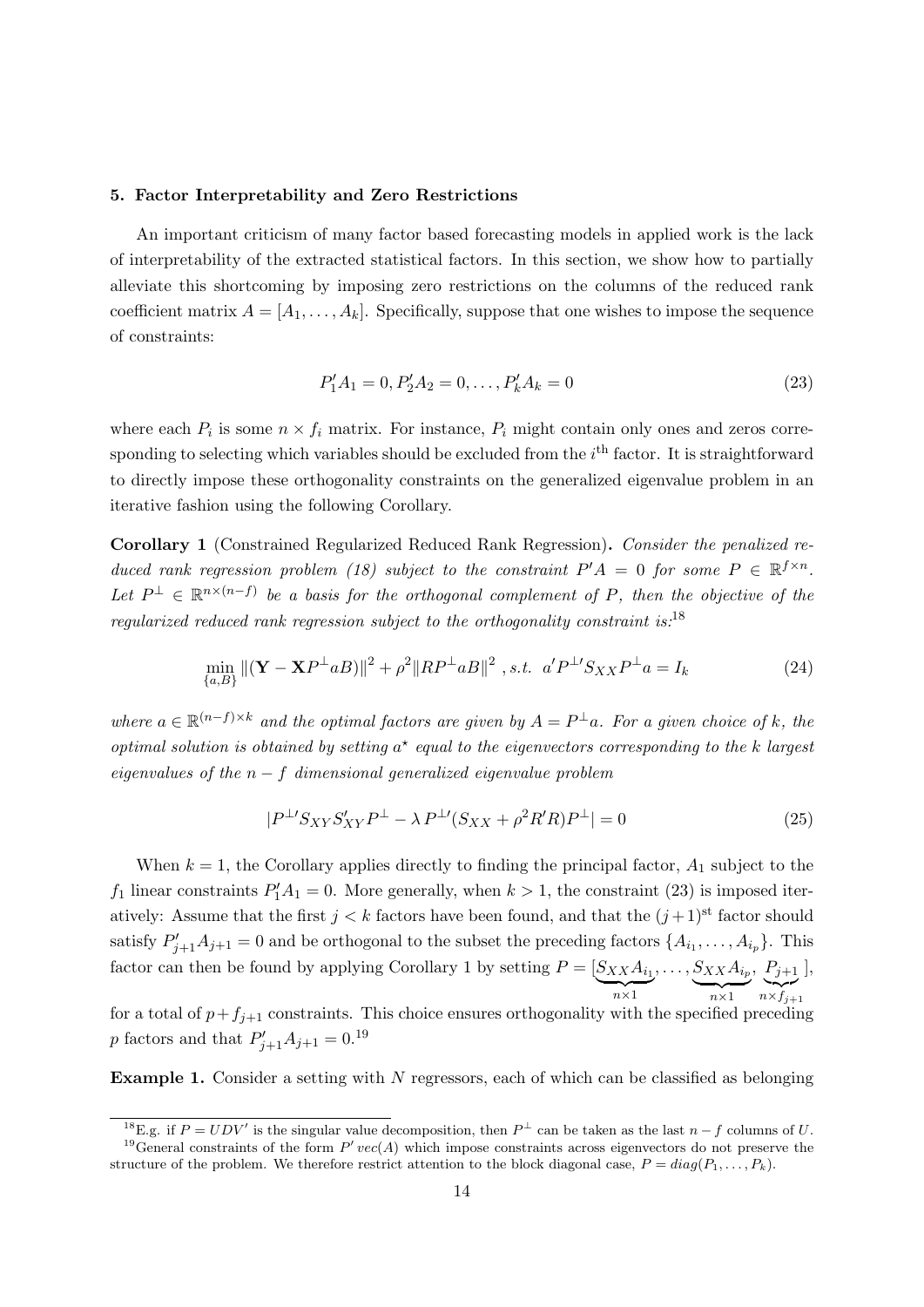### 5. Factor Interpretability and Zero Restrictions

An important criticism of many factor based forecasting models in applied work is the lack of interpretability of the extracted statistical factors. In this section, we show how to partially alleviate this shortcoming by imposing zero restrictions on the columns of the reduced rank coefficient matrix $A = [A_1, \ldots, A_k]$. Specifically, suppose that one wishes to impose the sequence of constraints:

$$P_1' A_1 = 0, P_2' A_2 = 0, \ldots, P_k' A_k = 0 \tag{23}$$

where each $P_i$ is some $n \times f_i$ matrix. For instance, $P_i$ might contain only ones and zeros corresponding to selecting which variables should be excluded from the $i^{\text{th}}$ factor. It is straightforward to directly impose these orthogonality constraints on the generalized eigenvalue problem in an iterative fashion using the following Corollary.

**Corollary 1** (Constrained Regularized Reduced Rank Regression)**.** *Consider the penalized reduced rank regression problem (18) subject to the constraint $P'A = 0$ for some $P \in \mathbb{R}^{f \times n}$. Let $P^{\perp} \in \mathbb{R}^{n \times (n-f)}$ be a basis for the orthogonal complement of $P$, then the objective of the regularized reduced rank regression subject to the orthogonality constraint is:*[18]

$$\min_{\{a,B\}} \|(\mathbf{Y} - \mathbf{X} P^{\perp} aB)\|^2 + \rho^2 \|R P^{\perp} aB\|^2 \text{ , s.t. } a' P^{\perp\prime} S_{XX} P^{\perp} a = I_k \tag{24}$$

*where $a \in \mathbb{R}^{(n-f) \times k}$ and the optimal factors are given by $A = P^{\perp} a$. For a given choice of $k$, the optimal solution is obtained by setting $a^{\star}$ equal to the eigenvectors corresponding to the $k$ largest eigenvalues of the $n - f$ dimensional generalized eigenvalue problem*

$$|P^{\perp\prime} S_{XY} S_{XY}' P^{\perp} - \lambda \, P^{\perp\prime} (S_{XX} + \rho^2 R' R) P^{\perp}| = 0 \tag{25}$$

When $k = 1$, the Corollary applies directly to finding the principal factor, $A_1$ subject to the $f_1$ linear constraints $P_1' A_1 = 0$. More generally, when $k > 1$, the constraint (23) is imposed iteratively: Assume that the first $j < k$ factors have been found, and that the $(j+1)^{\text{st}}$ factor should satisfy $P_{j+1}' A_{j+1} = 0$ and be orthogonal to the subset the preceding factors $\{A_{i_1}, \ldots, A_{i_p}\}$. This factor can then be found by applying Corollary 1 by setting $P = [\underbrace{S_{XX} A_{i_1}}_{n \times 1}, \ldots, \underbrace{S_{XX} A_{i_p}}_{n \times 1}, \underbrace{P_{j+1}}_{n \times f_{j+1}}]$, for a total of $p + f_{j+1}$ constraints. This choice ensures orthogonality with the specified preceding $p$ factors and that $P_{j+1}' A_{j+1} = 0$.[19]

**Example 1.** Consider a setting with $N$ regressors, each of which can be classified as belonging

---

[18] E.g. if $P = UDV'$ is the singular value decomposition, then $P^{\perp}$ can be taken as the last $n - f$ columns of $U$.

[19] General constraints of the form $P' \, vec(A)$ which impose constraints across eigenvectors do not preserve the structure of the problem. We therefore restrict attention to the block diagonal case, $P = diag(P_1, \ldots, P_k)$.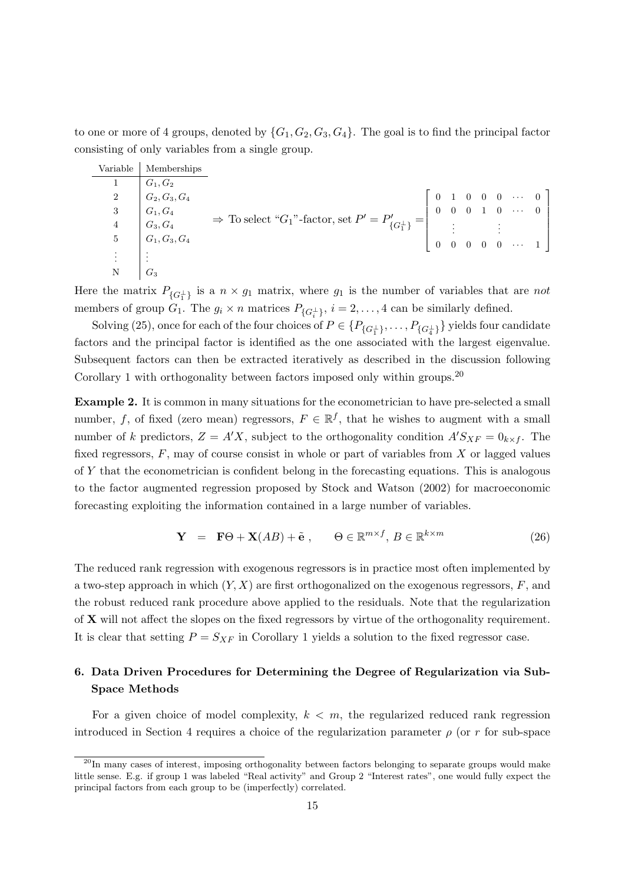to one or more of 4 groups, denoted by $\{G_1, G_2, G_3, G_4\}$. The goal is to find the principal factor consisting of only variables from a single group.

| Variable | Memberships |
|---|---|
| 1 | $G_1, G_2$ |
| 2 | $G_2, G_3, G_4$ |
| 3 | $G_1, G_4$ |
| 4 | $G_3, G_4$ |
| 5 | $G_1, G_3, G_4$ |
| $\vdots$ | $\vdots$ |
| N | $G_3$ |

$$\Rightarrow \text{To select "}G_1\text{"-factor, set } P' = P'_{\{G_1^{\perp}\}} = \begin{bmatrix} 0 & 1 & 0 & 0 & 0 & \cdots & 0 \\ 0 & 0 & 0 & 1 & 0 & \cdots & 0 \\ & \vdots & & & \vdots & & \\ 0 & 0 & 0 & 0 & 0 & \cdots & 1 \end{bmatrix}$$

Here the matrix $P_{\{G_1^{\perp}\}}$ is a $n \times g_1$ matrix, where $g_1$ is the number of variables that are *not* members of group $G_1$. The $g_i \times n$ matrices $P_{\{G_i^{\perp}\}}$, $i = 2, \ldots, 4$ can be similarly defined.

Solving (25), once for each of the four choices of $P \in \{P_{\{G_1^{\perp}\}}, \ldots, P_{\{G_4^{\perp}\}}\}$ yields four candidate factors and the principal factor is identified as the one associated with the largest eigenvalue. Subsequent factors can then be extracted iteratively as described in the discussion following Corollary 1 with orthogonality between factors imposed only within groups.[20]

**Example 2.** It is common in many situations for the econometrician to have pre-selected a small number, $f$, of fixed (zero mean) regressors, $F \in \mathbb{R}^f$, that he wishes to augment with a small number of $k$ predictors, $Z = A'X$, subject to the orthogonality condition $A'S_{XF} = 0_{k \times f}$. The fixed regressors, $F$, may of course consist in whole or part of variables from $X$ or lagged values of $Y$ that the econometrician is confident belong in the forecasting equations. This is analogous to the factor augmented regression proposed by Stock and Watson (2002) for macroeconomic forecasting exploiting the information contained in a large number of variables.

$$\mathbf{Y} \;\; = \;\; \mathbf{F}\Theta + \mathbf{X}(AB) + \tilde{\mathbf{e}}\;, \qquad \Theta \in \mathbb{R}^{m \times f},\, B \in \mathbb{R}^{k \times m} \tag{26}$$

The reduced rank regression with exogenous regressors is in practice most often implemented by a two-step approach in which $(Y, X)$ are first orthogonalized on the exogenous regressors, $F$, and the robust reduced rank procedure above applied to the residuals. Note that the regularization of $\mathbf{X}$ will not affect the slopes on the fixed regressors by virtue of the orthogonality requirement. It is clear that setting $P = S_{XF}$ in Corollary 1 yields a solution to the fixed regressor case.

## 6. Data Driven Procedures for Determining the Degree of Regularization via Sub-Space Methods

For a given choice of model complexity, $k < m$, the regularized reduced rank regression introduced in Section 4 requires a choice of the regularization parameter $\rho$ (or $r$ for sub-space

[20] In many cases of interest, imposing orthogonality between factors belonging to separate groups would make little sense. E.g. if group 1 was labeled "Real activity" and Group 2 "Interest rates", one would fully expect the principal factors from each group to be (imperfectly) correlated.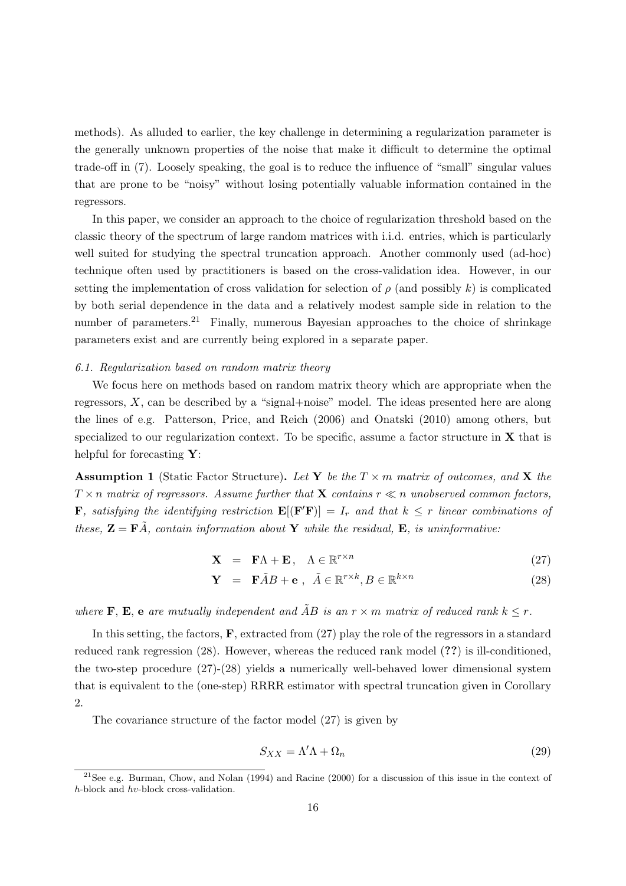methods). As alluded to earlier, the key challenge in determining a regularization parameter is the generally unknown properties of the noise that make it difficult to determine the optimal trade-off in (7). Loosely speaking, the goal is to reduce the influence of "small" singular values that are prone to be "noisy" without losing potentially valuable information contained in the regressors.

In this paper, we consider an approach to the choice of regularization threshold based on the classic theory of the spectrum of large random matrices with i.i.d. entries, which is particularly well suited for studying the spectral truncation approach. Another commonly used (ad-hoc) technique often used by practitioners is based on the cross-validation idea. However, in our setting the implementation of cross validation for selection of $\rho$ (and possibly $k$) is complicated by both serial dependence in the data and a relatively modest sample side in relation to the number of parameters.[21] Finally, numerous Bayesian approaches to the choice of shrinkage parameters exist and are currently being explored in a separate paper.

### 6.1. Regularization based on random matrix theory

We focus here on methods based on random matrix theory which are appropriate when the regressors, $X$, can be described by a "signal+noise" model. The ideas presented here are along the lines of e.g. Patterson, Price, and Reich (2006) and Onatski (2010) among others, but specialized to our regularization context. To be specific, assume a factor structure in $\mathbf{X}$ that is helpful for forecasting $\mathbf{Y}$:

**Assumption 1** (Static Factor Structure). *Let $\mathbf{Y}$ be the $T \times m$ matrix of outcomes, and $\mathbf{X}$ the $T \times n$ matrix of regressors. Assume further that $\mathbf{X}$ contains $r \ll n$ unobserved common factors, $\mathbf{F}$, satisfying the identifying restriction $\mathbf{E}[(\mathbf{F}'\mathbf{F})] = I_r$ and that $k \leq r$ linear combinations of these, $\mathbf{Z} = \mathbf{F}\tilde{A}$, contain information about $\mathbf{Y}$ while the residual, $\mathbf{E}$, is uninformative:*

$$\mathbf{X} = \mathbf{F}\Lambda + \mathbf{E}, \quad \Lambda \in \mathbb{R}^{r \times n} \tag{27}$$

$$\mathbf{Y} = \mathbf{F}\tilde{A}B + \mathbf{e}\ , \ \ \tilde{A} \in \mathbb{R}^{r \times k}, B \in \mathbb{R}^{k \times n} \tag{28}$$

*where $\mathbf{F}$, $\mathbf{E}$, $\mathbf{e}$ are mutually independent and $\tilde{A}B$ is an $r \times m$ matrix of reduced rank $k \leq r$.*

In this setting, the factors, $\mathbf{F}$, extracted from (27) play the role of the regressors in a standard reduced rank regression (28). However, whereas the reduced rank model (**??**) is ill-conditioned, the two-step procedure (27)-(28) yields a numerically well-behaved lower dimensional system that is equivalent to the (one-step) RRRR estimator with spectral truncation given in Corollary 2.

The covariance structure of the factor model (27) is given by

$$S_{XX} = \Lambda'\Lambda + \Omega_n \tag{29}$$

[21] See e.g. Burman, Chow, and Nolan (1994) and Racine (2000) for a discussion of this issue in the context of $h$-block and $hv$-block cross-validation.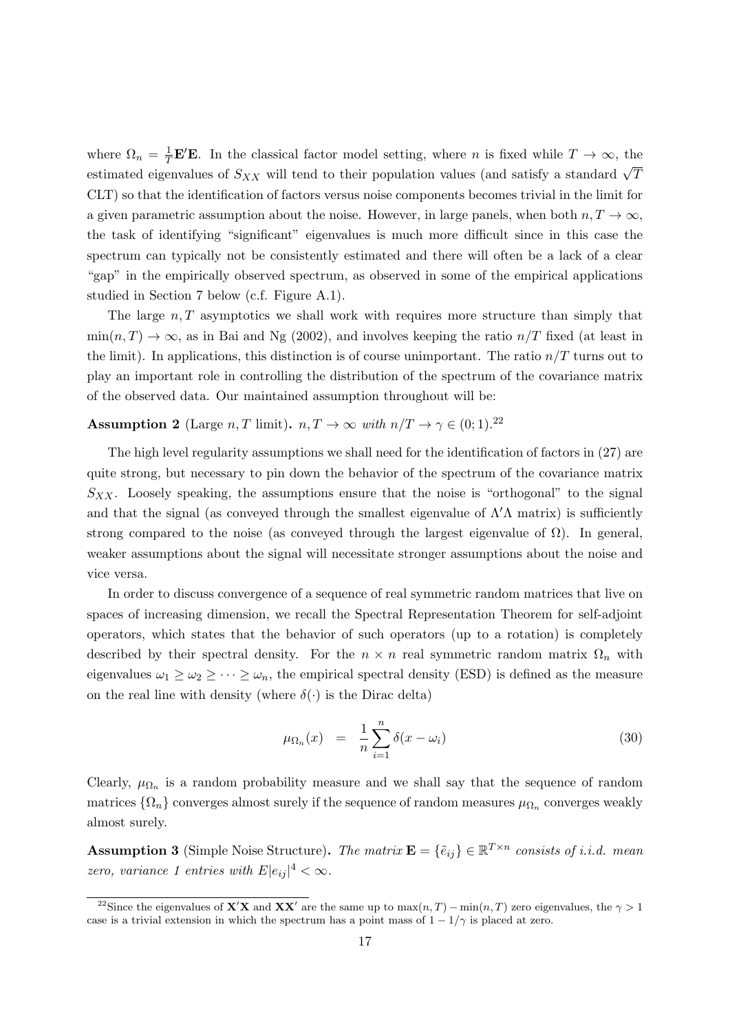where $\Omega_n = \frac{1}{T}\mathbf{E}'\mathbf{E}$. In the classical factor model setting, where $n$ is fixed while $T \to \infty$, the estimated eigenvalues of $S_{XX}$ will tend to their population values (and satisfy a standard $\sqrt{T}$ CLT) so that the identification of factors versus noise components becomes trivial in the limit for a given parametric assumption about the noise. However, in large panels, when both $n, T \to \infty$, the task of identifying "significant" eigenvalues is much more difficult since in this case the spectrum can typically not be consistently estimated and there will often be a lack of a clear "gap" in the empirically observed spectrum, as observed in some of the empirical applications studied in Section 7 below (c.f. Figure A.1).

The large $n, T$ asymptotics we shall work with requires more structure than simply that $\min(n, T) \to \infty$, as in Bai and Ng (2002), and involves keeping the ratio $n/T$ fixed (at least in the limit). In applications, this distinction is of course unimportant. The ratio $n/T$ turns out to play an important role in controlling the distribution of the spectrum of the covariance matrix of the observed data. Our maintained assumption throughout will be:

**Assumption 2** (Large $n, T$ limit)**.** *$n, T \to \infty$ with $n/T \to \gamma \in (0; 1)$.*[22]

The high level regularity assumptions we shall need for the identification of factors in (27) are quite strong, but necessary to pin down the behavior of the spectrum of the covariance matrix $S_{XX}$. Loosely speaking, the assumptions ensure that the noise is "orthogonal" to the signal and that the signal (as conveyed through the smallest eigenvalue of $\Lambda'\Lambda$ matrix) is sufficiently strong compared to the noise (as conveyed through the largest eigenvalue of $\Omega$). In general, weaker assumptions about the signal will necessitate stronger assumptions about the noise and vice versa.

In order to discuss convergence of a sequence of real symmetric random matrices that live on spaces of increasing dimension, we recall the Spectral Representation Theorem for self-adjoint operators, which states that the behavior of such operators (up to a rotation) is completely described by their spectral density. For the $n \times n$ real symmetric random matrix $\Omega_n$ with eigenvalues $\omega_1 \geq \omega_2 \geq \cdots \geq \omega_n$, the empirical spectral density (ESD) is defined as the measure on the real line with density (where $\delta(\cdot)$ is the Dirac delta)

$$\mu_{\Omega_n}(x) \quad = \quad \frac{1}{n}\sum_{i=1}^{n} \delta(x - \omega_i) \tag{30}$$

Clearly, $\mu_{\Omega_n}$ is a random probability measure and we shall say that the sequence of random matrices $\{\Omega_n\}$ converges almost surely if the sequence of random measures $\mu_{\Omega_n}$ converges weakly almost surely.

**Assumption 3** (Simple Noise Structure)**.** *The matrix $\mathbf{E} = \{\tilde{e}_{ij}\} \in \mathbb{R}^{T \times n}$ consists of i.i.d. mean zero, variance 1 entries with $E|e_{ij}|^4 < \infty$.*

[22] Since the eigenvalues of $\mathbf{X}'\mathbf{X}$ and $\mathbf{X}\mathbf{X}'$ are the same up to $\max(n, T) - \min(n, T)$ zero eigenvalues, the $\gamma > 1$ case is a trivial extension in which the spectrum has a point mass of $1 - 1/\gamma$ is placed at zero.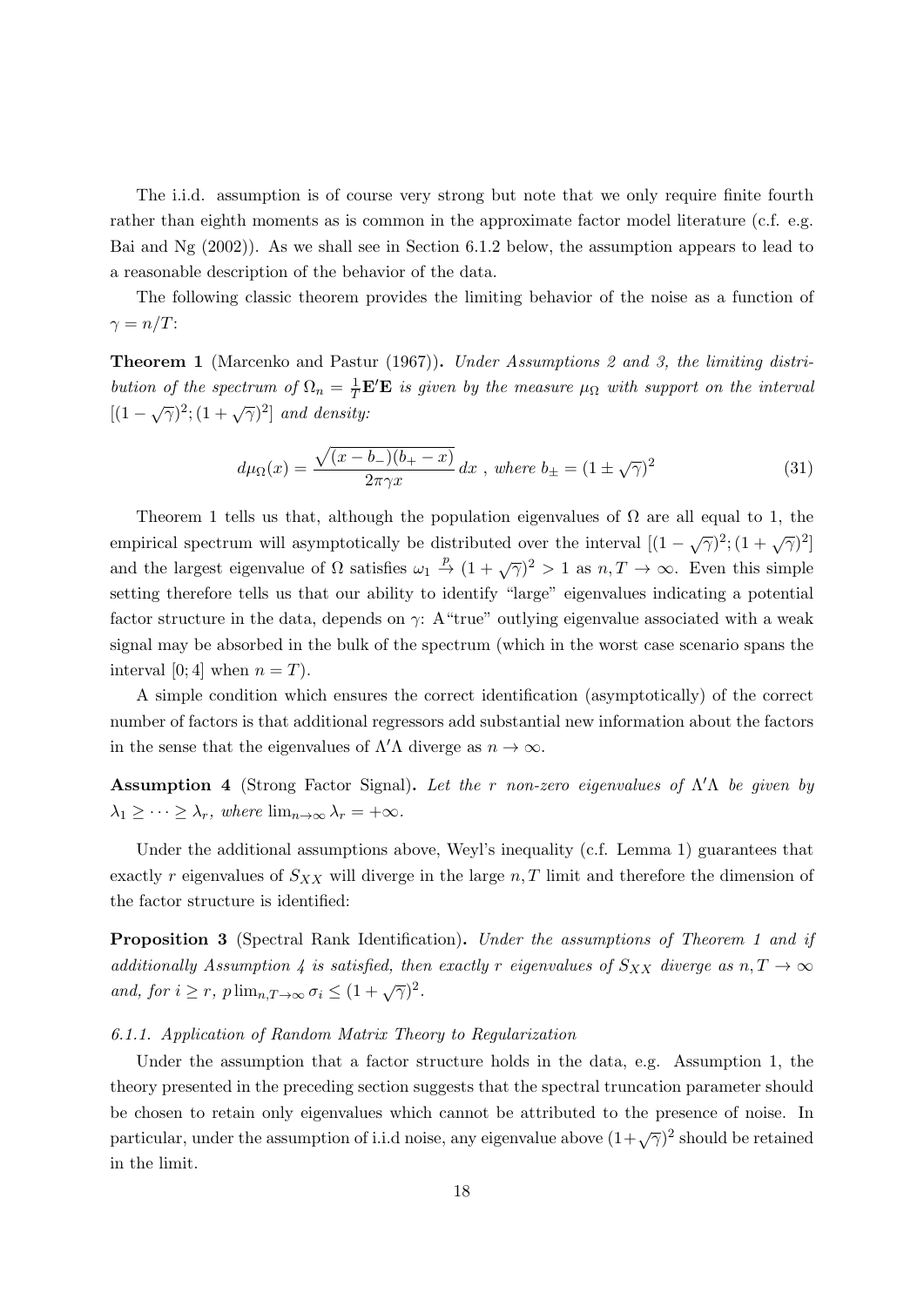The i.i.d. assumption is of course very strong but note that we only require finite fourth rather than eighth moments as is common in the approximate factor model literature (c.f. e.g. Bai and Ng (2002)). As we shall see in Section 6.1.2 below, the assumption appears to lead to a reasonable description of the behavior of the data.

The following classic theorem provides the limiting behavior of the noise as a function of $\gamma = n/T$:

**Theorem 1** (Marcenko and Pastur (1967)). *Under Assumptions 2 and 3, the limiting distribution of the spectrum of $\Omega_n = \frac{1}{T}\mathbf{E}'\mathbf{E}$ is given by the measure $\mu_\Omega$ with support on the interval $[(1-\sqrt{\gamma})^2; (1+\sqrt{\gamma})^2]$ and density:*

$$d\mu_\Omega(x) = \frac{\sqrt{(x-b_-)(b_+-x)}}{2\pi\gamma x}\, dx \text{ , where } b_\pm = (1 \pm \sqrt{\gamma})^2 \tag{31}$$

Theorem 1 tells us that, although the population eigenvalues of $\Omega$ are all equal to 1, the empirical spectrum will asymptotically be distributed over the interval $[(1-\sqrt{\gamma})^2; (1+\sqrt{\gamma})^2]$ and the largest eigenvalue of $\Omega$ satisfies $\omega_1 \xrightarrow{p} (1+\sqrt{\gamma})^2 > 1$ as $n, T \to \infty$. Even this simple setting therefore tells us that our ability to identify "large" eigenvalues indicating a potential factor structure in the data, depends on $\gamma$: A "true" outlying eigenvalue associated with a weak signal may be absorbed in the bulk of the spectrum (which in the worst case scenario spans the interval $[0; 4]$ when $n = T$).

A simple condition which ensures the correct identification (asymptotically) of the correct number of factors is that additional regressors add substantial new information about the factors in the sense that the eigenvalues of $\Lambda'\Lambda$ diverge as $n \to \infty$.

**Assumption 4** (Strong Factor Signal). *Let the $r$ non-zero eigenvalues of $\Lambda'\Lambda$ be given by $\lambda_1 \geq \cdots \geq \lambda_r$, where $\lim_{n\to\infty} \lambda_r = +\infty$.*

Under the additional assumptions above, Weyl's inequality (c.f. Lemma 1) guarantees that exactly $r$ eigenvalues of $S_{XX}$ will diverge in the large $n, T$ limit and therefore the dimension of the factor structure is identified:

**Proposition 3** (Spectral Rank Identification). *Under the assumptions of Theorem 1 and if additionally Assumption 4 is satisfied, then exactly $r$ eigenvalues of $S_{XX}$ diverge as $n, T \to \infty$ and, for $i \geq r$, $p\lim_{n,T\to\infty} \sigma_i \leq (1+\sqrt{\gamma})^2$.*

#### *6.1.1. Application of Random Matrix Theory to Regularization*

Under the assumption that a factor structure holds in the data, e.g. Assumption 1, the theory presented in the preceding section suggests that the spectral truncation parameter should be chosen to retain only eigenvalues which cannot be attributed to the presence of noise. In particular, under the assumption of i.i.d noise, any eigenvalue above $(1+\sqrt{\gamma})^2$ should be retained in the limit.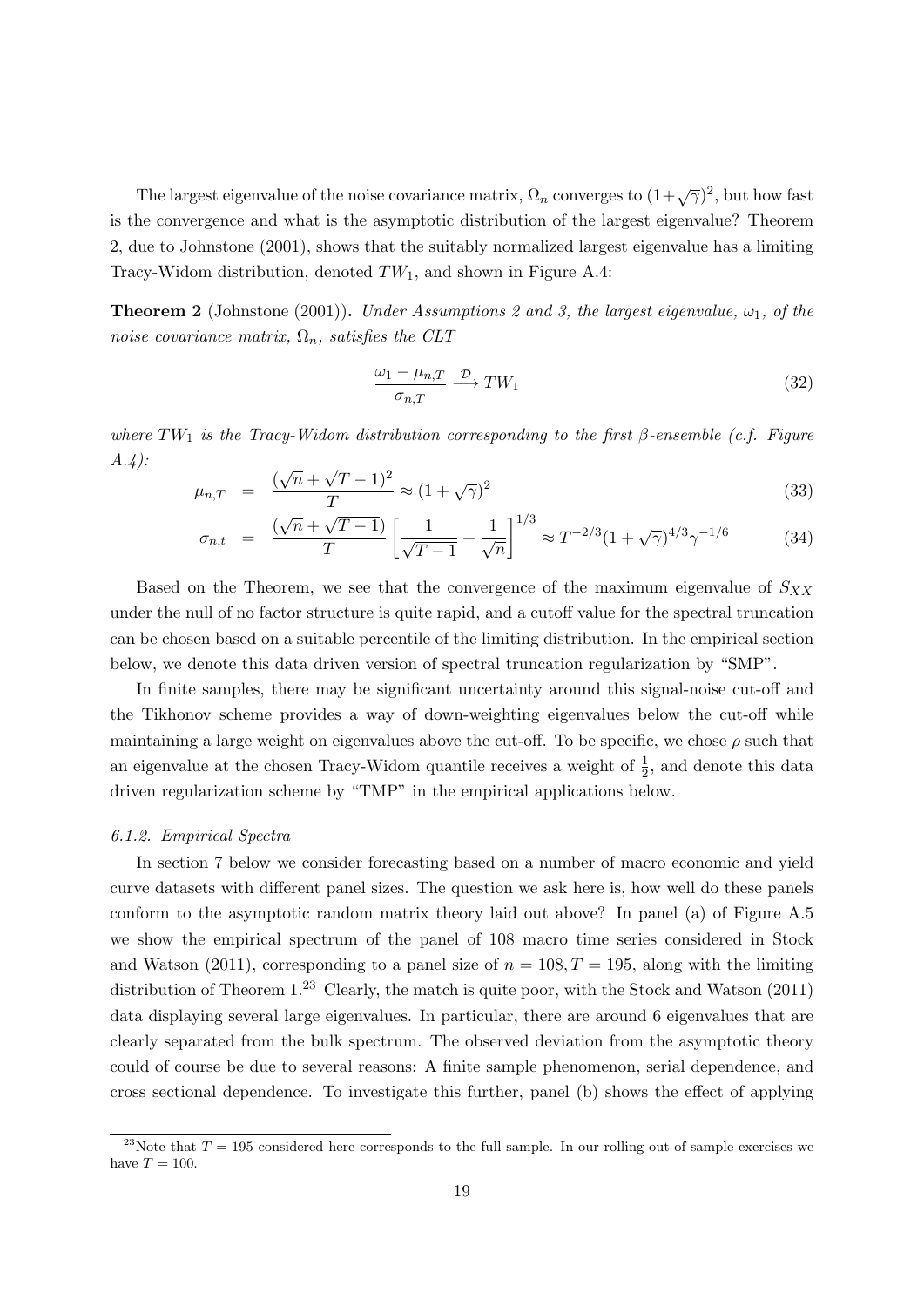The largest eigenvalue of the noise covariance matrix, $\Omega_n$ converges to $(1+\sqrt{\gamma})^2$, but how fast is the convergence and what is the asymptotic distribution of the largest eigenvalue? Theorem 2, due to Johnstone (2001), shows that the suitably normalized largest eigenvalue has a limiting Tracy-Widom distribution, denoted $TW_1$, and shown in Figure A.4:

**Theorem 2** (Johnstone (2001))**.** *Under Assumptions 2 and 3, the largest eigenvalue, $\omega_1$, of the noise covariance matrix, $\Omega_n$, satisfies the CLT*

$$\frac{\omega_1 - \mu_{n,T}}{\sigma_{n,T}} \xrightarrow{\mathcal{D}} TW_1 \tag{32}$$

*where $TW_1$ is the Tracy-Widom distribution corresponding to the first $\beta$-ensemble (c.f. Figure A.4):*

$$\mu_{n,T} = \frac{(\sqrt{n}+\sqrt{T-1})^2}{T} \approx (1+\sqrt{\gamma})^2 \tag{33}$$

$$\sigma_{n,t} = \frac{(\sqrt{n}+\sqrt{T-1})}{T}\left[\frac{1}{\sqrt{T-1}}+\frac{1}{\sqrt{n}}\right]^{1/3} \approx T^{-2/3}(1+\sqrt{\gamma})^{4/3}\gamma^{-1/6} \tag{34}$$

Based on the Theorem, we see that the convergence of the maximum eigenvalue of $S_{XX}$ under the null of no factor structure is quite rapid, and a cutoff value for the spectral truncation can be chosen based on a suitable percentile of the limiting distribution. In the empirical section below, we denote this data driven version of spectral truncation regularization by "SMP".

In finite samples, there may be significant uncertainty around this signal-noise cut-off and the Tikhonov scheme provides a way of down-weighting eigenvalues below the cut-off while maintaining a large weight on eigenvalues above the cut-off. To be specific, we chose $\rho$ such that an eigenvalue at the chosen Tracy-Widom quantile receives a weight of $\frac{1}{2}$, and denote this data driven regularization scheme by "TMP" in the empirical applications below.

#### *6.1.2. Empirical Spectra*

In section 7 below we consider forecasting based on a number of macro economic and yield curve datasets with different panel sizes. The question we ask here is, how well do these panels conform to the asymptotic random matrix theory laid out above? In panel (a) of Figure A.5 we show the empirical spectrum of the panel of 108 macro time series considered in Stock and Watson (2011), corresponding to a panel size of $n = 108, T = 195$, along with the limiting distribution of Theorem 1.[23] Clearly, the match is quite poor, with the Stock and Watson (2011) data displaying several large eigenvalues. In particular, there are around 6 eigenvalues that are clearly separated from the bulk spectrum. The observed deviation from the asymptotic theory could of course be due to several reasons: A finite sample phenomenon, serial dependence, and cross sectional dependence. To investigate this further, panel (b) shows the effect of applying

[23] Note that $T = 195$ considered here corresponds to the full sample. In our rolling out-of-sample exercises we have $T = 100$.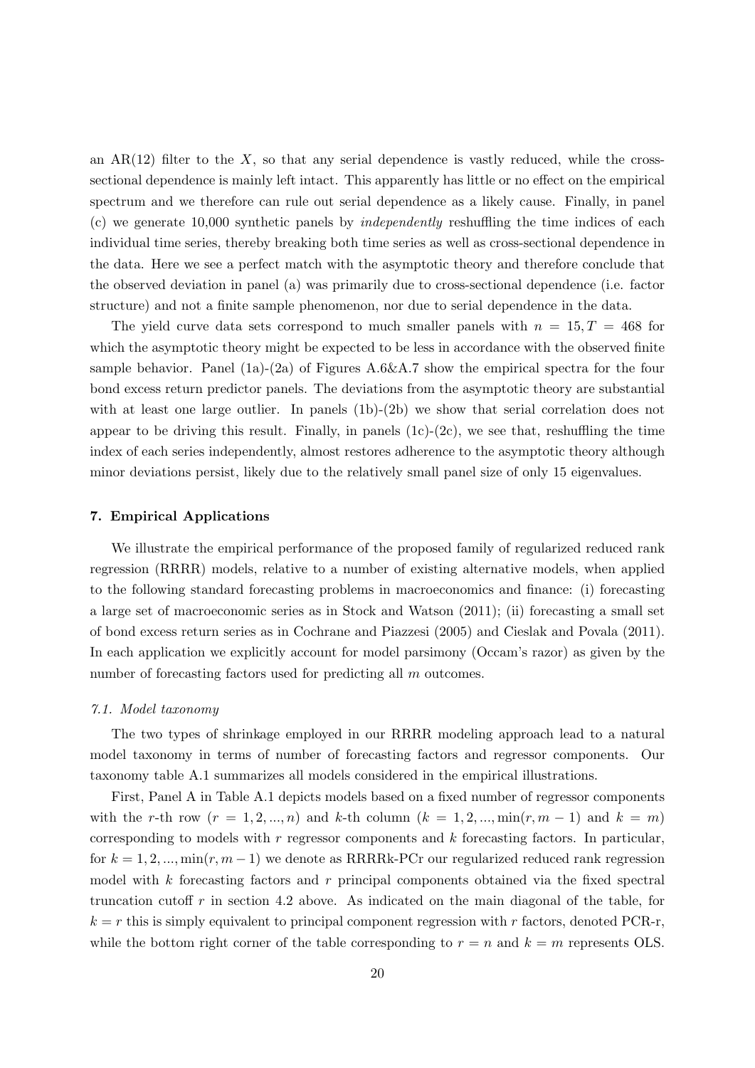an AR(12) filter to the $X$, so that any serial dependence is vastly reduced, while the cross-sectional dependence is mainly left intact. This apparently has little or no effect on the empirical spectrum and we therefore can rule out serial dependence as a likely cause. Finally, in panel (c) we generate 10,000 synthetic panels by *independently* reshuffling the time indices of each individual time series, thereby breaking both time series as well as cross-sectional dependence in the data. Here we see a perfect match with the asymptotic theory and therefore conclude that the observed deviation in panel (a) was primarily due to cross-sectional dependence (i.e. factor structure) and not a finite sample phenomenon, nor due to serial dependence in the data.

The yield curve data sets correspond to much smaller panels with $n = 15, T = 468$ for which the asymptotic theory might be expected to be less in accordance with the observed finite sample behavior. Panel (1a)-(2a) of Figures A.6&A.7 show the empirical spectra for the four bond excess return predictor panels. The deviations from the asymptotic theory are substantial with at least one large outlier. In panels (1b)-(2b) we show that serial correlation does not appear to be driving this result. Finally, in panels (1c)-(2c), we see that, reshuffling the time index of each series independently, almost restores adherence to the asymptotic theory although minor deviations persist, likely due to the relatively small panel size of only 15 eigenvalues.

## 7. Empirical Applications

We illustrate the empirical performance of the proposed family of regularized reduced rank regression (RRRR) models, relative to a number of existing alternative models, when applied to the following standard forecasting problems in macroeconomics and finance: (i) forecasting a large set of macroeconomic series as in Stock and Watson (2011); (ii) forecasting a small set of bond excess return series as in Cochrane and Piazzesi (2005) and Cieslak and Povala (2011). In each application we explicitly account for model parsimony (Occam's razor) as given by the number of forecasting factors used for predicting all $m$ outcomes.

### *7.1. Model taxonomy*

The two types of shrinkage employed in our RRRR modeling approach lead to a natural model taxonomy in terms of number of forecasting factors and regressor components. Our taxonomy table A.1 summarizes all models considered in the empirical illustrations.

First, Panel A in Table A.1 depicts models based on a fixed number of regressor components with the $r$-th row ($r = 1, 2, ..., n$) and $k$-th column ($k = 1, 2, ..., \min(r, m-1)$ and $k = m$) corresponding to models with $r$ regressor components and $k$ forecasting factors. In particular, for $k = 1, 2, ..., \min(r, m-1)$ we denote as RRRRk-PCr our regularized reduced rank regression model with $k$ forecasting factors and $r$ principal components obtained via the fixed spectral truncation cutoff $r$ in section 4.2 above. As indicated on the main diagonal of the table, for $k = r$ this is simply equivalent to principal component regression with $r$ factors, denoted PCR-r, while the bottom right corner of the table corresponding to $r = n$ and $k = m$ represents OLS.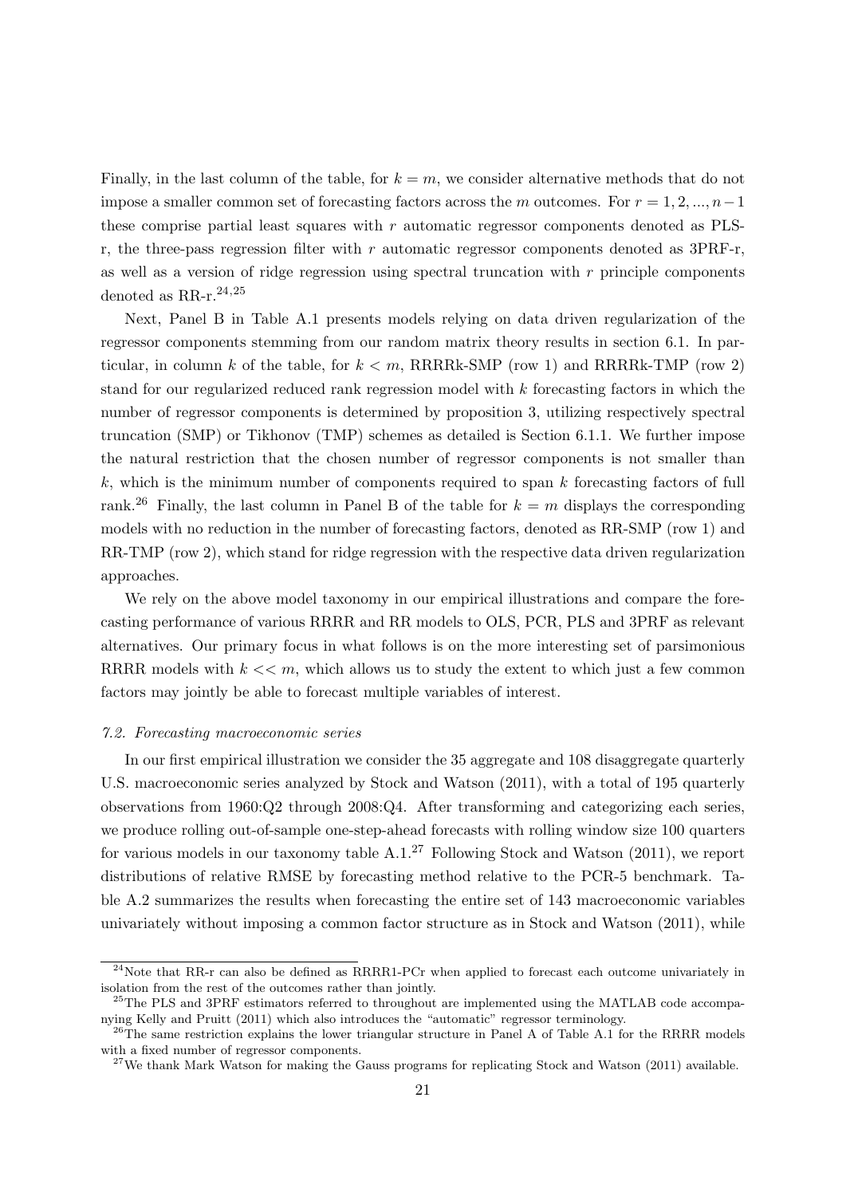Finally, in the last column of the table, for $k = m$, we consider alternative methods that do not impose a smaller common set of forecasting factors across the $m$ outcomes. For $r = 1, 2, ..., n-1$ these comprise partial least squares with $r$ automatic regressor components denoted as PLS-r, the three-pass regression filter with $r$ automatic regressor components denoted as 3PRF-r, as well as a version of ridge regression using spectral truncation with $r$ principle components denoted as RR-r.[24,25]

Next, Panel B in Table A.1 presents models relying on data driven regularization of the regressor components stemming from our random matrix theory results in section 6.1. In particular, in column $k$ of the table, for $k < m$, RRRRk-SMP (row 1) and RRRRk-TMP (row 2) stand for our regularized reduced rank regression model with $k$ forecasting factors in which the number of regressor components is determined by proposition 3, utilizing respectively spectral truncation (SMP) or Tikhonov (TMP) schemes as detailed is Section 6.1.1. We further impose the natural restriction that the chosen number of regressor components is not smaller than $k$, which is the minimum number of components required to span $k$ forecasting factors of full rank.[26] Finally, the last column in Panel B of the table for $k = m$ displays the corresponding models with no reduction in the number of forecasting factors, denoted as RR-SMP (row 1) and RR-TMP (row 2), which stand for ridge regression with the respective data driven regularization approaches.

We rely on the above model taxonomy in our empirical illustrations and compare the forecasting performance of various RRRR and RR models to OLS, PCR, PLS and 3PRF as relevant alternatives. Our primary focus in what follows is on the more interesting set of parsimonious RRRR models with $k << m$, which allows us to study the extent to which just a few common factors may jointly be able to forecast multiple variables of interest.

### *7.2. Forecasting macroeconomic series*

In our first empirical illustration we consider the 35 aggregate and 108 disaggregate quarterly U.S. macroeconomic series analyzed by Stock and Watson (2011), with a total of 195 quarterly observations from 1960:Q2 through 2008:Q4. After transforming and categorizing each series, we produce rolling out-of-sample one-step-ahead forecasts with rolling window size 100 quarters for various models in our taxonomy table A.1.[27] Following Stock and Watson (2011), we report distributions of relative RMSE by forecasting method relative to the PCR-5 benchmark. Table A.2 summarizes the results when forecasting the entire set of 143 macroeconomic variables univariately without imposing a common factor structure as in Stock and Watson (2011), while

---

[24] Note that RR-r can also be defined as RRRR1-PCr when applied to forecast each outcome univariately in isolation from the rest of the outcomes rather than jointly.

[25] The PLS and 3PRF estimators referred to throughout are implemented using the MATLAB code accompanying Kelly and Pruitt (2011) which also introduces the "automatic" regressor terminology.

[26] The same restriction explains the lower triangular structure in Panel A of Table A.1 for the RRRR models with a fixed number of regressor components.

[27] We thank Mark Watson for making the Gauss programs for replicating Stock and Watson (2011) available.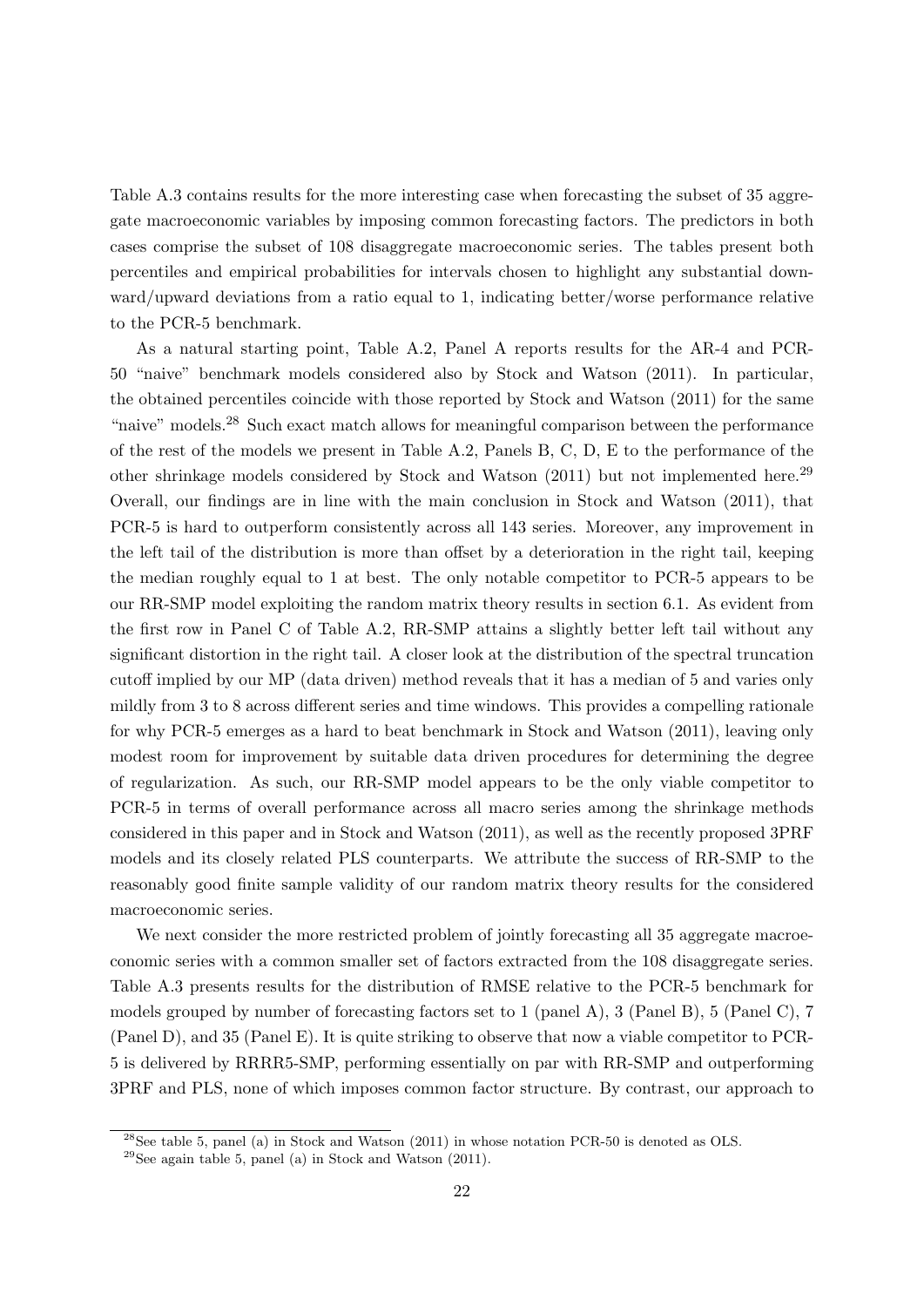Table A.3 contains results for the more interesting case when forecasting the subset of 35 aggregate macroeconomic variables by imposing common forecasting factors. The predictors in both cases comprise the subset of 108 disaggregate macroeconomic series. The tables present both percentiles and empirical probabilities for intervals chosen to highlight any substantial downward/upward deviations from a ratio equal to 1, indicating better/worse performance relative to the PCR-5 benchmark.

As a natural starting point, Table A.2, Panel A reports results for the AR-4 and PCR-50 "naive" benchmark models considered also by Stock and Watson (2011). In particular, the obtained percentiles coincide with those reported by Stock and Watson (2011) for the same "naive" models.[28] Such exact match allows for meaningful comparison between the performance of the rest of the models we present in Table A.2, Panels B, C, D, E to the performance of the other shrinkage models considered by Stock and Watson (2011) but not implemented here.[29] Overall, our findings are in line with the main conclusion in Stock and Watson (2011), that PCR-5 is hard to outperform consistently across all 143 series. Moreover, any improvement in the left tail of the distribution is more than offset by a deterioration in the right tail, keeping the median roughly equal to 1 at best. The only notable competitor to PCR-5 appears to be our RR-SMP model exploiting the random matrix theory results in section 6.1. As evident from the first row in Panel C of Table A.2, RR-SMP attains a slightly better left tail without any significant distortion in the right tail. A closer look at the distribution of the spectral truncation cutoff implied by our MP (data driven) method reveals that it has a median of 5 and varies only mildly from 3 to 8 across different series and time windows. This provides a compelling rationale for why PCR-5 emerges as a hard to beat benchmark in Stock and Watson (2011), leaving only modest room for improvement by suitable data driven procedures for determining the degree of regularization. As such, our RR-SMP model appears to be the only viable competitor to PCR-5 in terms of overall performance across all macro series among the shrinkage methods considered in this paper and in Stock and Watson (2011), as well as the recently proposed 3PRF models and its closely related PLS counterparts. We attribute the success of RR-SMP to the reasonably good finite sample validity of our random matrix theory results for the considered macroeconomic series.

We next consider the more restricted problem of jointly forecasting all 35 aggregate macroeconomic series with a common smaller set of factors extracted from the 108 disaggregate series. Table A.3 presents results for the distribution of RMSE relative to the PCR-5 benchmark for models grouped by number of forecasting factors set to 1 (panel A), 3 (Panel B), 5 (Panel C), 7 (Panel D), and 35 (Panel E). It is quite striking to observe that now a viable competitor to PCR-5 is delivered by RRRR5-SMP, performing essentially on par with RR-SMP and outperforming 3PRF and PLS, none of which imposes common factor structure. By contrast, our approach to

[28] See table 5, panel (a) in Stock and Watson (2011) in whose notation PCR-50 is denoted as OLS.

[29] See again table 5, panel (a) in Stock and Watson (2011).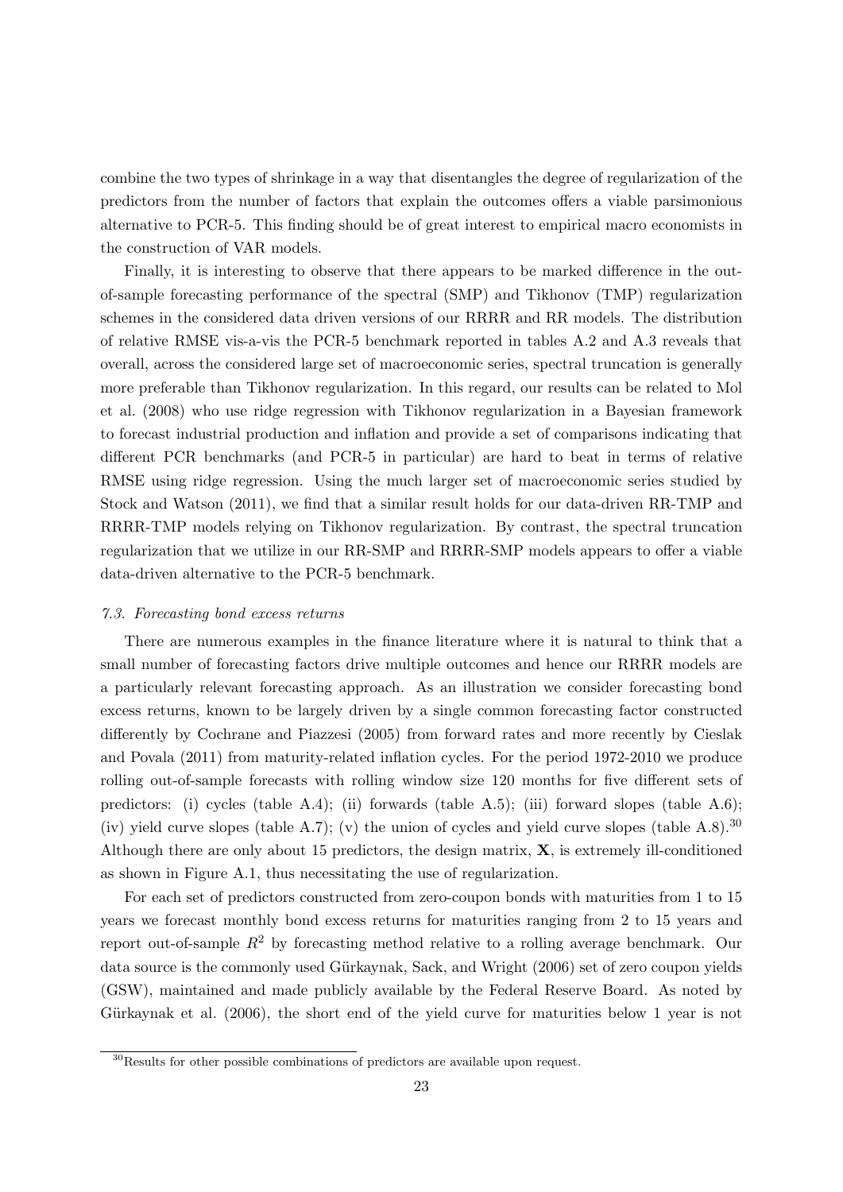combine the two types of shrinkage in a way that disentangles the degree of regularization of the predictors from the number of factors that explain the outcomes offers a viable parsimonious alternative to PCR-5. This finding should be of great interest to empirical macro economists in the construction of VAR models.

Finally, it is interesting to observe that there appears to be marked difference in the out-of-sample forecasting performance of the spectral (SMP) and Tikhonov (TMP) regularization schemes in the considered data driven versions of our RRRR and RR models. The distribution of relative RMSE vis-a-vis the PCR-5 benchmark reported in tables A.2 and A.3 reveals that overall, across the considered large set of macroeconomic series, spectral truncation is generally more preferable than Tikhonov regularization. In this regard, our results can be related to Mol et al. (2008) who use ridge regression with Tikhonov regularization in a Bayesian framework to forecast industrial production and inflation and provide a set of comparisons indicating that different PCR benchmarks (and PCR-5 in particular) are hard to beat in terms of relative RMSE using ridge regression. Using the much larger set of macroeconomic series studied by Stock and Watson (2011), we find that a similar result holds for our data-driven RR-TMP and RRRR-TMP models relying on Tikhonov regularization. By contrast, the spectral truncation regularization that we utilize in our RR-SMP and RRRR-SMP models appears to offer a viable data-driven alternative to the PCR-5 benchmark.

### *7.3. Forecasting bond excess returns*

There are numerous examples in the finance literature where it is natural to think that a small number of forecasting factors drive multiple outcomes and hence our RRRR models are a particularly relevant forecasting approach. As an illustration we consider forecasting bond excess returns, known to be largely driven by a single common forecasting factor constructed differently by Cochrane and Piazzesi (2005) from forward rates and more recently by Cieslak and Povala (2011) from maturity-related inflation cycles. For the period 1972-2010 we produce rolling out-of-sample forecasts with rolling window size 120 months for five different sets of predictors: (i) cycles (table A.4); (ii) forwards (table A.5); (iii) forward slopes (table A.6); (iv) yield curve slopes (table A.7); (v) the union of cycles and yield curve slopes (table A.8).[30] Although there are only about 15 predictors, the design matrix, $\mathbf{X}$, is extremely ill-conditioned as shown in Figure A.1, thus necessitating the use of regularization.

For each set of predictors constructed from zero-coupon bonds with maturities from 1 to 15 years we forecast monthly bond excess returns for maturities ranging from 2 to 15 years and report out-of-sample $R^2$ by forecasting method relative to a rolling average benchmark. Our data source is the commonly used Gürkaynak, Sack, and Wright (2006) set of zero coupon yields (GSW), maintained and made publicly available by the Federal Reserve Board. As noted by Gürkaynak et al. (2006), the short end of the yield curve for maturities below 1 year is not

[30] Results for other possible combinations of predictors are available upon request.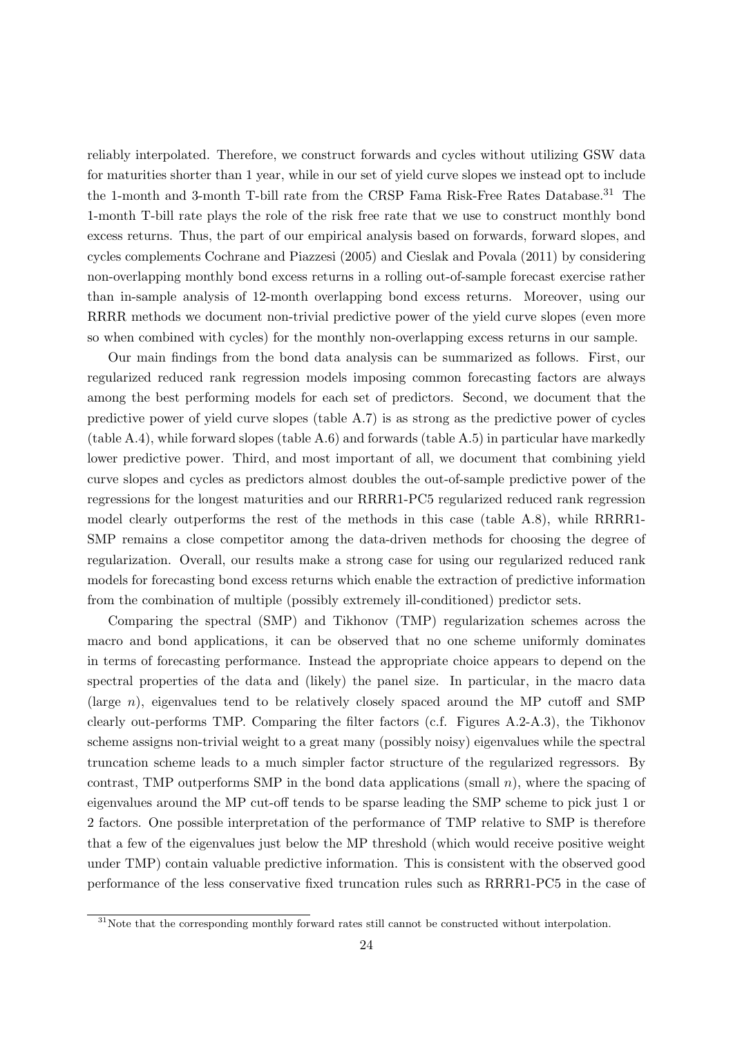reliably interpolated. Therefore, we construct forwards and cycles without utilizing GSW data for maturities shorter than 1 year, while in our set of yield curve slopes we instead opt to include the 1-month and 3-month T-bill rate from the CRSP Fama Risk-Free Rates Database.[31] The 1-month T-bill rate plays the role of the risk free rate that we use to construct monthly bond excess returns. Thus, the part of our empirical analysis based on forwards, forward slopes, and cycles complements Cochrane and Piazzesi (2005) and Cieslak and Povala (2011) by considering non-overlapping monthly bond excess returns in a rolling out-of-sample forecast exercise rather than in-sample analysis of 12-month overlapping bond excess returns. Moreover, using our RRRR methods we document non-trivial predictive power of the yield curve slopes (even more so when combined with cycles) for the monthly non-overlapping excess returns in our sample.

Our main findings from the bond data analysis can be summarized as follows. First, our regularized reduced rank regression models imposing common forecasting factors are always among the best performing models for each set of predictors. Second, we document that the predictive power of yield curve slopes (table A.7) is as strong as the predictive power of cycles (table A.4), while forward slopes (table A.6) and forwards (table A.5) in particular have markedly lower predictive power. Third, and most important of all, we document that combining yield curve slopes and cycles as predictors almost doubles the out-of-sample predictive power of the regressions for the longest maturities and our RRRR1-PC5 regularized reduced rank regression model clearly outperforms the rest of the methods in this case (table A.8), while RRRR1-SMP remains a close competitor among the data-driven methods for choosing the degree of regularization. Overall, our results make a strong case for using our regularized reduced rank models for forecasting bond excess returns which enable the extraction of predictive information from the combination of multiple (possibly extremely ill-conditioned) predictor sets.

Comparing the spectral (SMP) and Tikhonov (TMP) regularization schemes across the macro and bond applications, it can be observed that no one scheme uniformly dominates in terms of forecasting performance. Instead the appropriate choice appears to depend on the spectral properties of the data and (likely) the panel size. In particular, in the macro data (large $n$), eigenvalues tend to be relatively closely spaced around the MP cutoff and SMP clearly out-performs TMP. Comparing the filter factors (c.f. Figures A.2-A.3), the Tikhonov scheme assigns non-trivial weight to a great many (possibly noisy) eigenvalues while the spectral truncation scheme leads to a much simpler factor structure of the regularized regressors. By contrast, TMP outperforms SMP in the bond data applications (small $n$), where the spacing of eigenvalues around the MP cut-off tends to be sparse leading the SMP scheme to pick just 1 or 2 factors. One possible interpretation of the performance of TMP relative to SMP is therefore that a few of the eigenvalues just below the MP threshold (which would receive positive weight under TMP) contain valuable predictive information. This is consistent with the observed good performance of the less conservative fixed truncation rules such as RRRR1-PC5 in the case of

[31] Note that the corresponding monthly forward rates still cannot be constructed without interpolation.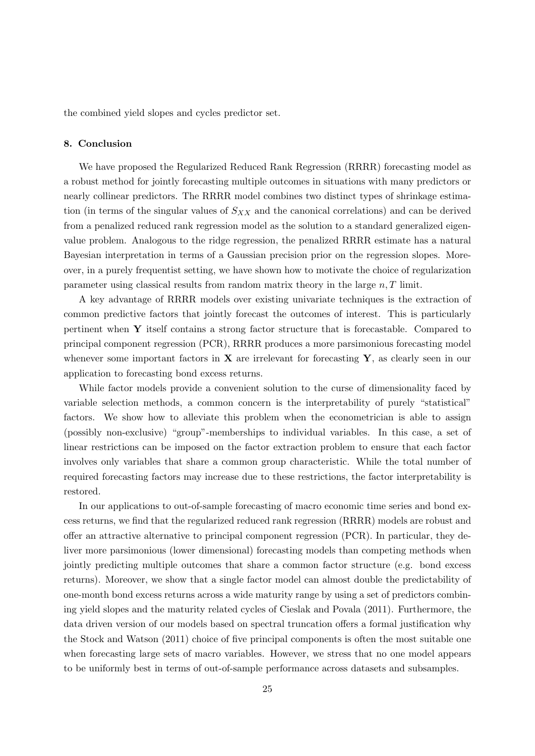the combined yield slopes and cycles predictor set.

## 8. Conclusion

We have proposed the Regularized Reduced Rank Regression (RRRR) forecasting model as a robust method for jointly forecasting multiple outcomes in situations with many predictors or nearly collinear predictors. The RRRR model combines two distinct types of shrinkage estimation (in terms of the singular values of $S_{XX}$ and the canonical correlations) and can be derived from a penalized reduced rank regression model as the solution to a standard generalized eigenvalue problem. Analogous to the ridge regression, the penalized RRRR estimate has a natural Bayesian interpretation in terms of a Gaussian precision prior on the regression slopes. Moreover, in a purely frequentist setting, we have shown how to motivate the choice of regularization parameter using classical results from random matrix theory in the large $n, T$ limit.

A key advantage of RRRR models over existing univariate techniques is the extraction of common predictive factors that jointly forecast the outcomes of interest. This is particularly pertinent when $\mathbf{Y}$ itself contains a strong factor structure that is forecastable. Compared to principal component regression (PCR), RRRR produces a more parsimonious forecasting model whenever some important factors in $\mathbf{X}$ are irrelevant for forecasting $\mathbf{Y}$, as clearly seen in our application to forecasting bond excess returns.

While factor models provide a convenient solution to the curse of dimensionality faced by variable selection methods, a common concern is the interpretability of purely "statistical" factors. We show how to alleviate this problem when the econometrician is able to assign (possibly non-exclusive) "group"-memberships to individual variables. In this case, a set of linear restrictions can be imposed on the factor extraction problem to ensure that each factor involves only variables that share a common group characteristic. While the total number of required forecasting factors may increase due to these restrictions, the factor interpretability is restored.

In our applications to out-of-sample forecasting of macro economic time series and bond excess returns, we find that the regularized reduced rank regression (RRRR) models are robust and offer an attractive alternative to principal component regression (PCR). In particular, they deliver more parsimonious (lower dimensional) forecasting models than competing methods when jointly predicting multiple outcomes that share a common factor structure (e.g. bond excess returns). Moreover, we show that a single factor model can almost double the predictability of one-month bond excess returns across a wide maturity range by using a set of predictors combining yield slopes and the maturity related cycles of Cieslak and Povala (2011). Furthermore, the data driven version of our models based on spectral truncation offers a formal justification why the Stock and Watson (2011) choice of five principal components is often the most suitable one when forecasting large sets of macro variables. However, we stress that no one model appears to be uniformly best in terms of out-of-sample performance across datasets and subsamples.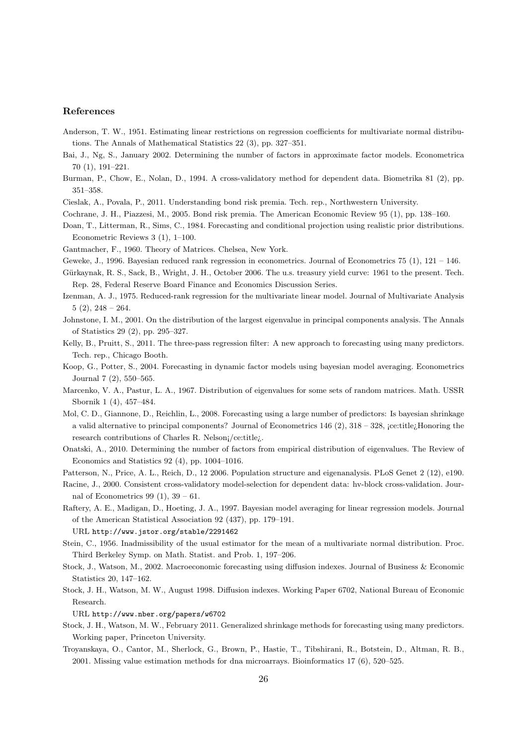## References

Anderson, T. W., 1951. Estimating linear restrictions on regression coefficients for multivariate normal distributions. The Annals of Mathematical Statistics 22 (3), pp. 327–351.

Bai, J., Ng, S., January 2002. Determining the number of factors in approximate factor models. Econometrica 70 (1), 191–221.

Burman, P., Chow, E., Nolan, D., 1994. A cross-validatory method for dependent data. Biometrika 81 (2), pp. 351–358.

Cieslak, A., Povala, P., 2011. Understanding bond risk premia. Tech. rep., Northwestern University.

Cochrane, J. H., Piazzesi, M., 2005. Bond risk premia. The American Economic Review 95 (1), pp. 138–160.

Doan, T., Litterman, R., Sims, C., 1984. Forecasting and conditional projection using realistic prior distributions. Econometric Reviews 3 (1), 1–100.

Gantmacher, F., 1960. Theory of Matrices. Chelsea, New York.

Geweke, J., 1996. Bayesian reduced rank regression in econometrics. Journal of Econometrics 75 (1), 121 – 146.

Gürkaynak, R. S., Sack, B., Wright, J. H., October 2006. The u.s. treasury yield curve: 1961 to the present. Tech. Rep. 28, Federal Reserve Board Finance and Economics Discussion Series.

Izenman, A. J., 1975. Reduced-rank regression for the multivariate linear model. Journal of Multivariate Analysis 5 (2), 248 – 264.

Johnstone, I. M., 2001. On the distribution of the largest eigenvalue in principal components analysis. The Annals of Statistics 29 (2), pp. 295–327.

Kelly, B., Pruitt, S., 2011. The three-pass regression filter: A new approach to forecasting using many predictors. Tech. rep., Chicago Booth.

Koop, G., Potter, S., 2004. Forecasting in dynamic factor models using bayesian model averaging. Econometrics Journal 7 (2), 550–565.

Marcenko, V. A., Pastur, L. A., 1967. Distribution of eigenvalues for some sets of random matrices. Math. USSR Sbornik 1 (4), 457–484.

Mol, C. D., Giannone, D., Reichlin, L., 2008. Forecasting using a large number of predictors: Is bayesian shrinkage a valid alternative to principal components? Journal of Econometrics 146 (2), 318 – 328, ¡ce:title¿Honoring the research contributions of Charles R. Nelson¡/ce:title¿.

Onatski, A., 2010. Determining the number of factors from empirical distribution of eigenvalues. The Review of Economics and Statistics 92 (4), pp. 1004–1016.

Patterson, N., Price, A. L., Reich, D., 12 2006. Population structure and eigenanalysis. PLoS Genet 2 (12), e190.

Racine, J., 2000. Consistent cross-validatory model-selection for dependent data: hv-block cross-validation. Journal of Econometrics 99 (1), 39 – 61.

Raftery, A. E., Madigan, D., Hoeting, J. A., 1997. Bayesian model averaging for linear regression models. Journal of the American Statistical Association 92 (437), pp. 179–191.
URL http://www.jstor.org/stable/2291462

Stein, C., 1956. Inadmissibility of the usual estimator for the mean of a multivariate normal distribution. Proc. Third Berkeley Symp. on Math. Statist. and Prob. 1, 197–206.

Stock, J., Watson, M., 2002. Macroeconomic forecasting using diffusion indexes. Journal of Business & Economic Statistics 20, 147–162.

Stock, J. H., Watson, M. W., August 1998. Diffusion indexes. Working Paper 6702, National Bureau of Economic Research.
URL http://www.nber.org/papers/w6702

Stock, J. H., Watson, M. W., February 2011. Generalized shrinkage methods for forecasting using many predictors. Working paper, Princeton University.

Troyanskaya, O., Cantor, M., Sherlock, G., Brown, P., Hastie, T., Tibshirani, R., Botstein, D., Altman, R. B., 2001. Missing value estimation methods for dna microarrays. Bioinformatics 17 (6), 520–525.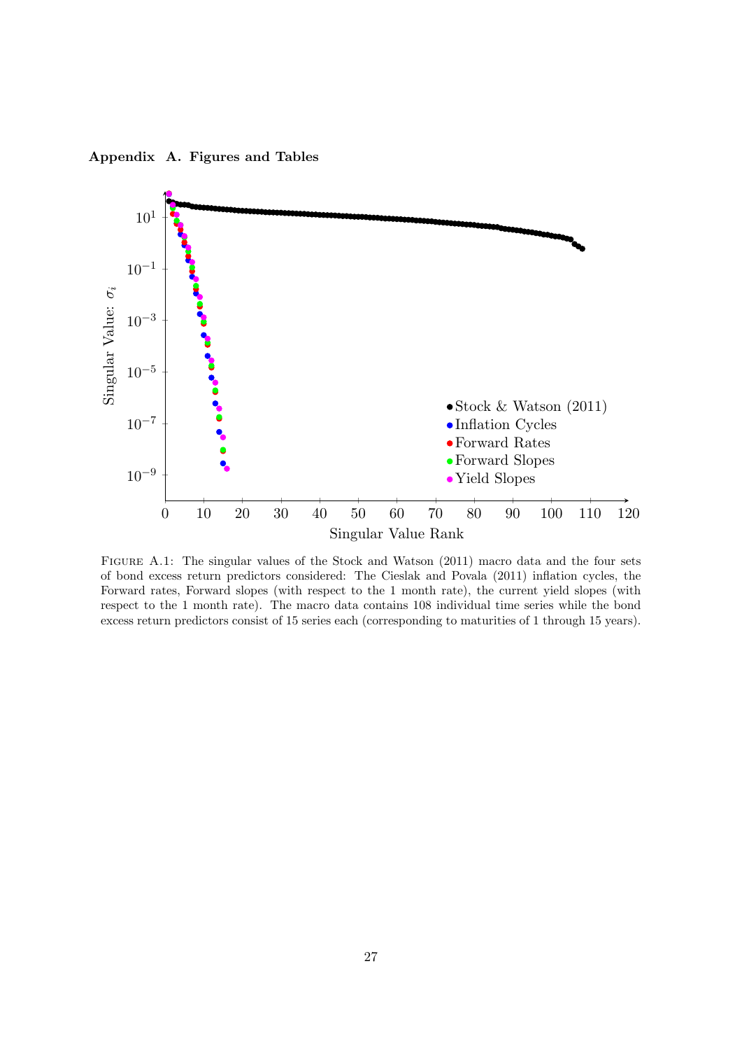# Appendix A. Figures and Tables

Figure A.1: The singular values of the Stock and Watson (2011) macro data and the four sets of bond excess return predictors considered: The Cieslak and Povala (2011) inflation cycles, the Forward rates, Forward slopes (with respect to the 1 month rate), the current yield slopes (with respect to the 1 month rate). The macro data contains 108 individual time series while the bond excess return predictors consist of 15 series each (corresponding to maturities of 1 through 15 years).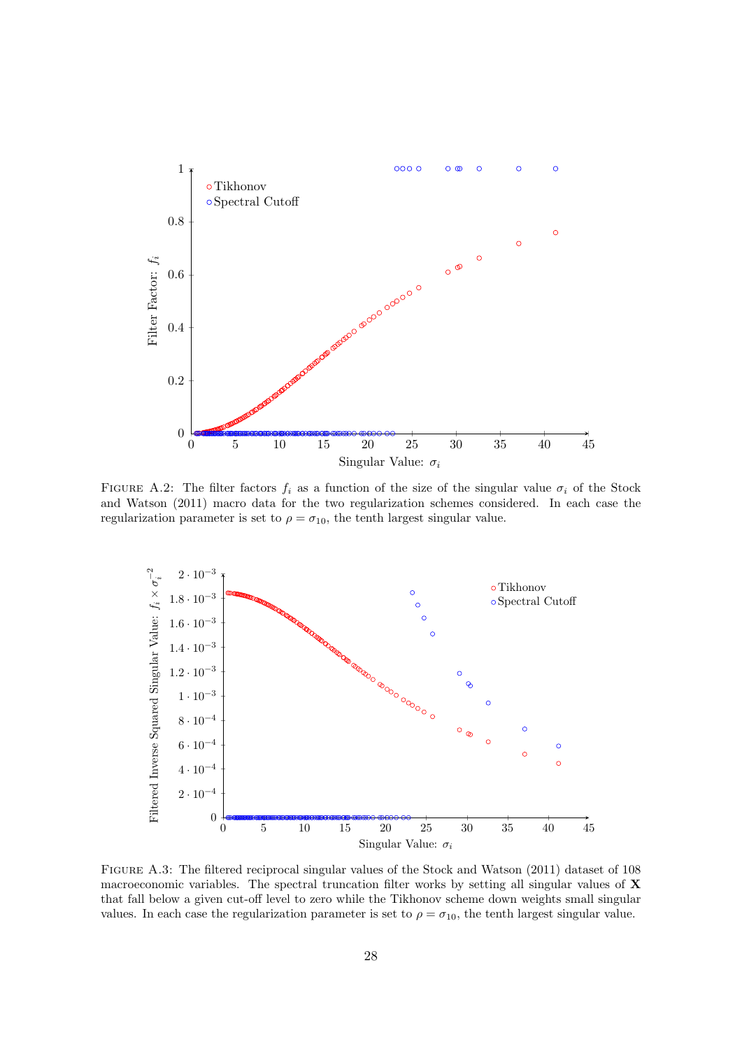FIGURE A.2: The filter factors $f_i$ as a function of the size of the singular value $\sigma_i$ of the Stock and Watson (2011) macro data for the two regularization schemes considered. In each case the regularization parameter is set to $\rho = \sigma_{10}$, the tenth largest singular value.

FIGURE A.3: The filtered reciprocal singular values of the Stock and Watson (2011) dataset of 108 macroeconomic variables. The spectral truncation filter works by setting all singular values of $\mathbf{X}$ that fall below a given cut-off level to zero while the Tikhonov scheme down weights small singular values. In each case the regularization parameter is set to $\rho = \sigma_{10}$, the tenth largest singular value.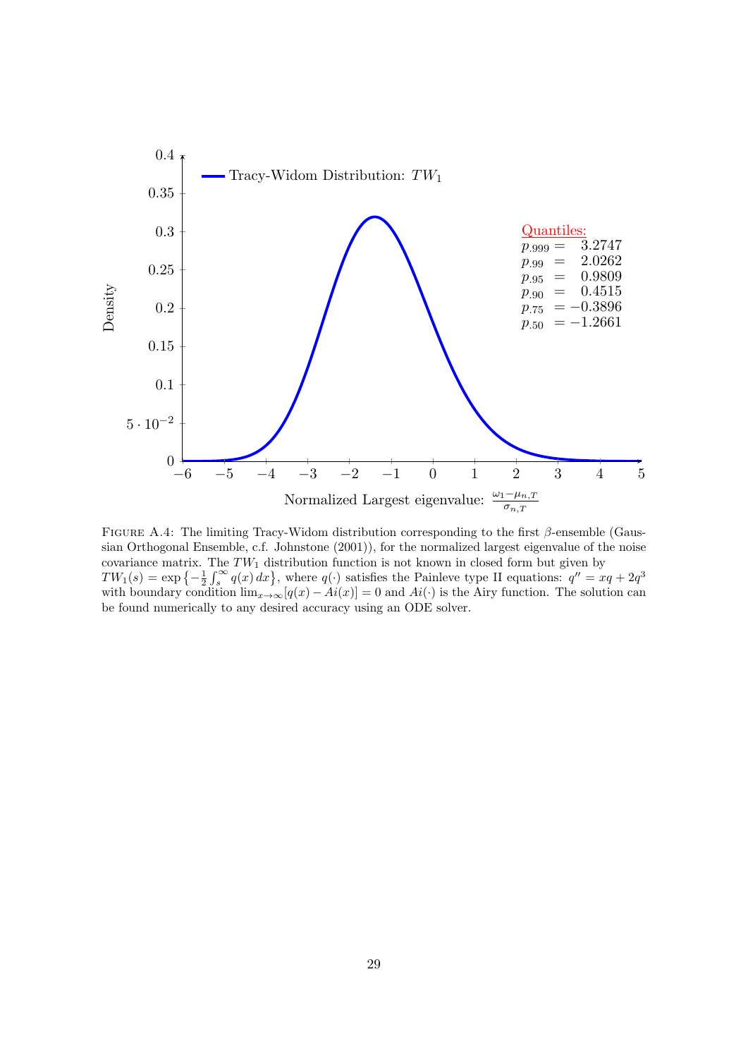Tracy-Widom Distribution: $TW_1$

Quantiles:

$p_{.999} = 3.2747$
$p_{.99} = 2.0262$
$p_{.95} = 0.9809$
$p_{.90} = 0.4515$
$p_{.75} = -0.3896$
$p_{.50} = -1.2661$

Density

Normalized Largest eigenvalue: $\frac{\omega_1 - \mu_{n,T}}{\sigma_{n,T}}$

FIGURE A.4: The limiting Tracy-Widom distribution corresponding to the first $\beta$-ensemble (Gaussian Orthogonal Ensemble, c.f. Johnstone (2001)), for the normalized largest eigenvalue of the noise covariance matrix. The $TW_1$ distribution function is not known in closed form but given by $TW_1(s) = \exp\left\{-\frac{1}{2}\int_s^\infty q(x)\,dx\right\}$, where $q(\cdot)$ satisfies the Painleve type II equations: $q'' = xq + 2q^3$ with boundary condition $\lim_{x\to\infty}[q(x) - Ai(x)] = 0$ and $Ai(\cdot)$ is the Airy function. The solution can be found numerically to any desired accuracy using an ODE solver.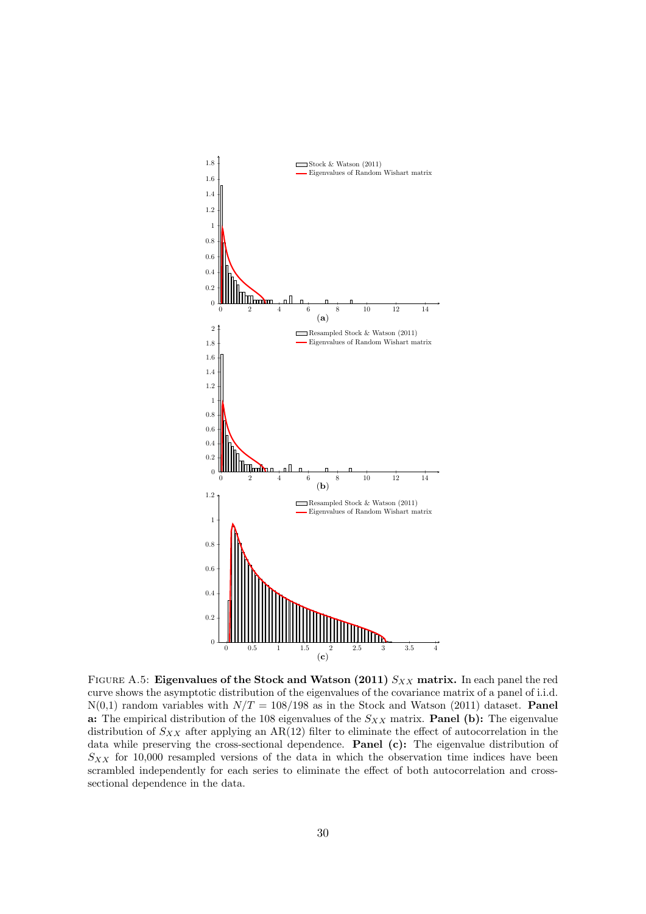FIGURE A.5: **Eigenvalues of the Stock and Watson (2011) $S_{XX}$ matrix.** In each panel the red curve shows the asymptotic distribution of the eigenvalues of the covariance matrix of a panel of i.i.d. N(0,1) random variables with $N/T = 108/198$ as in the Stock and Watson (2011) dataset. **Panel a:** The empirical distribution of the 108 eigenvalues of the $S_{XX}$ matrix. **Panel (b):** The eigenvalue distribution of $S_{XX}$ after applying an AR(12) filter to eliminate the effect of autocorrelation in the data while preserving the cross-sectional dependence. **Panel (c):** The eigenvalue distribution of $S_{XX}$ for 10,000 resampled versions of the data in which the observation time indices have been scrambled independently for each series to eliminate the effect of both autocorrelation and cross-sectional dependence in the data.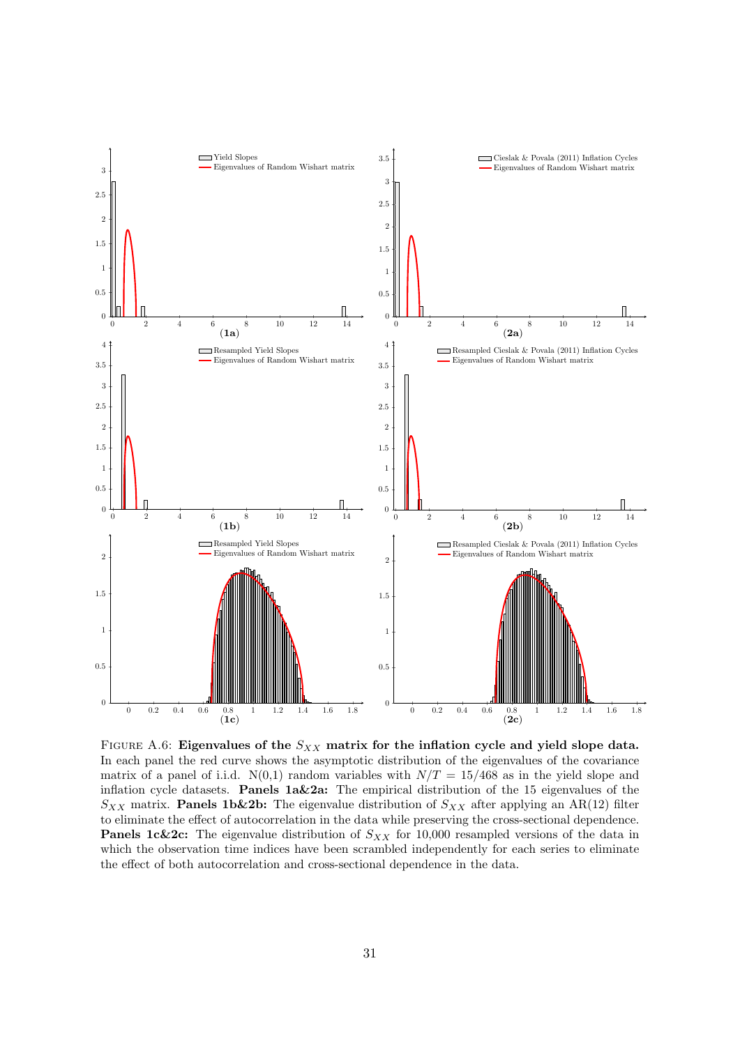FIGURE A.6: **Eigenvalues of the $S_{XX}$ matrix for the inflation cycle and yield slope data.** In each panel the red curve shows the asymptotic distribution of the eigenvalues of the covariance matrix of a panel of i.i.d. N(0,1) random variables with $N/T = 15/468$ as in the yield slope and inflation cycle datasets. **Panels 1a&2a:** The empirical distribution of the 15 eigenvalues of the $S_{XX}$ matrix. **Panels 1b&2b:** The eigenvalue distribution of $S_{XX}$ after applying an AR(12) filter to eliminate the effect of autocorrelation in the data while preserving the cross-sectional dependence. **Panels 1c&2c:** The eigenvalue distribution of $S_{XX}$ for 10,000 resampled versions of the data in which the observation time indices have been scrambled independently for each series to eliminate the effect of both autocorrelation and cross-sectional dependence in the data.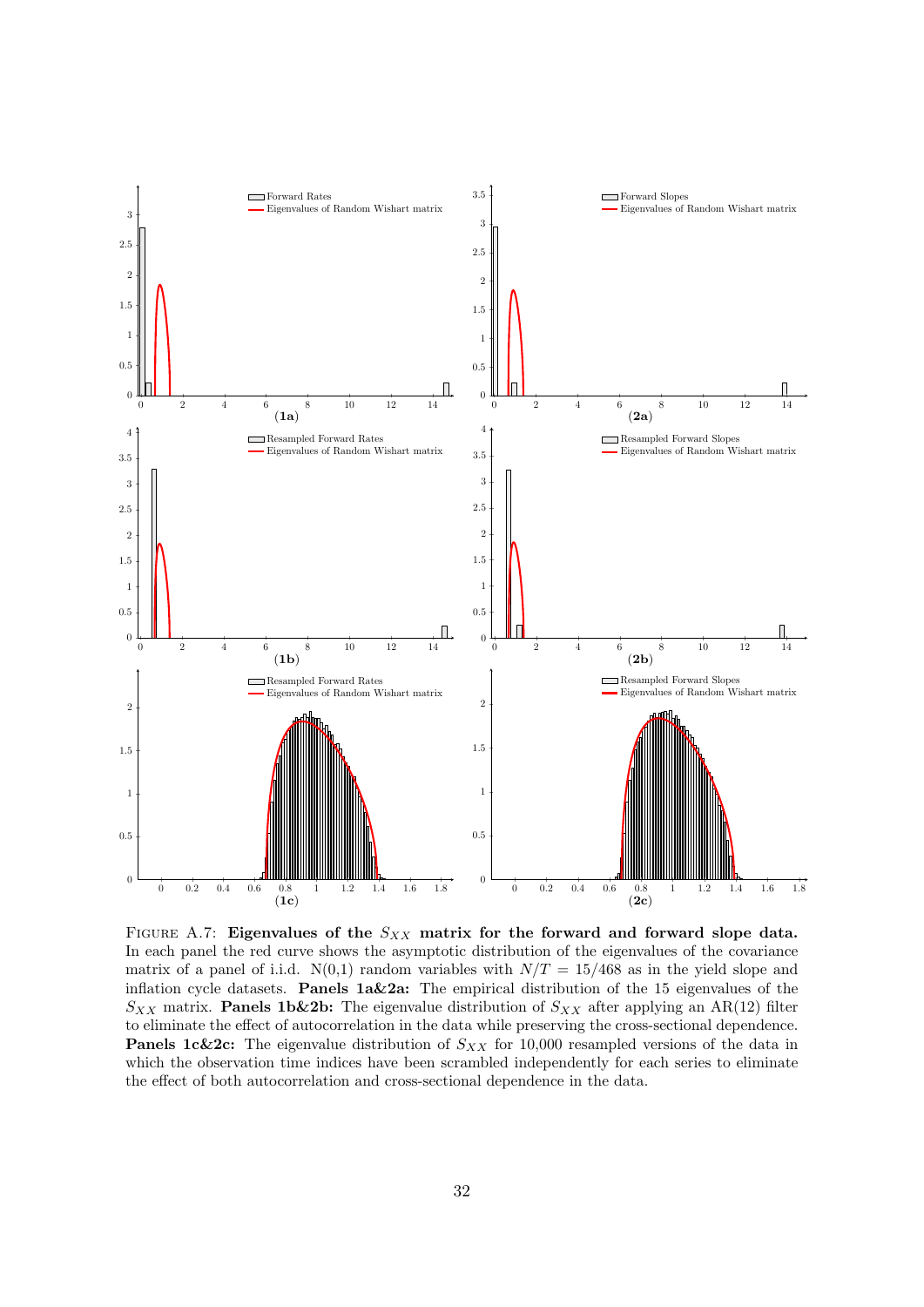Figure A.7: **Eigenvalues of the $S_{XX}$ matrix for the forward and forward slope data.** In each panel the red curve shows the asymptotic distribution of the eigenvalues of the covariance matrix of a panel of i.i.d. N(0,1) random variables with $N/T = 15/468$ as in the yield slope and inflation cycle datasets. **Panels 1a&2a:** The empirical distribution of the 15 eigenvalues of the $S_{XX}$ matrix. **Panels 1b&2b:** The eigenvalue distribution of $S_{XX}$ after applying an AR(12) filter to eliminate the effect of autocorrelation in the data while preserving the cross-sectional dependence. **Panels 1c&2c:** The eigenvalue distribution of $S_{XX}$ for 10,000 resampled versions of the data in which the observation time indices have been scrambled independently for each series to eliminate the effect of both autocorrelation and cross-sectional dependence in the data.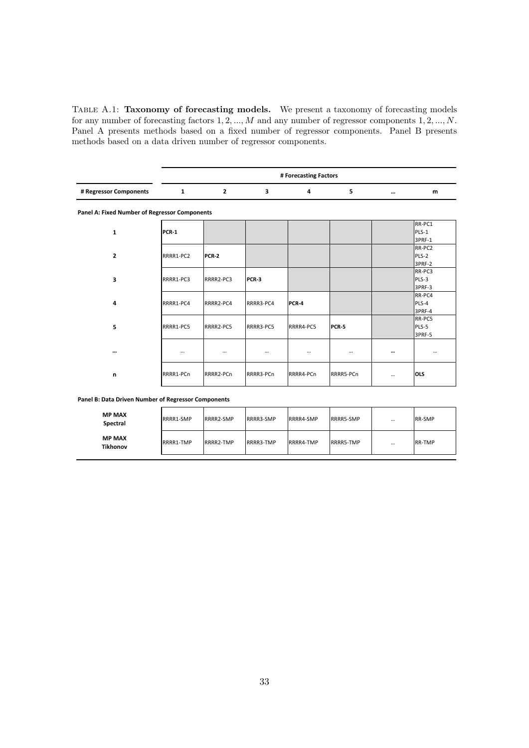Table A.1: **Taxonomy of forecasting models.** We present a taxonomy of forecasting models for any number of forecasting factors $1, 2, ..., M$ and any number of regressor components $1, 2, ..., N$. Panel A presents methods based on a fixed number of regressor components. Panel B presents methods based on a data driven number of regressor components.

| | **# Forecasting Factors** | | | | | | |
|---|---|---|---|---|---|---|---|
| **# Regressor Components** | **1** | **2** | **3** | **4** | **5** | **...** | **m** |
| **Panel A: Fixed Number of Regressor Components** | | | | | | | |
| **1** | **PCR-1** | | | | | | RR-PC1 PLS-1 3PRF-1 |
| **2** | RRRR1-PC2 | **PCR-2** | | | | | RR-PC2 PLS-2 3PRF-2 |
| **3** | RRRR1-PC3 | RRRR2-PC3 | **PCR-3** | | | | RR-PC3 PLS-3 3PRF-3 |
| **4** | RRRR1-PC4 | RRRR2-PC4 | RRRR3-PC4 | **PCR-4** | | | RR-PC4 PLS-4 3PRF-4 |
| **5** | RRRR1-PC5 | RRRR2-PC5 | RRRR3-PC5 | RRRR4-PC5 | **PCR-5** | | RR-PC5 PLS-5 3PRF-5 |
| **...** | ... | ... | ... | ... | ... | **...** | ... |
| **n** | RRRR1-PCn | RRRR2-PCn | RRRR3-PCn | RRRR4-PCn | RRRR5-PCn | ... | **OLS** |
| **Panel B: Data Driven Number of Regressor Components** | | | | | | | |
| **MP MAX Spectral** | RRRR1-SMP | RRRR2-SMP | RRRR3-SMP | RRRR4-SMP | RRRR5-SMP | ... | RR-SMP |
| **MP MAX Tikhonov** | RRRR1-TMP | RRRR2-TMP | RRRR3-TMP | RRRR4-TMP | RRRR5-TMP | ... | RR-TMP |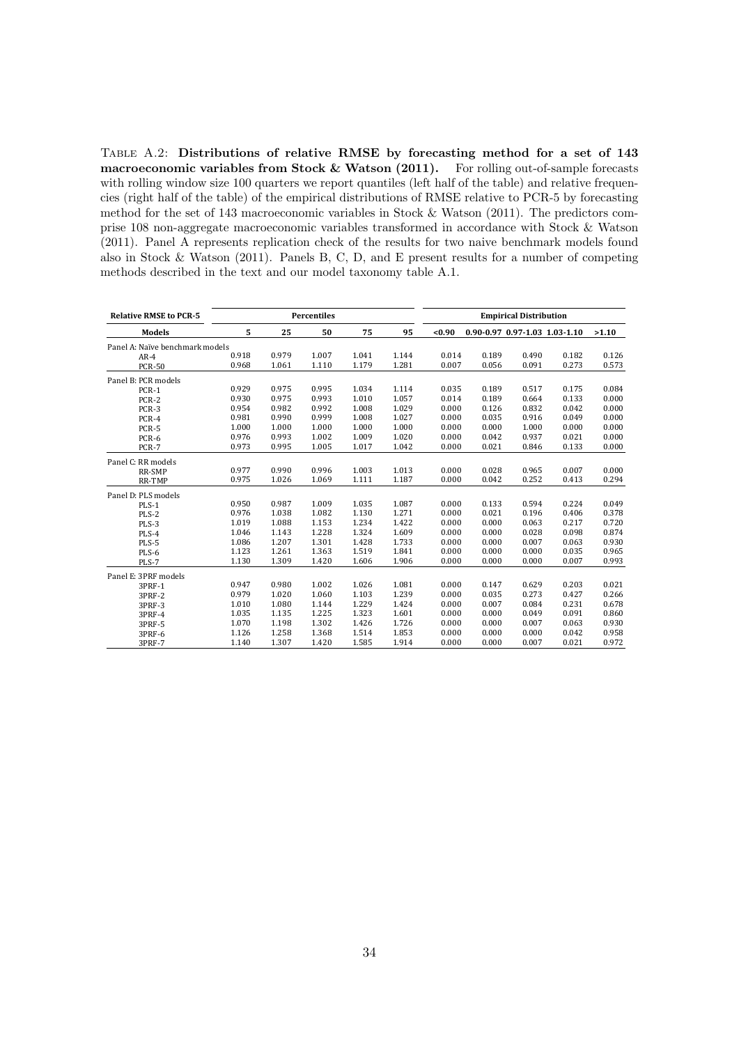TABLE A.2: **Distributions of relative RMSE by forecasting method for a set of 143 macroeconomic variables from Stock & Watson (2011).** For rolling out-of-sample forecasts with rolling window size 100 quarters we report quantiles (left half of the table) and relative frequencies (right half of the table) of the empirical distributions of RMSE relative to PCR-5 by forecasting method for the set of 143 macroeconomic variables in Stock & Watson (2011). The predictors comprise 108 non-aggregate macroeconomic variables transformed in accordance with Stock & Watson (2011). Panel A represents replication check of the results for two naive benchmark models found also in Stock & Watson (2011). Panels B, C, D, and E present results for a number of competing methods described in the text and our model taxonomy table A.1.

| Relative RMSE to PCR-5 | Percentiles | | | | | Empirical Distribution | | | | |
|---|---|---|---|---|---|---|---|---|---|---|
| Models | 5 | 25 | 50 | 75 | 95 | <0.90 | 0.90-0.97 | 0.97-1.03 | 1.03-1.10 | >1.10 |
| Panel A: Naïve benchmark models | | | | | | | | | | |
| AR-4 | 0.918 | 0.979 | 1.007 | 1.041 | 1.144 | 0.014 | 0.189 | 0.490 | 0.182 | 0.126 |
| PCR-50 | 0.968 | 1.061 | 1.110 | 1.179 | 1.281 | 0.007 | 0.056 | 0.091 | 0.273 | 0.573 |
| Panel B: PCR models | | | | | | | | | | |
| PCR-1 | 0.929 | 0.975 | 0.995 | 1.034 | 1.114 | 0.035 | 0.189 | 0.517 | 0.175 | 0.084 |
| PCR-2 | 0.930 | 0.975 | 0.993 | 1.010 | 1.057 | 0.014 | 0.189 | 0.664 | 0.133 | 0.000 |
| PCR-3 | 0.954 | 0.982 | 0.992 | 1.008 | 1.029 | 0.000 | 0.126 | 0.832 | 0.042 | 0.000 |
| PCR-4 | 0.981 | 0.990 | 0.999 | 1.008 | 1.027 | 0.000 | 0.035 | 0.916 | 0.049 | 0.000 |
| PCR-5 | 1.000 | 1.000 | 1.000 | 1.000 | 1.000 | 0.000 | 0.000 | 1.000 | 0.000 | 0.000 |
| PCR-6 | 0.976 | 0.993 | 1.002 | 1.009 | 1.020 | 0.000 | 0.042 | 0.937 | 0.021 | 0.000 |
| PCR-7 | 0.973 | 0.995 | 1.005 | 1.017 | 1.042 | 0.000 | 0.021 | 0.846 | 0.133 | 0.000 |
| Panel C: RR models | | | | | | | | | | |
| RR-SMP | 0.977 | 0.990 | 0.996 | 1.003 | 1.013 | 0.000 | 0.028 | 0.965 | 0.007 | 0.000 |
| RR-TMP | 0.975 | 1.026 | 1.069 | 1.111 | 1.187 | 0.000 | 0.042 | 0.252 | 0.413 | 0.294 |
| Panel D: PLS models | | | | | | | | | | |
| PLS-1 | 0.950 | 0.987 | 1.009 | 1.035 | 1.087 | 0.000 | 0.133 | 0.594 | 0.224 | 0.049 |
| PLS-2 | 0.976 | 1.038 | 1.082 | 1.130 | 1.271 | 0.000 | 0.021 | 0.196 | 0.406 | 0.378 |
| PLS-3 | 1.019 | 1.088 | 1.153 | 1.234 | 1.422 | 0.000 | 0.000 | 0.063 | 0.217 | 0.720 |
| PLS-4 | 1.046 | 1.143 | 1.228 | 1.324 | 1.609 | 0.000 | 0.000 | 0.028 | 0.098 | 0.874 |
| PLS-5 | 1.086 | 1.207 | 1.301 | 1.428 | 1.733 | 0.000 | 0.000 | 0.007 | 0.063 | 0.930 |
| PLS-6 | 1.123 | 1.261 | 1.363 | 1.519 | 1.841 | 0.000 | 0.000 | 0.000 | 0.035 | 0.965 |
| PLS-7 | 1.130 | 1.309 | 1.420 | 1.606 | 1.906 | 0.000 | 0.000 | 0.000 | 0.007 | 0.993 |
| Panel E: 3PRF models | | | | | | | | | | |
| 3PRF-1 | 0.947 | 0.980 | 1.002 | 1.026 | 1.081 | 0.000 | 0.147 | 0.629 | 0.203 | 0.021 |
| 3PRF-2 | 0.979 | 1.020 | 1.060 | 1.103 | 1.239 | 0.000 | 0.035 | 0.273 | 0.427 | 0.266 |
| 3PRF-3 | 1.010 | 1.080 | 1.144 | 1.229 | 1.424 | 0.000 | 0.007 | 0.084 | 0.231 | 0.678 |
| 3PRF-4 | 1.035 | 1.135 | 1.225 | 1.323 | 1.601 | 0.000 | 0.000 | 0.049 | 0.091 | 0.860 |
| 3PRF-5 | 1.070 | 1.198 | 1.302 | 1.426 | 1.726 | 0.000 | 0.000 | 0.007 | 0.063 | 0.930 |
| 3PRF-6 | 1.126 | 1.258 | 1.368 | 1.514 | 1.853 | 0.000 | 0.000 | 0.000 | 0.042 | 0.958 |
| 3PRF-7 | 1.140 | 1.307 | 1.420 | 1.585 | 1.914 | 0.000 | 0.000 | 0.007 | 0.021 | 0.972 |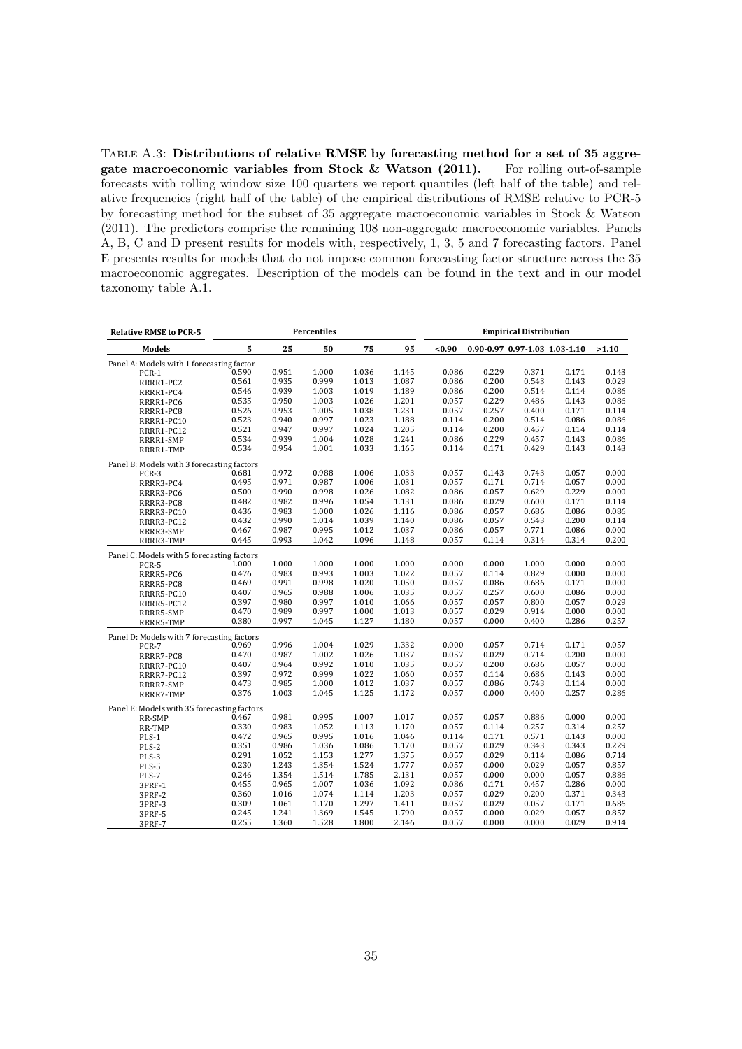Table A.3: **Distributions of relative RMSE by forecasting method for a set of 35 aggregate macroeconomic variables from Stock & Watson (2011).** For rolling out-of-sample forecasts with rolling window size 100 quarters we report quantiles (left half of the table) and relative frequencies (right half of the table) of the empirical distributions of RMSE relative to PCR-5 by forecasting method for the subset of 35 aggregate macroeconomic variables in Stock & Watson (2011). The predictors comprise the remaining 108 non-aggregate macroeconomic variables. Panels A, B, C and D present results for models with, respectively, 1, 3, 5 and 7 forecasting factors. Panel E presents results for models that do not impose common forecasting factor structure across the 35 macroeconomic aggregates. Description of the models can be found in the text and in our model taxonomy table A.1.

| **Relative RMSE to PCR-5** | **Percentiles** | | | | | **Empirical Distribution** | | | | |
|---|---|---|---|---|---|---|---|---|---|---|
| **Models** | **5** | **25** | **50** | **75** | **95** | **<0.90** | **0.90-0.97** | **0.97-1.03** | **1.03-1.10** | **>1.10** |
| Panel A: Models with 1 forecasting factor | | | | | | | | | | |
| PCR-1 | 0.590 | 0.951 | 1.000 | 1.036 | 1.145 | 0.086 | 0.229 | 0.371 | 0.171 | 0.143 |
| RRRR1-PC2 | 0.561 | 0.935 | 0.999 | 1.013 | 1.087 | 0.086 | 0.200 | 0.543 | 0.143 | 0.029 |
| RRRR1-PC4 | 0.546 | 0.939 | 1.003 | 1.019 | 1.189 | 0.086 | 0.200 | 0.514 | 0.114 | 0.086 |
| RRRR1-PC6 | 0.535 | 0.950 | 1.003 | 1.026 | 1.201 | 0.057 | 0.229 | 0.486 | 0.143 | 0.086 |
| RRRR1-PC8 | 0.526 | 0.953 | 1.005 | 1.038 | 1.231 | 0.057 | 0.257 | 0.400 | 0.171 | 0.114 |
| RRRR1-PC10 | 0.523 | 0.940 | 0.997 | 1.023 | 1.188 | 0.114 | 0.200 | 0.514 | 0.086 | 0.086 |
| RRRR1-PC12 | 0.521 | 0.947 | 0.997 | 1.024 | 1.205 | 0.114 | 0.200 | 0.457 | 0.114 | 0.114 |
| RRRR1-SMP | 0.534 | 0.939 | 1.004 | 1.028 | 1.241 | 0.086 | 0.229 | 0.457 | 0.143 | 0.086 |
| RRRR1-TMP | 0.534 | 0.954 | 1.001 | 1.033 | 1.165 | 0.114 | 0.171 | 0.429 | 0.143 | 0.143 |
| Panel B: Models with 3 forecasting factors | | | | | | | | | | |
| PCR-3 | 0.681 | 0.972 | 0.988 | 1.006 | 1.033 | 0.057 | 0.143 | 0.743 | 0.057 | 0.000 |
| RRRR3-PC4 | 0.495 | 0.971 | 0.987 | 1.006 | 1.031 | 0.057 | 0.171 | 0.714 | 0.057 | 0.000 |
| RRRR3-PC6 | 0.500 | 0.990 | 0.998 | 1.026 | 1.082 | 0.086 | 0.057 | 0.629 | 0.229 | 0.000 |
| RRRR3-PC8 | 0.482 | 0.982 | 0.996 | 1.054 | 1.131 | 0.086 | 0.029 | 0.600 | 0.171 | 0.114 |
| RRRR3-PC10 | 0.436 | 0.983 | 1.000 | 1.026 | 1.116 | 0.086 | 0.057 | 0.686 | 0.086 | 0.086 |
| RRRR3-PC12 | 0.432 | 0.990 | 1.014 | 1.039 | 1.140 | 0.086 | 0.057 | 0.543 | 0.200 | 0.114 |
| RRRR3-SMP | 0.467 | 0.987 | 0.995 | 1.012 | 1.037 | 0.086 | 0.057 | 0.771 | 0.086 | 0.000 |
| RRRR3-TMP | 0.445 | 0.993 | 1.042 | 1.096 | 1.148 | 0.057 | 0.114 | 0.314 | 0.314 | 0.200 |
| Panel C: Models with 5 forecasting factors | | | | | | | | | | |
| PCR-5 | 1.000 | 1.000 | 1.000 | 1.000 | 1.000 | 0.000 | 0.000 | 1.000 | 0.000 | 0.000 |
| RRRR5-PC6 | 0.476 | 0.983 | 0.993 | 1.003 | 1.022 | 0.057 | 0.114 | 0.829 | 0.000 | 0.000 |
| RRRR5-PC8 | 0.469 | 0.991 | 0.998 | 1.020 | 1.050 | 0.057 | 0.086 | 0.686 | 0.171 | 0.000 |
| RRRR5-PC10 | 0.407 | 0.965 | 0.988 | 1.006 | 1.035 | 0.057 | 0.257 | 0.600 | 0.086 | 0.000 |
| RRRR5-PC12 | 0.397 | 0.980 | 0.997 | 1.010 | 1.066 | 0.057 | 0.057 | 0.800 | 0.057 | 0.029 |
| RRRR5-SMP | 0.470 | 0.989 | 0.997 | 1.000 | 1.013 | 0.057 | 0.029 | 0.914 | 0.000 | 0.000 |
| RRRR5-TMP | 0.380 | 0.997 | 1.045 | 1.127 | 1.180 | 0.057 | 0.000 | 0.400 | 0.286 | 0.257 |
| Panel D: Models with 7 forecasting factors | | | | | | | | | | |
| PCR-7 | 0.969 | 0.996 | 1.004 | 1.029 | 1.332 | 0.000 | 0.057 | 0.714 | 0.171 | 0.057 |
| RRRR7-PC8 | 0.470 | 0.987 | 1.002 | 1.026 | 1.037 | 0.057 | 0.029 | 0.714 | 0.200 | 0.000 |
| RRRR7-PC10 | 0.407 | 0.964 | 0.992 | 1.010 | 1.035 | 0.057 | 0.200 | 0.686 | 0.057 | 0.000 |
| RRRR7-PC12 | 0.397 | 0.972 | 0.999 | 1.022 | 1.060 | 0.057 | 0.114 | 0.686 | 0.143 | 0.000 |
| RRRR7-SMP | 0.473 | 0.985 | 1.000 | 1.012 | 1.037 | 0.057 | 0.086 | 0.743 | 0.114 | 0.000 |
| RRRR7-TMP | 0.376 | 1.003 | 1.045 | 1.125 | 1.172 | 0.057 | 0.000 | 0.400 | 0.257 | 0.286 |
| Panel E: Models with 35 forecasting factors | | | | | | | | | | |
| RR-SMP | 0.467 | 0.981 | 0.995 | 1.007 | 1.017 | 0.057 | 0.057 | 0.886 | 0.000 | 0.000 |
| RR-TMP | 0.330 | 0.983 | 1.052 | 1.113 | 1.170 | 0.057 | 0.114 | 0.257 | 0.314 | 0.257 |
| PLS-1 | 0.472 | 0.965 | 0.995 | 1.016 | 1.046 | 0.114 | 0.171 | 0.571 | 0.143 | 0.000 |
| PLS-2 | 0.351 | 0.986 | 1.036 | 1.086 | 1.170 | 0.057 | 0.029 | 0.343 | 0.343 | 0.229 |
| PLS-3 | 0.291 | 1.052 | 1.153 | 1.277 | 1.375 | 0.057 | 0.029 | 0.114 | 0.086 | 0.714 |
| PLS-5 | 0.230 | 1.243 | 1.354 | 1.524 | 1.777 | 0.057 | 0.000 | 0.029 | 0.057 | 0.857 |
| PLS-7 | 0.246 | 1.354 | 1.514 | 1.785 | 2.131 | 0.057 | 0.000 | 0.000 | 0.057 | 0.886 |
| 3PRF-1 | 0.455 | 0.965 | 1.007 | 1.036 | 1.092 | 0.086 | 0.171 | 0.457 | 0.286 | 0.000 |
| 3PRF-2 | 0.360 | 1.016 | 1.074 | 1.114 | 1.203 | 0.057 | 0.029 | 0.200 | 0.371 | 0.343 |
| 3PRF-3 | 0.309 | 1.061 | 1.170 | 1.297 | 1.411 | 0.057 | 0.029 | 0.057 | 0.171 | 0.686 |
| 3PRF-5 | 0.245 | 1.241 | 1.369 | 1.545 | 1.790 | 0.057 | 0.000 | 0.029 | 0.057 | 0.857 |
| 3PRF-7 | 0.255 | 1.360 | 1.528 | 1.800 | 2.146 | 0.057 | 0.000 | 0.000 | 0.029 | 0.914 |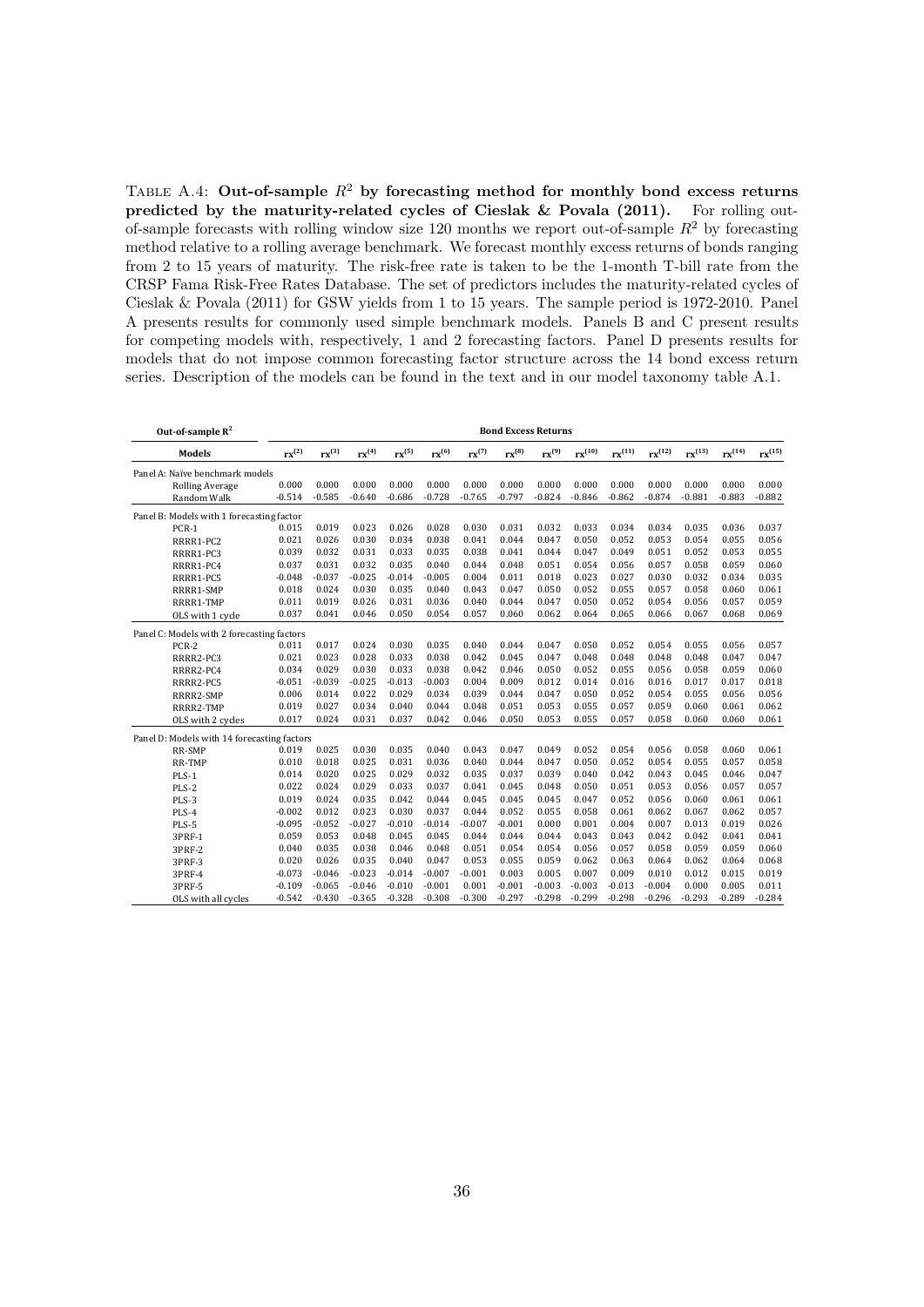TABLE A.4: **Out-of-sample $R^2$ by forecasting method for monthly bond excess returns predicted by the maturity-related cycles of Cieslak & Povala (2011).** For rolling out-of-sample forecasts with rolling window size 120 months we report out-of-sample $R^2$ by forecasting method relative to a rolling average benchmark. We forecast monthly excess returns of bonds ranging from 2 to 15 years of maturity. The risk-free rate is taken to be the 1-month T-bill rate from the CRSP Fama Risk-Free Rates Database. The set of predictors includes the maturity-related cycles of Cieslak & Povala (2011) for GSW yields from 1 to 15 years. The sample period is 1972-2010. Panel A presents results for commonly used simple benchmark models. Panels B and C present results for competing models with, respectively, 1 and 2 forecasting factors. Panel D presents results for models that do not impose common forecasting factor structure across the 14 bond excess return series. Description of the models can be found in the text and in our model taxonomy table A.1.

| Out-of-sample $R^2$ | Bond Excess Returns | | | | | | | | | | | | | |
|---|---|---|---|---|---|---|---|---|---|---|---|---|---|---|
| **Models** | $rx^{(2)}$ | $rx^{(3)}$ | $rx^{(4)}$ | $rx^{(5)}$ | $rx^{(6)}$ | $rx^{(7)}$ | $rx^{(8)}$ | $rx^{(9)}$ | $rx^{(10)}$ | $rx^{(11)}$ | $rx^{(12)}$ | $rx^{(13)}$ | $rx^{(14)}$ | $rx^{(15)}$ |
| Panel A: Naïve benchmark models | | | | | | | | | | | | | | |
| Rolling Average | 0.000 | 0.000 | 0.000 | 0.000 | 0.000 | 0.000 | 0.000 | 0.000 | 0.000 | 0.000 | 0.000 | 0.000 | 0.000 | 0.000 |
| Random Walk | -0.514 | -0.585 | -0.640 | -0.686 | -0.728 | -0.765 | -0.797 | -0.824 | -0.846 | -0.862 | -0.874 | -0.881 | -0.883 | -0.882 |
| Panel B: Models with 1 forecasting factor | | | | | | | | | | | | | | |
| PCR-1 | 0.015 | 0.019 | 0.023 | 0.026 | 0.028 | 0.030 | 0.031 | 0.032 | 0.033 | 0.034 | 0.034 | 0.035 | 0.036 | 0.037 |
| RRRR1-PC2 | 0.021 | 0.026 | 0.030 | 0.034 | 0.038 | 0.041 | 0.044 | 0.047 | 0.050 | 0.052 | 0.053 | 0.054 | 0.055 | 0.056 |
| RRRR1-PC3 | 0.039 | 0.032 | 0.031 | 0.033 | 0.035 | 0.038 | 0.041 | 0.044 | 0.047 | 0.049 | 0.051 | 0.052 | 0.053 | 0.055 |
| RRRR1-PC4 | 0.037 | 0.031 | 0.032 | 0.035 | 0.040 | 0.044 | 0.048 | 0.051 | 0.054 | 0.056 | 0.057 | 0.058 | 0.059 | 0.060 |
| RRRR1-PC5 | -0.048 | -0.037 | -0.025 | -0.014 | -0.005 | 0.004 | 0.011 | 0.018 | 0.023 | 0.027 | 0.030 | 0.032 | 0.034 | 0.035 |
| RRRR1-SMP | 0.018 | 0.024 | 0.030 | 0.035 | 0.040 | 0.043 | 0.047 | 0.050 | 0.052 | 0.055 | 0.057 | 0.058 | 0.060 | 0.061 |
| RRRR1-TMP | 0.011 | 0.019 | 0.026 | 0.031 | 0.036 | 0.040 | 0.044 | 0.047 | 0.050 | 0.052 | 0.054 | 0.056 | 0.057 | 0.059 |
| OLS with 1 cycle | 0.037 | 0.041 | 0.046 | 0.050 | 0.054 | 0.057 | 0.060 | 0.062 | 0.064 | 0.065 | 0.066 | 0.067 | 0.068 | 0.069 |
| Panel C: Models with 2 forecasting factors | | | | | | | | | | | | | | |
| PCR-2 | 0.011 | 0.017 | 0.024 | 0.030 | 0.035 | 0.040 | 0.044 | 0.047 | 0.050 | 0.052 | 0.054 | 0.055 | 0.056 | 0.057 |
| RRRR2-PC3 | 0.021 | 0.023 | 0.028 | 0.033 | 0.038 | 0.042 | 0.045 | 0.047 | 0.048 | 0.048 | 0.048 | 0.048 | 0.047 | 0.047 |
| RRRR2-PC4 | 0.034 | 0.029 | 0.030 | 0.033 | 0.038 | 0.042 | 0.046 | 0.050 | 0.052 | 0.055 | 0.056 | 0.058 | 0.059 | 0.060 |
| RRRR2-PC5 | -0.051 | -0.039 | -0.025 | -0.013 | -0.003 | 0.004 | 0.009 | 0.012 | 0.014 | 0.016 | 0.016 | 0.017 | 0.017 | 0.018 |
| RRRR2-SMP | 0.006 | 0.014 | 0.022 | 0.029 | 0.034 | 0.039 | 0.044 | 0.047 | 0.050 | 0.052 | 0.054 | 0.055 | 0.056 | 0.056 |
| RRRR2-TMP | 0.019 | 0.027 | 0.034 | 0.040 | 0.044 | 0.048 | 0.051 | 0.053 | 0.055 | 0.057 | 0.059 | 0.060 | 0.061 | 0.062 |
| OLS with 2 cycles | 0.017 | 0.024 | 0.031 | 0.037 | 0.042 | 0.046 | 0.050 | 0.053 | 0.055 | 0.057 | 0.058 | 0.060 | 0.060 | 0.061 |
| Panel D: Models with 14 forecasting factors | | | | | | | | | | | | | | |
| RR-SMP | 0.019 | 0.025 | 0.030 | 0.035 | 0.040 | 0.043 | 0.047 | 0.049 | 0.052 | 0.054 | 0.056 | 0.058 | 0.060 | 0.061 |
| RR-TMP | 0.010 | 0.018 | 0.025 | 0.031 | 0.036 | 0.040 | 0.044 | 0.047 | 0.050 | 0.052 | 0.054 | 0.055 | 0.057 | 0.058 |
| PLS-1 | 0.014 | 0.020 | 0.025 | 0.029 | 0.032 | 0.035 | 0.037 | 0.039 | 0.040 | 0.042 | 0.043 | 0.045 | 0.046 | 0.047 |
| PLS-2 | 0.022 | 0.024 | 0.029 | 0.033 | 0.037 | 0.041 | 0.045 | 0.048 | 0.050 | 0.051 | 0.053 | 0.056 | 0.057 | 0.057 |
| PLS-3 | 0.019 | 0.024 | 0.035 | 0.042 | 0.044 | 0.045 | 0.045 | 0.045 | 0.047 | 0.052 | 0.056 | 0.060 | 0.061 | 0.061 |
| PLS-4 | -0.002 | 0.012 | 0.023 | 0.030 | 0.037 | 0.044 | 0.052 | 0.055 | 0.058 | 0.061 | 0.062 | 0.067 | 0.062 | 0.057 |
| PLS-5 | -0.095 | -0.052 | -0.027 | -0.010 | -0.014 | -0.007 | -0.001 | 0.000 | 0.001 | 0.004 | 0.007 | 0.013 | 0.019 | 0.026 |
| 3PRF-1 | 0.059 | 0.053 | 0.048 | 0.045 | 0.045 | 0.044 | 0.044 | 0.044 | 0.043 | 0.043 | 0.042 | 0.042 | 0.041 | 0.041 |
| 3PRF-2 | 0.040 | 0.035 | 0.038 | 0.046 | 0.048 | 0.051 | 0.054 | 0.054 | 0.056 | 0.057 | 0.058 | 0.059 | 0.059 | 0.060 |
| 3PRF-3 | 0.020 | 0.026 | 0.035 | 0.040 | 0.047 | 0.053 | 0.055 | 0.059 | 0.062 | 0.063 | 0.064 | 0.062 | 0.064 | 0.068 |
| 3PRF-4 | -0.073 | -0.046 | -0.023 | -0.014 | -0.007 | -0.001 | 0.003 | 0.005 | 0.007 | 0.009 | 0.010 | 0.012 | 0.015 | 0.019 |
| 3PRF-5 | -0.109 | -0.065 | -0.046 | -0.010 | -0.001 | 0.001 | -0.001 | -0.003 | -0.003 | -0.013 | -0.004 | 0.000 | 0.005 | 0.011 |
| OLS with all cycles | -0.542 | -0.430 | -0.365 | -0.328 | -0.308 | -0.300 | -0.297 | -0.298 | -0.299 | -0.298 | -0.296 | -0.293 | -0.289 | -0.284 |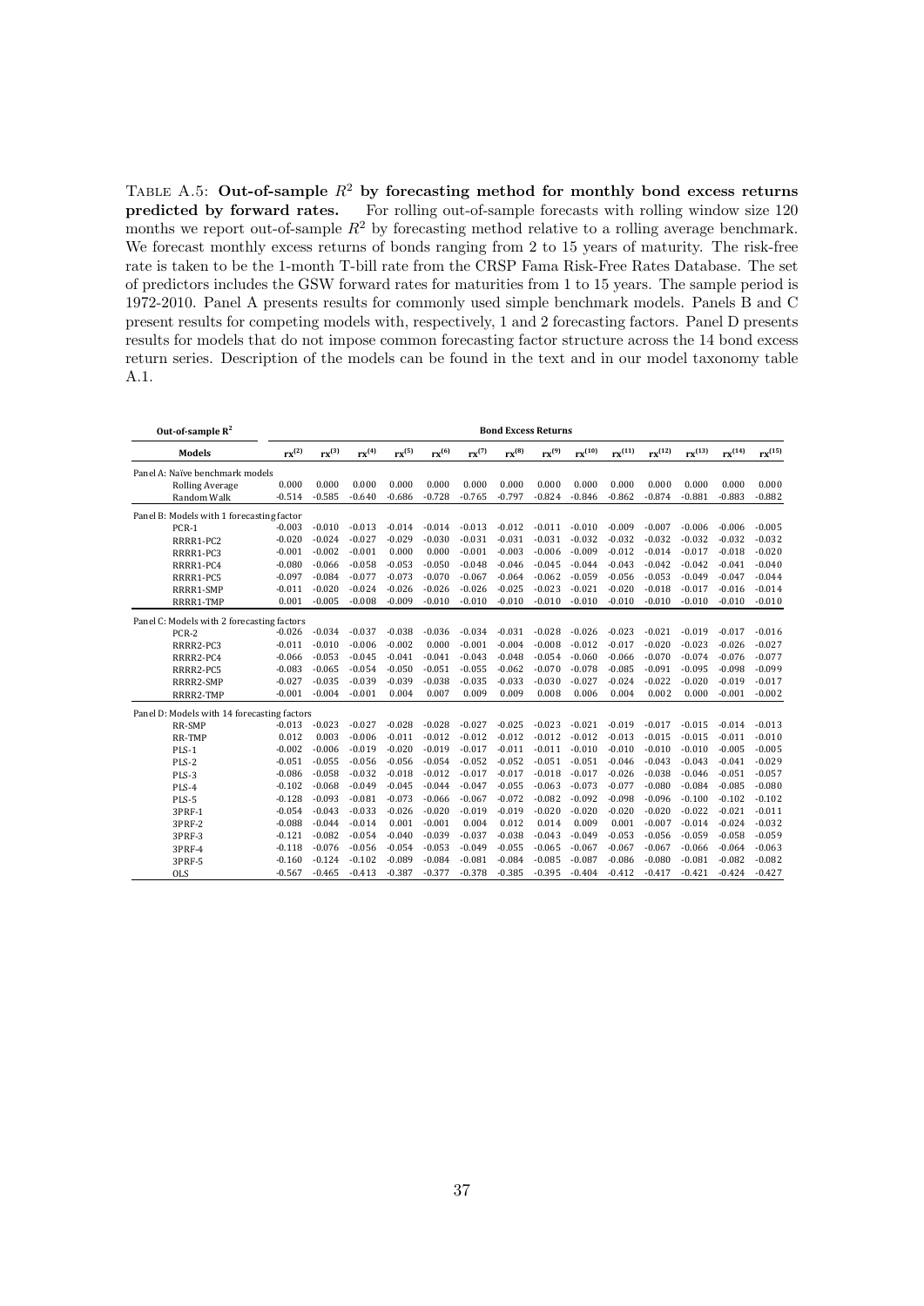TABLE A.5: **Out-of-sample $R^2$ by forecasting method for monthly bond excess returns predicted by forward rates.** For rolling out-of-sample forecasts with rolling window size 120 months we report out-of-sample $R^2$ by forecasting method relative to a rolling average benchmark. We forecast monthly excess returns of bonds ranging from 2 to 15 years of maturity. The risk-free rate is taken to be the 1-month T-bill rate from the CRSP Fama Risk-Free Rates Database. The set of predictors includes the GSW forward rates for maturities from 1 to 15 years. The sample period is 1972-2010. Panel A presents results for commonly used simple benchmark models. Panels B and C present results for competing models with, respectively, 1 and 2 forecasting factors. Panel D presents results for models that do not impose common forecasting factor structure across the 14 bond excess return series. Description of the models can be found in the text and in our model taxonomy table A.1.

| Out-of-sample $R^2$ | Bond Excess Returns | | | | | | | | | | | | | |
|---|---|---|---|---|---|---|---|---|---|---|---|---|---|---|
| Models | $rx^{(2)}$ | $rx^{(3)}$ | $rx^{(4)}$ | $rx^{(5)}$ | $rx^{(6)}$ | $rx^{(7)}$ | $rx^{(8)}$ | $rx^{(9)}$ | $rx^{(10)}$ | $rx^{(11)}$ | $rx^{(12)}$ | $rx^{(13)}$ | $rx^{(14)}$ | $rx^{(15)}$ |
| Panel A: Naïve benchmark models | | | | | | | | | | | | | | |
| Rolling Average | 0.000 | 0.000 | 0.000 | 0.000 | 0.000 | 0.000 | 0.000 | 0.000 | 0.000 | 0.000 | 0.000 | 0.000 | 0.000 | 0.000 |
| Random Walk | -0.514 | -0.585 | -0.640 | -0.686 | -0.728 | -0.765 | -0.797 | -0.824 | -0.846 | -0.862 | -0.874 | -0.881 | -0.883 | -0.882 |
| Panel B: Models with 1 forecasting factor | | | | | | | | | | | | | | |
| PCR-1 | -0.003 | -0.010 | -0.013 | -0.014 | -0.014 | -0.013 | -0.012 | -0.011 | -0.010 | -0.009 | -0.007 | -0.006 | -0.006 | -0.005 |
| RRRR1-PC2 | -0.020 | -0.024 | -0.027 | -0.029 | -0.030 | -0.031 | -0.031 | -0.031 | -0.032 | -0.032 | -0.032 | -0.032 | -0.032 | -0.032 |
| RRRR1-PC3 | -0.001 | -0.002 | -0.001 | 0.000 | 0.000 | -0.001 | -0.003 | -0.006 | -0.009 | -0.012 | -0.014 | -0.017 | -0.018 | -0.020 |
| RRRR1-PC4 | -0.080 | -0.066 | -0.058 | -0.053 | -0.050 | -0.048 | -0.046 | -0.045 | -0.044 | -0.043 | -0.042 | -0.042 | -0.041 | -0.040 |
| RRRR1-PC5 | -0.097 | -0.084 | -0.077 | -0.073 | -0.070 | -0.067 | -0.064 | -0.062 | -0.059 | -0.056 | -0.053 | -0.049 | -0.047 | -0.044 |
| RRRR1-SMP | -0.011 | -0.020 | -0.024 | -0.026 | -0.026 | -0.026 | -0.025 | -0.023 | -0.021 | -0.020 | -0.018 | -0.017 | -0.016 | -0.014 |
| RRRR1-TMP | 0.001 | -0.005 | -0.008 | -0.009 | -0.010 | -0.010 | -0.010 | -0.010 | -0.010 | -0.010 | -0.010 | -0.010 | -0.010 | -0.010 |
| Panel C: Models with 2 forecasting factors | | | | | | | | | | | | | | |
| PCR-2 | -0.026 | -0.034 | -0.037 | -0.038 | -0.036 | -0.034 | -0.031 | -0.028 | -0.026 | -0.023 | -0.021 | -0.019 | -0.017 | -0.016 |
| RRRR2-PC3 | -0.011 | -0.010 | -0.006 | -0.002 | 0.000 | -0.001 | -0.004 | -0.008 | -0.012 | -0.017 | -0.020 | -0.023 | -0.026 | -0.027 |
| RRRR2-PC4 | -0.066 | -0.053 | -0.045 | -0.041 | -0.041 | -0.043 | -0.048 | -0.054 | -0.060 | -0.066 | -0.070 | -0.074 | -0.076 | -0.077 |
| RRRR2-PC5 | -0.083 | -0.065 | -0.054 | -0.050 | -0.051 | -0.055 | -0.062 | -0.070 | -0.078 | -0.085 | -0.091 | -0.095 | -0.098 | -0.099 |
| RRRR2-SMP | -0.027 | -0.035 | -0.039 | -0.039 | -0.038 | -0.035 | -0.033 | -0.030 | -0.027 | -0.024 | -0.022 | -0.020 | -0.019 | -0.017 |
| RRRR2-TMP | -0.001 | -0.004 | -0.001 | 0.004 | 0.007 | 0.009 | 0.009 | 0.008 | 0.006 | 0.004 | 0.002 | 0.000 | -0.001 | -0.002 |
| Panel D: Models with 14 forecasting factors | | | | | | | | | | | | | | |
| RR-SMP | -0.013 | -0.023 | -0.027 | -0.028 | -0.028 | -0.027 | -0.025 | -0.023 | -0.021 | -0.019 | -0.017 | -0.015 | -0.014 | -0.013 |
| RR-TMP | 0.012 | 0.003 | -0.006 | -0.011 | -0.012 | -0.012 | -0.012 | -0.012 | -0.012 | -0.013 | -0.015 | -0.015 | -0.011 | -0.010 |
| PLS-1 | -0.002 | -0.006 | -0.019 | -0.020 | -0.019 | -0.017 | -0.011 | -0.011 | -0.010 | -0.010 | -0.010 | -0.010 | -0.005 | -0.005 |
| PLS-2 | -0.051 | -0.055 | -0.056 | -0.056 | -0.054 | -0.052 | -0.052 | -0.051 | -0.051 | -0.046 | -0.043 | -0.043 | -0.041 | -0.029 |
| PLS-3 | -0.086 | -0.058 | -0.032 | -0.018 | -0.012 | -0.017 | -0.017 | -0.018 | -0.017 | -0.026 | -0.038 | -0.046 | -0.051 | -0.057 |
| PLS-4 | -0.102 | -0.068 | -0.049 | -0.045 | -0.044 | -0.047 | -0.055 | -0.063 | -0.073 | -0.077 | -0.080 | -0.084 | -0.085 | -0.080 |
| PLS-5 | -0.128 | -0.093 | -0.081 | -0.073 | -0.066 | -0.067 | -0.072 | -0.082 | -0.092 | -0.098 | -0.096 | -0.100 | -0.102 | -0.102 |
| 3PRF-1 | -0.054 | -0.043 | -0.033 | -0.026 | -0.020 | -0.019 | -0.019 | -0.020 | -0.020 | -0.020 | -0.020 | -0.022 | -0.021 | -0.011 |
| 3PRF-2 | -0.088 | -0.044 | -0.014 | 0.001 | -0.001 | 0.004 | 0.012 | 0.014 | 0.009 | 0.001 | -0.007 | -0.014 | -0.024 | -0.032 |
| 3PRF-3 | -0.121 | -0.082 | -0.054 | -0.040 | -0.039 | -0.037 | -0.038 | -0.043 | -0.049 | -0.053 | -0.056 | -0.059 | -0.058 | -0.059 |
| 3PRF-4 | -0.118 | -0.076 | -0.056 | -0.054 | -0.053 | -0.049 | -0.055 | -0.065 | -0.067 | -0.067 | -0.067 | -0.066 | -0.064 | -0.063 |
| 3PRF-5 | -0.160 | -0.124 | -0.102 | -0.089 | -0.084 | -0.081 | -0.084 | -0.085 | -0.087 | -0.086 | -0.080 | -0.081 | -0.082 | -0.082 |
| OLS | -0.567 | -0.465 | -0.413 | -0.387 | -0.377 | -0.378 | -0.385 | -0.395 | -0.404 | -0.412 | -0.417 | -0.421 | -0.424 | -0.427 |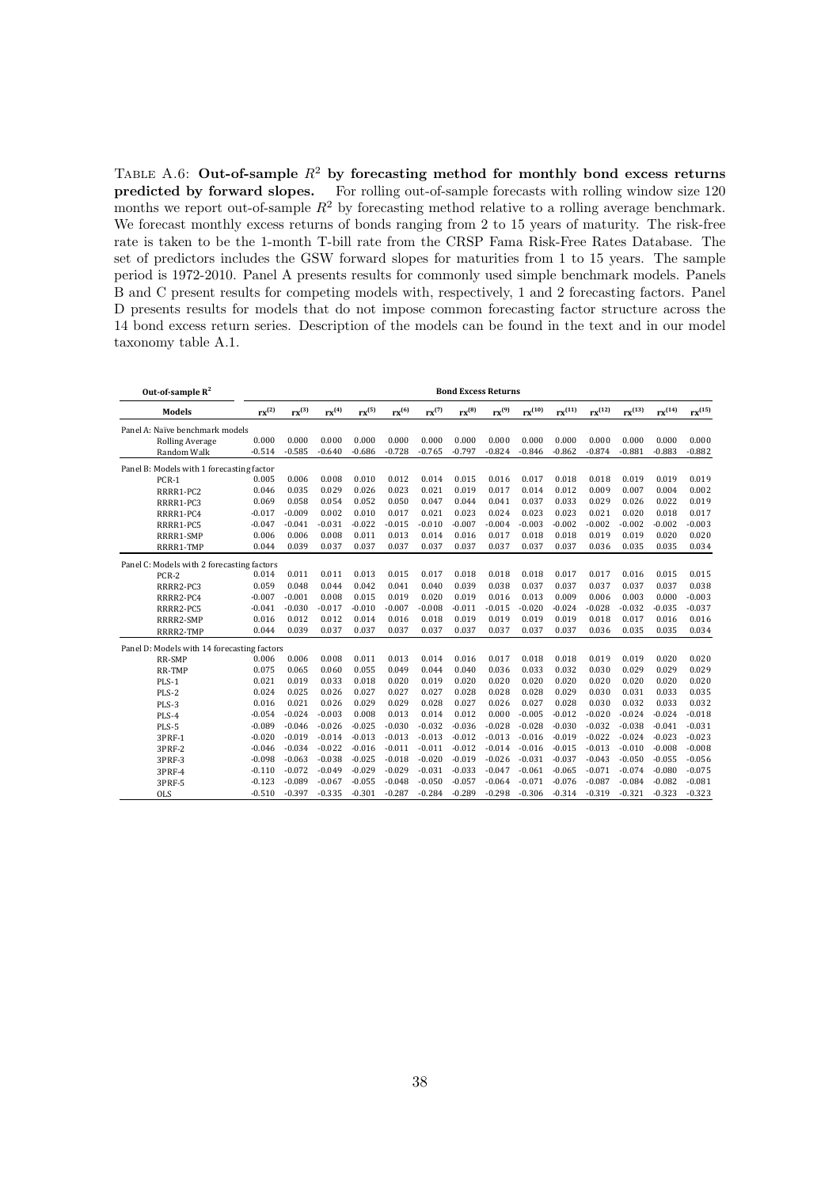TABLE A.6: **Out-of-sample $R^2$ by forecasting method for monthly bond excess returns predicted by forward slopes.** For rolling out-of-sample forecasts with rolling window size 120 months we report out-of-sample $R^2$ by forecasting method relative to a rolling average benchmark. We forecast monthly excess returns of bonds ranging from 2 to 15 years of maturity. The risk-free rate is taken to be the 1-month T-bill rate from the CRSP Fama Risk-Free Rates Database. The set of predictors includes the GSW forward slopes for maturities from 1 to 15 years. The sample period is 1972-2010. Panel A presents results for commonly used simple benchmark models. Panels B and C present results for competing models with, respectively, 1 and 2 forecasting factors. Panel D presents results for models that do not impose common forecasting factor structure across the 14 bond excess return series. Description of the models can be found in the text and in our model taxonomy table A.1.

| Out-of-sample $R^2$ | Bond Excess Returns | | | | | | | | | | | | | |
|---|---|---|---|---|---|---|---|---|---|---|---|---|---|---|
| **Models** | $rx^{(2)}$ | $rx^{(3)}$ | $rx^{(4)}$ | $rx^{(5)}$ | $rx^{(6)}$ | $rx^{(7)}$ | $rx^{(8)}$ | $rx^{(9)}$ | $rx^{(10)}$ | $rx^{(11)}$ | $rx^{(12)}$ | $rx^{(13)}$ | $rx^{(14)}$ | $rx^{(15)}$ |
| Panel A: Naïve benchmark models | | | | | | | | | | | | | | |
| Rolling Average | 0.000 | 0.000 | 0.000 | 0.000 | 0.000 | 0.000 | 0.000 | 0.000 | 0.000 | 0.000 | 0.000 | 0.000 | 0.000 | 0.000 |
| Random Walk | -0.514 | -0.585 | -0.640 | -0.686 | -0.728 | -0.765 | -0.797 | -0.824 | -0.846 | -0.862 | -0.874 | -0.881 | -0.883 | -0.882 |
| Panel B: Models with 1 forecasting factor | | | | | | | | | | | | | | |
| PCR-1 | 0.005 | 0.006 | 0.008 | 0.010 | 0.012 | 0.014 | 0.015 | 0.016 | 0.017 | 0.018 | 0.018 | 0.019 | 0.019 | 0.019 |
| RRRR1-PC2 | 0.046 | 0.035 | 0.029 | 0.026 | 0.023 | 0.021 | 0.019 | 0.017 | 0.014 | 0.012 | 0.009 | 0.007 | 0.004 | 0.002 |
| RRRR1-PC3 | 0.069 | 0.058 | 0.054 | 0.052 | 0.050 | 0.047 | 0.044 | 0.041 | 0.037 | 0.033 | 0.029 | 0.026 | 0.022 | 0.019 |
| RRRR1-PC4 | -0.017 | -0.009 | 0.002 | 0.010 | 0.017 | 0.021 | 0.023 | 0.024 | 0.023 | 0.023 | 0.021 | 0.020 | 0.018 | 0.017 |
| RRRR1-PC5 | -0.047 | -0.041 | -0.031 | -0.022 | -0.015 | -0.010 | -0.007 | -0.004 | -0.003 | -0.002 | -0.002 | -0.002 | -0.002 | -0.003 |
| RRRR1-SMP | 0.006 | 0.006 | 0.008 | 0.011 | 0.013 | 0.014 | 0.016 | 0.017 | 0.018 | 0.018 | 0.019 | 0.019 | 0.020 | 0.020 |
| RRRR1-TMP | 0.044 | 0.039 | 0.037 | 0.037 | 0.037 | 0.037 | 0.037 | 0.037 | 0.037 | 0.037 | 0.036 | 0.035 | 0.035 | 0.034 |
| Panel C: Models with 2 forecasting factors | | | | | | | | | | | | | | |
| PCR-2 | 0.014 | 0.011 | 0.011 | 0.013 | 0.015 | 0.017 | 0.018 | 0.018 | 0.018 | 0.017 | 0.017 | 0.016 | 0.015 | 0.015 |
| RRRR2-PC3 | 0.059 | 0.048 | 0.044 | 0.042 | 0.041 | 0.040 | 0.039 | 0.038 | 0.037 | 0.037 | 0.037 | 0.037 | 0.037 | 0.038 |
| RRRR2-PC4 | -0.007 | -0.001 | 0.008 | 0.015 | 0.019 | 0.020 | 0.019 | 0.016 | 0.013 | 0.009 | 0.006 | 0.003 | 0.000 | -0.003 |
| RRRR2-PC5 | -0.041 | -0.030 | -0.017 | -0.010 | -0.007 | -0.008 | -0.011 | -0.015 | -0.020 | -0.024 | -0.028 | -0.032 | -0.035 | -0.037 |
| RRRR2-SMP | 0.016 | 0.012 | 0.012 | 0.014 | 0.016 | 0.018 | 0.019 | 0.019 | 0.019 | 0.019 | 0.018 | 0.017 | 0.016 | 0.016 |
| RRRR2-TMP | 0.044 | 0.039 | 0.037 | 0.037 | 0.037 | 0.037 | 0.037 | 0.037 | 0.037 | 0.037 | 0.036 | 0.035 | 0.035 | 0.034 |
| Panel D: Models with 14 forecasting factors | | | | | | | | | | | | | | |
| RR-SMP | 0.006 | 0.006 | 0.008 | 0.011 | 0.013 | 0.014 | 0.016 | 0.017 | 0.018 | 0.018 | 0.019 | 0.019 | 0.020 | 0.020 |
| RR-TMP | 0.075 | 0.065 | 0.060 | 0.055 | 0.049 | 0.044 | 0.040 | 0.036 | 0.033 | 0.032 | 0.030 | 0.029 | 0.029 | 0.029 |
| PLS-1 | 0.021 | 0.019 | 0.033 | 0.018 | 0.020 | 0.019 | 0.020 | 0.020 | 0.020 | 0.020 | 0.020 | 0.020 | 0.020 | 0.020 |
| PLS-2 | 0.024 | 0.025 | 0.026 | 0.027 | 0.027 | 0.027 | 0.028 | 0.028 | 0.028 | 0.029 | 0.030 | 0.031 | 0.033 | 0.035 |
| PLS-3 | 0.016 | 0.021 | 0.026 | 0.029 | 0.029 | 0.028 | 0.027 | 0.026 | 0.027 | 0.028 | 0.030 | 0.032 | 0.033 | 0.032 |
| PLS-4 | -0.054 | -0.024 | -0.003 | 0.008 | 0.013 | 0.014 | 0.012 | 0.000 | -0.005 | -0.012 | -0.020 | -0.024 | -0.024 | -0.018 |
| PLS-5 | -0.089 | -0.046 | -0.026 | -0.025 | -0.030 | -0.032 | -0.036 | -0.028 | -0.028 | -0.030 | -0.032 | -0.038 | -0.041 | -0.031 |
| 3PRF-1 | -0.020 | -0.019 | -0.014 | -0.013 | -0.013 | -0.013 | -0.012 | -0.013 | -0.016 | -0.019 | -0.022 | -0.024 | -0.023 | -0.023 |
| 3PRF-2 | -0.046 | -0.034 | -0.022 | -0.016 | -0.011 | -0.011 | -0.012 | -0.014 | -0.016 | -0.015 | -0.013 | -0.010 | -0.008 | -0.008 |
| 3PRF-3 | -0.098 | -0.063 | -0.038 | -0.025 | -0.018 | -0.020 | -0.019 | -0.026 | -0.031 | -0.037 | -0.043 | -0.050 | -0.055 | -0.056 |
| 3PRF-4 | -0.110 | -0.072 | -0.049 | -0.029 | -0.029 | -0.031 | -0.033 | -0.047 | -0.061 | -0.065 | -0.071 | -0.074 | -0.080 | -0.075 |
| 3PRF-5 | -0.123 | -0.089 | -0.067 | -0.055 | -0.048 | -0.050 | -0.057 | -0.064 | -0.071 | -0.076 | -0.087 | -0.084 | -0.082 | -0.081 |
| OLS | -0.510 | -0.397 | -0.335 | -0.301 | -0.287 | -0.284 | -0.289 | -0.298 | -0.306 | -0.314 | -0.319 | -0.321 | -0.323 | -0.323 |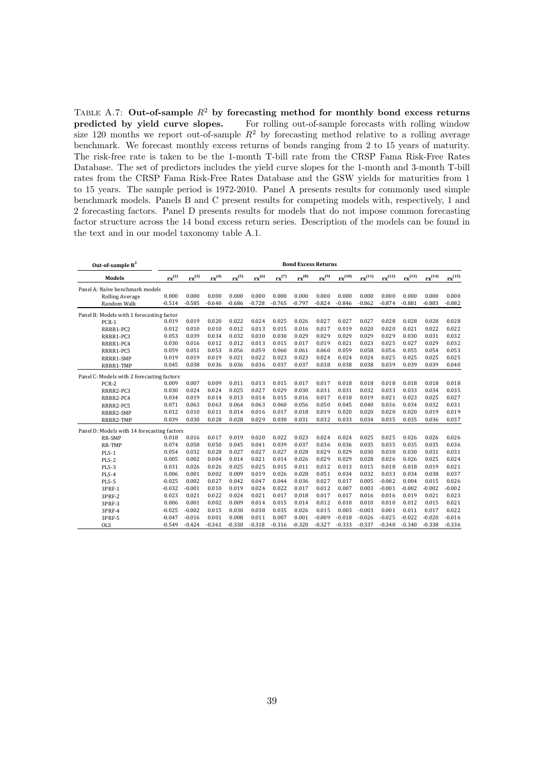Table A.7: **Out-of-sample $R^2$ by forecasting method for monthly bond excess returns predicted by yield curve slopes.** For rolling out-of-sample forecasts with rolling window size 120 months we report out-of-sample $R^2$ by forecasting method relative to a rolling average benchmark. We forecast monthly excess returns of bonds ranging from 2 to 15 years of maturity. The risk-free rate is taken to be the 1-month T-bill rate from the CRSP Fama Risk-Free Rates Database. The set of predictors includes the yield curve slopes for the 1-month and 3-month T-bill rates from the CRSP Fama Risk-Free Rates Database and the GSW yields for maturities from 1 to 15 years. The sample period is 1972-2010. Panel A presents results for commonly used simple benchmark models. Panels B and C present results for competing models with, respectively, 1 and 2 forecasting factors. Panel D presents results for models that do not impose common forecasting factor structure across the 14 bond excess return series. Description of the models can be found in the text and in our model taxonomy table A.1.

| Out-of-sample $R^2$ | Bond Excess Returns | | | | | | | | | | | | | |
|---|---|---|---|---|---|---|---|---|---|---|---|---|---|---|
| Models | $rx^{(2)}$ | $rx^{(3)}$ | $rx^{(4)}$ | $rx^{(5)}$ | $rx^{(6)}$ | $rx^{(7)}$ | $rx^{(8)}$ | $rx^{(9)}$ | $rx^{(10)}$ | $rx^{(11)}$ | $rx^{(12)}$ | $rx^{(13)}$ | $rx^{(14)}$ | $rx^{(15)}$ |
| Panel A: Naïve benchmark models | | | | | | | | | | | | | | |
| Rolling Average | 0.000 | 0.000 | 0.000 | 0.000 | 0.000 | 0.000 | 0.000 | 0.000 | 0.000 | 0.000 | 0.000 | 0.000 | 0.000 | 0.000 |
| Random Walk | -0.514 | -0.585 | -0.640 | -0.686 | -0.728 | -0.765 | -0.797 | -0.824 | -0.846 | -0.862 | -0.874 | -0.881 | -0.883 | -0.882 |
| Panel B: Models with 1 forecasting factor | | | | | | | | | | | | | | |
| PCR-1 | 0.019 | 0.019 | 0.020 | 0.022 | 0.024 | 0.025 | 0.026 | 0.027 | 0.027 | 0.027 | 0.028 | 0.028 | 0.028 | 0.028 |
| RRRR1-PC2 | 0.012 | 0.010 | 0.010 | 0.012 | 0.013 | 0.015 | 0.016 | 0.017 | 0.019 | 0.020 | 0.020 | 0.021 | 0.022 | 0.022 |
| RRRR1-PC3 | 0.053 | 0.039 | 0.034 | 0.032 | 0.030 | 0.030 | 0.029 | 0.029 | 0.029 | 0.029 | 0.029 | 0.030 | 0.031 | 0.032 |
| RRRR1-PC4 | 0.030 | 0.016 | 0.012 | 0.012 | 0.013 | 0.015 | 0.017 | 0.019 | 0.021 | 0.023 | 0.025 | 0.027 | 0.029 | 0.032 |
| RRRR1-PC5 | 0.059 | 0.051 | 0.053 | 0.056 | 0.059 | 0.060 | 0.061 | 0.060 | 0.059 | 0.058 | 0.056 | 0.055 | 0.054 | 0.053 |
| RRRR1-SMP | 0.019 | 0.019 | 0.019 | 0.021 | 0.022 | 0.023 | 0.023 | 0.024 | 0.024 | 0.024 | 0.025 | 0.025 | 0.025 | 0.025 |
| RRRR1-TMP | 0.045 | 0.038 | 0.036 | 0.036 | 0.036 | 0.037 | 0.037 | 0.038 | 0.038 | 0.038 | 0.039 | 0.039 | 0.039 | 0.040 |
| Panel C: Models with 2 forecasting factors | | | | | | | | | | | | | | |
| PCR-2 | 0.009 | 0.007 | 0.009 | 0.011 | 0.013 | 0.015 | 0.017 | 0.017 | 0.018 | 0.018 | 0.018 | 0.018 | 0.018 | 0.018 |
| RRRR2-PC3 | 0.030 | 0.024 | 0.024 | 0.025 | 0.027 | 0.029 | 0.030 | 0.031 | 0.031 | 0.032 | 0.033 | 0.033 | 0.034 | 0.035 |
| RRRR2-PC4 | 0.034 | 0.019 | 0.014 | 0.013 | 0.014 | 0.015 | 0.016 | 0.017 | 0.018 | 0.019 | 0.021 | 0.023 | 0.025 | 0.027 |
| RRRR2-PC5 | 0.071 | 0.063 | 0.063 | 0.064 | 0.063 | 0.060 | 0.056 | 0.050 | 0.045 | 0.040 | 0.036 | 0.034 | 0.032 | 0.031 |
| RRRR2-SMP | 0.012 | 0.010 | 0.011 | 0.014 | 0.016 | 0.017 | 0.018 | 0.019 | 0.020 | 0.020 | 0.020 | 0.020 | 0.019 | 0.019 |
| RRRR2-TMP | 0.039 | 0.030 | 0.028 | 0.028 | 0.029 | 0.030 | 0.031 | 0.032 | 0.033 | 0.034 | 0.035 | 0.035 | 0.036 | 0.037 |
| Panel D: Models with 14 forecasting factors | | | | | | | | | | | | | | |
| RR-SMP | 0.018 | 0.016 | 0.017 | 0.019 | 0.020 | 0.022 | 0.023 | 0.024 | 0.024 | 0.025 | 0.025 | 0.026 | 0.026 | 0.026 |
| RR-TMP | 0.074 | 0.058 | 0.050 | 0.045 | 0.041 | 0.039 | 0.037 | 0.036 | 0.036 | 0.035 | 0.035 | 0.035 | 0.035 | 0.036 |
| PLS-1 | 0.054 | 0.032 | 0.028 | 0.027 | 0.027 | 0.027 | 0.028 | 0.029 | 0.029 | 0.030 | 0.030 | 0.030 | 0.031 | 0.031 |
| PLS-2 | 0.005 | 0.002 | 0.004 | 0.014 | 0.021 | 0.014 | 0.026 | 0.029 | 0.029 | 0.028 | 0.026 | 0.026 | 0.025 | 0.024 |
| PLS-3 | 0.031 | 0.026 | 0.026 | 0.025 | 0.025 | 0.015 | 0.011 | 0.012 | 0.013 | 0.015 | 0.018 | 0.018 | 0.019 | 0.021 |
| PLS-4 | 0.006 | 0.001 | 0.002 | 0.009 | 0.019 | 0.026 | 0.028 | 0.051 | 0.034 | 0.032 | 0.033 | 0.034 | 0.038 | 0.037 |
| PLS-5 | -0.025 | 0.002 | 0.027 | 0.042 | 0.047 | 0.044 | 0.036 | 0.027 | 0.017 | 0.005 | -0.002 | 0.004 | 0.015 | 0.026 |
| 3PRF-1 | -0.032 | -0.001 | 0.010 | 0.019 | 0.024 | 0.022 | 0.017 | 0.012 | 0.007 | 0.003 | -0.001 | -0.002 | -0.002 | -0.002 |
| 3PRF-2 | 0.023 | 0.021 | 0.022 | 0.024 | 0.021 | 0.017 | 0.018 | 0.017 | 0.017 | 0.016 | 0.016 | 0.019 | 0.021 | 0.023 |
| 3PRF-3 | 0.006 | 0.001 | 0.002 | 0.009 | 0.014 | 0.015 | 0.014 | 0.012 | 0.010 | 0.010 | 0.010 | 0.012 | 0.015 | 0.021 |
| 3PRF-4 | -0.025 | -0.002 | 0.015 | 0.030 | 0.038 | 0.035 | 0.026 | 0.015 | 0.003 | -0.003 | 0.001 | 0.011 | 0.017 | 0.022 |
| 3PRF-5 | -0.047 | -0.016 | 0.001 | 0.008 | 0.011 | 0.007 | 0.001 | -0.009 | -0.018 | -0.026 | -0.025 | -0.022 | -0.020 | -0.016 |
| OLS | -0.549 | -0.424 | -0.361 | -0.330 | -0.318 | -0.316 | -0.320 | -0.327 | -0.333 | -0.337 | -0.340 | -0.340 | -0.338 | -0.336 |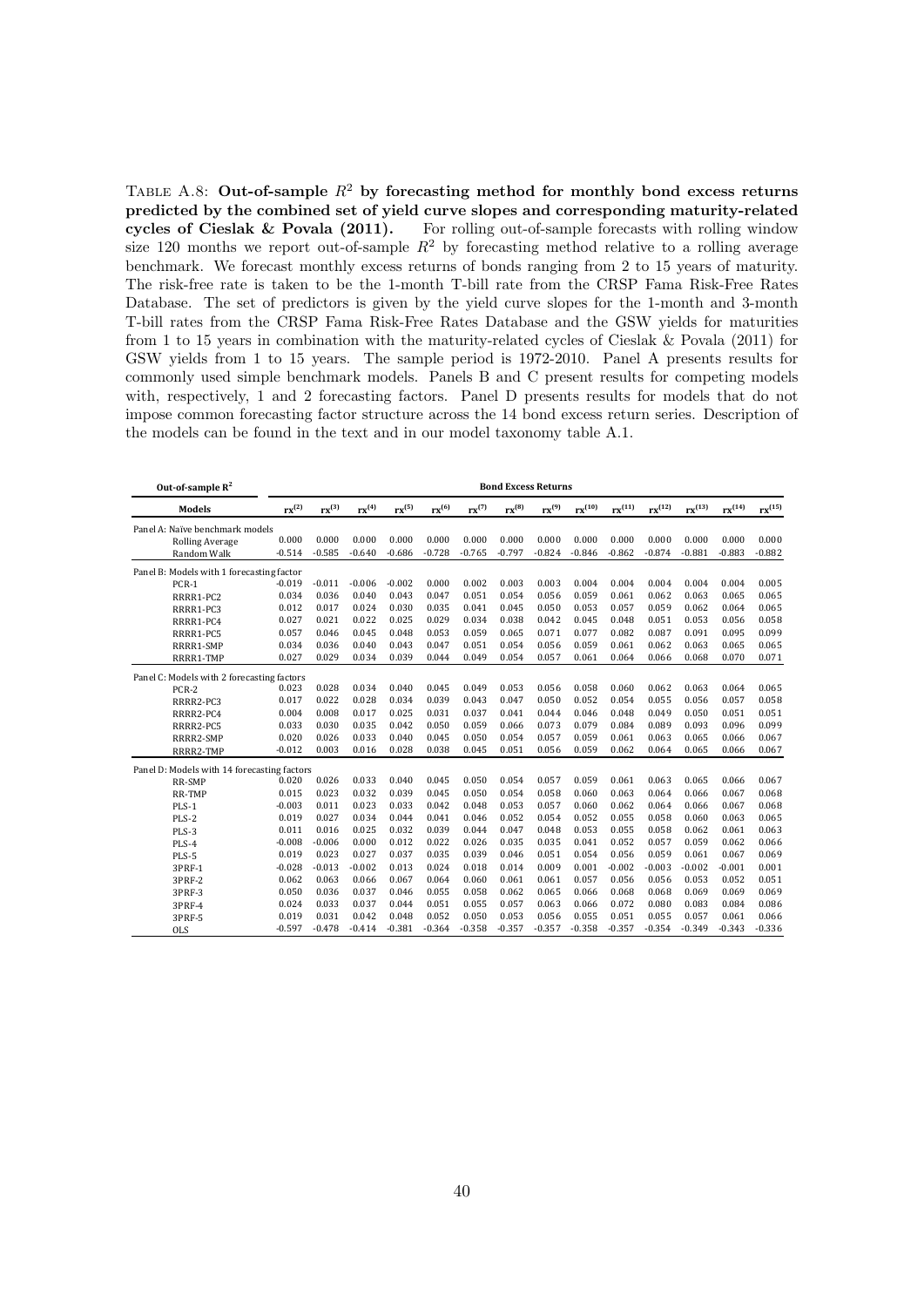TABLE A.8: **Out-of-sample $R^2$ by forecasting method for monthly bond excess returns predicted by the combined set of yield curve slopes and corresponding maturity-related cycles of Cieslak & Povala (2011).** For rolling out-of-sample forecasts with rolling window size 120 months we report out-of-sample $R^2$ by forecasting method relative to a rolling average benchmark. We forecast monthly excess returns of bonds ranging from 2 to 15 years of maturity. The risk-free rate is taken to be the 1-month T-bill rate from the CRSP Fama Risk-Free Rates Database. The set of predictors is given by the yield curve slopes for the 1-month and 3-month T-bill rates from the CRSP Fama Risk-Free Rates Database and the GSW yields for maturities from 1 to 15 years in combination with the maturity-related cycles of Cieslak & Povala (2011) for GSW yields from 1 to 15 years. The sample period is 1972-2010. Panel A presents results for commonly used simple benchmark models. Panels B and C present results for competing models with, respectively, 1 and 2 forecasting factors. Panel D presents results for models that do not impose common forecasting factor structure across the 14 bond excess return series. Description of the models can be found in the text and in our model taxonomy table A.1.

| Out-of-sample $R^2$ | Bond Excess Returns | | | | | | | | | | | | | |
|---|---|---|---|---|---|---|---|---|---|---|---|---|---|---|
| **Models** | $rx^{(2)}$ | $rx^{(3)}$ | $rx^{(4)}$ | $rx^{(5)}$ | $rx^{(6)}$ | $rx^{(7)}$ | $rx^{(8)}$ | $rx^{(9)}$ | $rx^{(10)}$ | $rx^{(11)}$ | $rx^{(12)}$ | $rx^{(13)}$ | $rx^{(14)}$ | $rx^{(15)}$ |
| Panel A: Naïve benchmark models | | | | | | | | | | | | | | |
| Rolling Average | 0.000 | 0.000 | 0.000 | 0.000 | 0.000 | 0.000 | 0.000 | 0.000 | 0.000 | 0.000 | 0.000 | 0.000 | 0.000 | 0.000 |
| Random Walk | -0.514 | -0.585 | -0.640 | -0.686 | -0.728 | -0.765 | -0.797 | -0.824 | -0.846 | -0.862 | -0.874 | -0.881 | -0.883 | -0.882 |
| Panel B: Models with 1 forecasting factor | | | | | | | | | | | | | | |
| PCR-1 | -0.019 | -0.011 | -0.006 | -0.002 | 0.000 | 0.002 | 0.003 | 0.003 | 0.004 | 0.004 | 0.004 | 0.004 | 0.004 | 0.005 |
| RRRR1-PC2 | 0.034 | 0.036 | 0.040 | 0.043 | 0.047 | 0.051 | 0.054 | 0.056 | 0.059 | 0.061 | 0.062 | 0.063 | 0.065 | 0.065 |
| RRRR1-PC3 | 0.012 | 0.017 | 0.024 | 0.030 | 0.035 | 0.041 | 0.045 | 0.050 | 0.053 | 0.057 | 0.059 | 0.062 | 0.064 | 0.065 |
| RRRR1-PC4 | 0.027 | 0.021 | 0.022 | 0.025 | 0.029 | 0.034 | 0.038 | 0.042 | 0.045 | 0.048 | 0.051 | 0.053 | 0.056 | 0.058 |
| RRRR1-PC5 | 0.057 | 0.046 | 0.045 | 0.048 | 0.053 | 0.059 | 0.065 | 0.071 | 0.077 | 0.082 | 0.087 | 0.091 | 0.095 | 0.099 |
| RRRR1-SMP | 0.034 | 0.036 | 0.040 | 0.043 | 0.047 | 0.051 | 0.054 | 0.056 | 0.059 | 0.061 | 0.062 | 0.063 | 0.065 | 0.065 |
| RRRR1-TMP | 0.027 | 0.029 | 0.034 | 0.039 | 0.044 | 0.049 | 0.054 | 0.057 | 0.061 | 0.064 | 0.066 | 0.068 | 0.070 | 0.071 |
| Panel C: Models with 2 forecasting factors | | | | | | | | | | | | | | |
| PCR-2 | 0.023 | 0.028 | 0.034 | 0.040 | 0.045 | 0.049 | 0.053 | 0.056 | 0.058 | 0.060 | 0.062 | 0.063 | 0.064 | 0.065 |
| RRRR2-PC3 | 0.017 | 0.022 | 0.028 | 0.034 | 0.039 | 0.043 | 0.047 | 0.050 | 0.052 | 0.054 | 0.055 | 0.056 | 0.057 | 0.058 |
| RRRR2-PC4 | 0.004 | 0.008 | 0.017 | 0.025 | 0.031 | 0.037 | 0.041 | 0.044 | 0.046 | 0.048 | 0.049 | 0.050 | 0.051 | 0.051 |
| RRRR2-PC5 | 0.033 | 0.030 | 0.035 | 0.042 | 0.050 | 0.059 | 0.066 | 0.073 | 0.079 | 0.084 | 0.089 | 0.093 | 0.096 | 0.099 |
| RRRR2-SMP | 0.020 | 0.026 | 0.033 | 0.040 | 0.045 | 0.050 | 0.054 | 0.057 | 0.059 | 0.061 | 0.063 | 0.065 | 0.066 | 0.067 |
| RRRR2-TMP | -0.012 | 0.003 | 0.016 | 0.028 | 0.038 | 0.045 | 0.051 | 0.056 | 0.059 | 0.062 | 0.064 | 0.065 | 0.066 | 0.067 |
| Panel D: Models with 14 forecasting factors | | | | | | | | | | | | | | |
| RR-SMP | 0.020 | 0.026 | 0.033 | 0.040 | 0.045 | 0.050 | 0.054 | 0.057 | 0.059 | 0.061 | 0.063 | 0.065 | 0.066 | 0.067 |
| RR-TMP | 0.015 | 0.023 | 0.032 | 0.039 | 0.045 | 0.050 | 0.054 | 0.058 | 0.060 | 0.063 | 0.064 | 0.066 | 0.067 | 0.068 |
| PLS-1 | -0.003 | 0.011 | 0.023 | 0.033 | 0.042 | 0.048 | 0.053 | 0.057 | 0.060 | 0.062 | 0.064 | 0.066 | 0.067 | 0.068 |
| PLS-2 | 0.019 | 0.027 | 0.034 | 0.044 | 0.041 | 0.046 | 0.052 | 0.054 | 0.052 | 0.055 | 0.058 | 0.060 | 0.063 | 0.065 |
| PLS-3 | 0.011 | 0.016 | 0.025 | 0.032 | 0.039 | 0.044 | 0.047 | 0.048 | 0.053 | 0.055 | 0.058 | 0.062 | 0.061 | 0.063 |
| PLS-4 | -0.008 | -0.006 | 0.000 | 0.012 | 0.022 | 0.026 | 0.035 | 0.035 | 0.041 | 0.052 | 0.057 | 0.059 | 0.062 | 0.066 |
| PLS-5 | 0.019 | 0.023 | 0.027 | 0.037 | 0.035 | 0.039 | 0.046 | 0.051 | 0.054 | 0.056 | 0.059 | 0.061 | 0.067 | 0.069 |
| 3PRF-1 | -0.028 | -0.013 | -0.002 | 0.013 | 0.024 | 0.018 | 0.014 | 0.009 | 0.001 | -0.002 | -0.003 | -0.002 | -0.001 | 0.001 |
| 3PRF-2 | 0.062 | 0.063 | 0.066 | 0.067 | 0.064 | 0.060 | 0.061 | 0.061 | 0.057 | 0.056 | 0.056 | 0.053 | 0.052 | 0.051 |
| 3PRF-3 | 0.050 | 0.036 | 0.037 | 0.046 | 0.055 | 0.058 | 0.062 | 0.065 | 0.066 | 0.068 | 0.068 | 0.069 | 0.069 | 0.069 |
| 3PRF-4 | 0.024 | 0.033 | 0.037 | 0.044 | 0.051 | 0.055 | 0.057 | 0.063 | 0.066 | 0.072 | 0.080 | 0.083 | 0.084 | 0.086 |
| 3PRF-5 | 0.019 | 0.031 | 0.042 | 0.048 | 0.052 | 0.050 | 0.053 | 0.056 | 0.055 | 0.051 | 0.055 | 0.057 | 0.061 | 0.066 |
| OLS | -0.597 | -0.478 | -0.414 | -0.381 | -0.364 | -0.358 | -0.357 | -0.357 | -0.358 | -0.357 | -0.354 | -0.349 | -0.343 | -0.336 |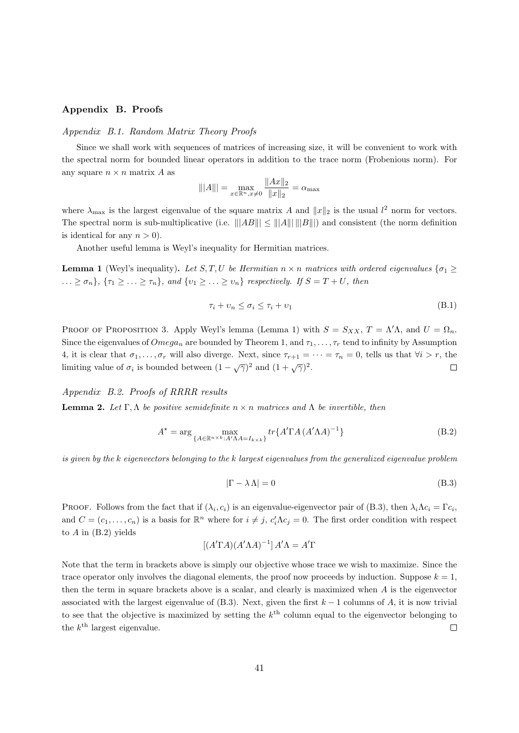## Appendix B. Proofs

*Appendix B.1. Random Matrix Theory Proofs*

Since we shall work with sequences of matrices of increasing size, it will be convenient to work with the spectral norm for bounded linear operators in addition to the trace norm (Frobenious norm). For any square $n \times n$ matrix $A$ as

$$|||A||| = \max_{x \in \mathbb{R}^n, x \neq 0} \frac{\|Ax\|_2}{\|x\|_2} = \alpha_{\max}$$

where $\lambda_{\max}$ is the largest eigenvalue of the square matrix $A$ and $\|x\|_2$ is the usual $l^2$ norm for vectors. The spectral norm is sub-multiplicative (i.e. $|||AB||| \leq |||A||| \, |||B|||$) and consistent (the norm definition is identical for any $n > 0$).

Another useful lemma is Weyl's inequality for Hermitian matrices.

**Lemma 1** (Weyl's inequality)**.** *Let $S, T, U$ be Hermitian $n \times n$ matrices with ordered eigenvalues $\{\sigma_1 \geq \ldots \geq \sigma_n\}$, $\{\tau_1 \geq \ldots \geq \tau_n\}$, and $\{\upsilon_1 \geq \ldots \geq \upsilon_n\}$ respectively. If $S = T + U$, then*

$$\tau_i + \upsilon_n \leq \sigma_i \leq \tau_i + \upsilon_1 \tag{B.1}$$

Proof of Proposition 3. Apply Weyl's lemma (Lemma 1) with $S = S_{XX}$, $T = \Lambda'\Lambda$, and $U = \Omega_n$. Since the eigenvalues of $Omega_n$ are bounded by Theorem 1, and $\tau_1, \ldots, \tau_r$ tend to infinity by Assumption 4, it is clear that $\sigma_1, \ldots, \sigma_r$ will also diverge. Next, since $\tau_{r+1} = \cdots = \tau_n = 0$, tells us that $\forall i > r$, the limiting value of $\sigma_i$ is bounded between $(1 - \sqrt{\gamma})^2$ and $(1 + \sqrt{\gamma})^2$. □

*Appendix B.2. Proofs of RRRR results*

**Lemma 2.** *Let $\Gamma, \Lambda$ be positive semidefinite $n \times n$ matrices and $\Lambda$ be invertible, then*

$$A^\star = \arg \max_{\{A \in \mathbb{R}^{n \times k} : A'\Lambda A = I_{k \times k}\}} tr\{A'\Gamma A \,(A'\Lambda A)^{-1}\} \tag{B.2}$$

*is given by the $k$ eigenvectors belonging to the $k$ largest eigenvalues from the generalized eigenvalue problem*

$$|\Gamma - \lambda \, \Lambda| = 0 \tag{B.3}$$

Proof. Follows from the fact that if $(\lambda_i, c_i)$ is an eigenvalue-eigenvector pair of (B.3), then $\lambda_i \Lambda c_i = \Gamma c_i$, and $C = (c_1, \ldots, c_n)$ is a basis for $\mathbb{R}^n$ where for $i \neq j$, $c_i' \Lambda c_j = 0$. The first order condition with respect to $A$ in (B.2) yields

$$[(A'\Gamma A)(A'\Lambda A)^{-1}] \, A'\Lambda = A'\Gamma$$

Note that the term in brackets above is simply our objective whose trace we wish to maximize. Since the trace operator only involves the diagonal elements, the proof now proceeds by induction. Suppose $k = 1$, then the term in square brackets above is a scalar, and clearly is maximized when $A$ is the eigenvector associated with the largest eigenvalue of (B.3). Next, given the first $k - 1$ columns of $A$, it is now trivial to see that the objective is maximized by setting the $k^{\text{th}}$ column equal to the eigenvector belonging to the $k^{\text{th}}$ largest eigenvalue. □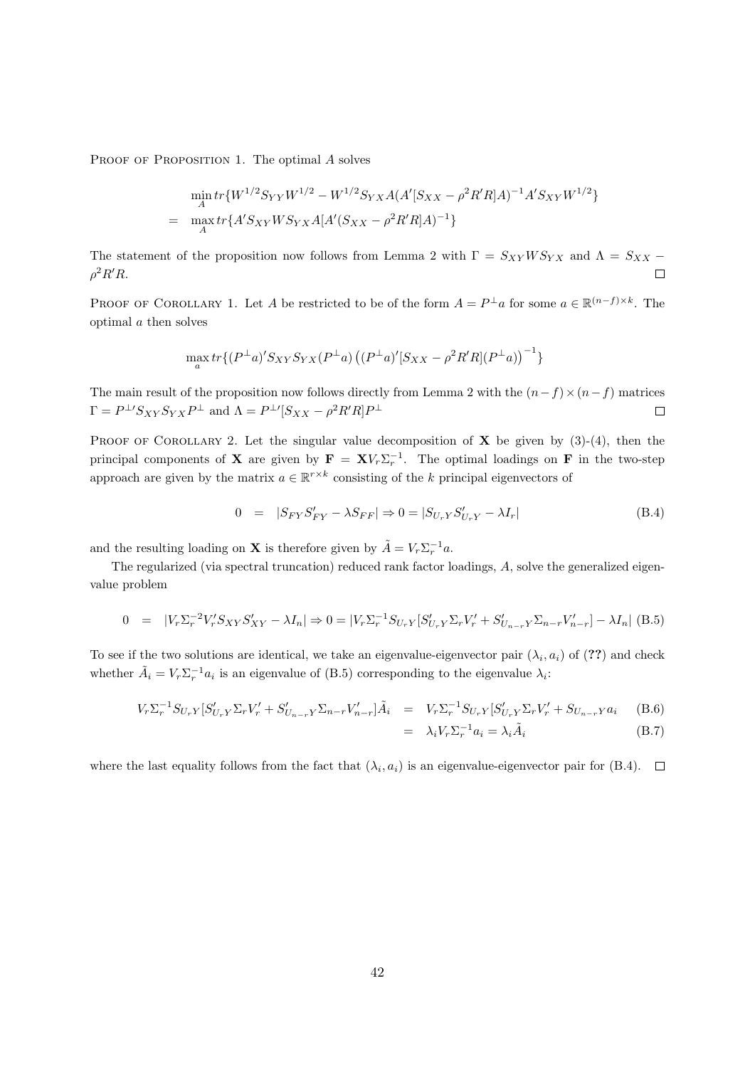PROOF OF PROPOSITION 1. The optimal $A$ solves

$$
\begin{aligned}
& \min_A tr\{W^{1/2} S_{YY} W^{1/2} - W^{1/2} S_{YX} A (A' [S_{XX} - \rho^2 R'R] A)^{-1} A' S_{XY} W^{1/2}\} \\
= \quad & \max_A tr\{A' S_{XY} W S_{YX} A [A' (S_{XX} - \rho^2 R'R] A)^{-1}\}
\end{aligned}
$$

The statement of the proposition now follows from Lemma 2 with $\Gamma = S_{XY} W S_{YX}$ and $\Lambda = S_{XX} - \rho^2 R'R$. □

PROOF OF COROLLARY 1. Let $A$ be restricted to be of the form $A = P^{\perp} a$ for some $a \in \mathbb{R}^{(n-f)\times k}$. The optimal $a$ then solves

$$
\max_a tr\{(P^{\perp} a)' S_{XY} S_{YX} (P^{\perp} a) \left((P^{\perp} a)' [S_{XX} - \rho^2 R'R] (P^{\perp} a)\right)^{-1}\}
$$

The main result of the proposition now follows directly from Lemma 2 with the $(n-f)\times(n-f)$ matrices $\Gamma = P^{\perp\prime} S_{XY} S_{YX} P^{\perp}$ and $\Lambda = P^{\perp\prime} [S_{XX} - \rho^2 R'R] P^{\perp}$ □

PROOF OF COROLLARY 2. Let the singular value decomposition of $\mathbf{X}$ be given by (3)-(4), then the principal components of $\mathbf{X}$ are given by $\mathbf{F} = \mathbf{X} V_r \Sigma_r^{-1}$. The optimal loadings on $\mathbf{F}$ in the two-step approach are given by the matrix $a \in \mathbb{R}^{r\times k}$ consisting of the $k$ principal eigenvectors of

$$
0 \quad = \quad |S_{FY} S_{FY}' - \lambda S_{FF}| \Rightarrow 0 = |S_{U_r Y} S_{U_r Y}' - \lambda I_r| \tag{B.4}
$$

and the resulting loading on $\mathbf{X}$ is therefore given by $\tilde{A} = V_r \Sigma_r^{-1} a$.

The regularized (via spectral truncation) reduced rank factor loadings, $A$, solve the generalized eigenvalue problem

$$
0 \quad = \quad |V_r \Sigma_r^{-2} V_r' S_{XY} S_{XY}' - \lambda I_n| \Rightarrow 0 = |V_r \Sigma_r^{-1} S_{U_r Y} [S_{U_r Y}' \Sigma_r V_r' + S_{U_{n-r} Y}' \Sigma_{n-r} V_{n-r}'] - \lambda I_n| \tag{B.5}
$$

To see if the two solutions are identical, we take an eigenvalue-eigenvector pair $(\lambda_i, a_i)$ of (**??**) and check whether $\tilde{A}_i = V_r \Sigma_r^{-1} a_i$ is an eigenvalue of (B.5) corresponding to the eigenvalue $\lambda_i$:

$$
\begin{aligned}
V_r \Sigma_r^{-1} S_{U_r Y} [S_{U_r Y}' \Sigma_r V_r' + S_{U_{n-r} Y}' \Sigma_{n-r} V_{n-r}'] \tilde{A}_i \quad &= \quad V_r \Sigma_r^{-1} S_{U_r Y} [S_{U_r Y}' \Sigma_r V_r' + S_{U_{n-r} Y} a_i \qquad \text{(B.6)} \\
&= \quad \lambda_i V_r \Sigma_r^{-1} a_i = \lambda_i \tilde{A}_i \qquad \text{(B.7)}
\end{aligned}
$$

where the last equality follows from the fact that $(\lambda_i, a_i)$ is an eigenvalue-eigenvector pair for (B.4). □